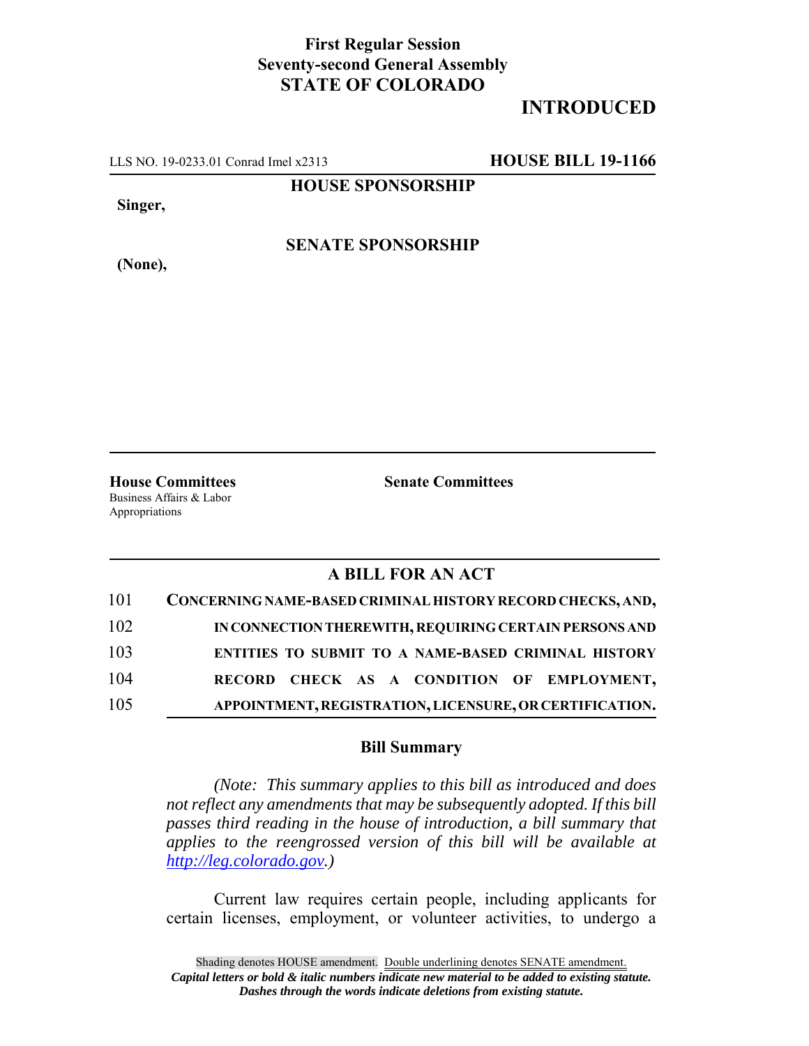**First Regular Session**
**Seventy-second General Assembly**
**STATE OF COLORADO**

## INTRODUCED

LLS NO. 19-0233.01 Conrad Imel x2313 **HOUSE BILL 19-1166**

**HOUSE SPONSORSHIP**

**Singer,**

**SENATE SPONSORSHIP**

**(None),**

**House Committees**
Business Affairs & Labor
Appropriations

**Senate Committees**

### A BILL FOR AN ACT

101 **CONCERNING NAME-BASED CRIMINAL HISTORY RECORD CHECKS, AND,**
102 **IN CONNECTION THEREWITH, REQUIRING CERTAIN PERSONS AND**
103 **ENTITIES TO SUBMIT TO A NAME-BASED CRIMINAL HISTORY**
104 **RECORD CHECK AS A CONDITION OF EMPLOYMENT,**
105 **APPOINTMENT, REGISTRATION, LICENSURE, OR CERTIFICATION.**

### Bill Summary

*(Note: This summary applies to this bill as introduced and does not reflect any amendments that may be subsequently adopted. If this bill passes third reading in the house of introduction, a bill summary that applies to the reengrossed version of this bill will be available at http://leg.colorado.gov.)*

Current law requires certain people, including applicants for certain licenses, employment, or volunteer activities, to undergo a

Shading denotes HOUSE amendment. Double underlining denotes SENATE amendment.
***Capital letters or bold & italic numbers indicate new material to be added to existing statute.***
***Dashes through the words indicate deletions from existing statute.***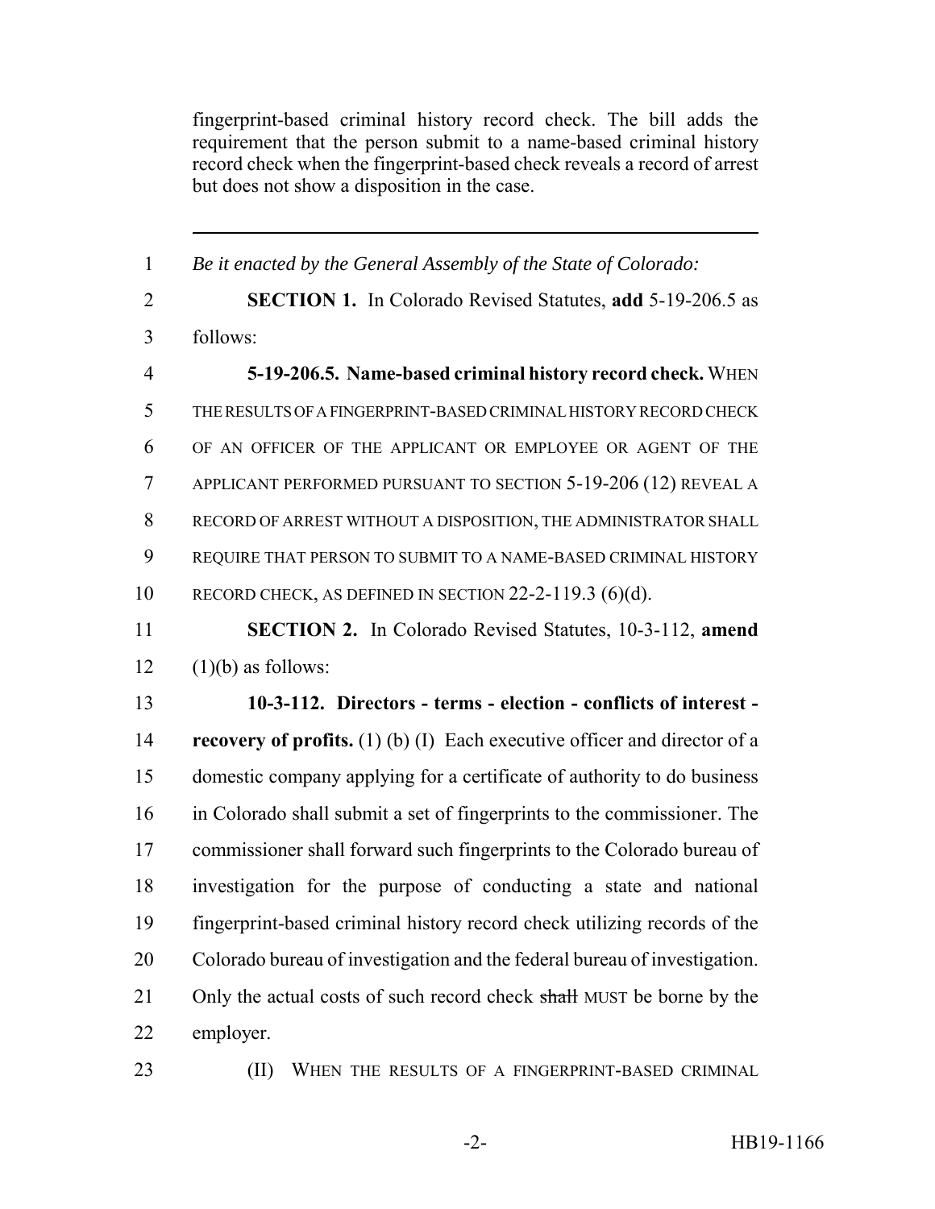fingerprint-based criminal history record check. The bill adds the requirement that the person submit to a name-based criminal history record check when the fingerprint-based check reveals a record of arrest but does not show a disposition in the case.

---

1 *Be it enacted by the General Assembly of the State of Colorado:*

2 **SECTION 1.** In Colorado Revised Statutes, **add** 5-19-206.5 as

3 follows:

4 **5-19-206.5. Name-based criminal history record check.** WHEN

5 THE RESULTS OF A FINGERPRINT-BASED CRIMINAL HISTORY RECORD CHECK

6 OF AN OFFICER OF THE APPLICANT OR EMPLOYEE OR AGENT OF THE

7 APPLICANT PERFORMED PURSUANT TO SECTION 5-19-206 (12) REVEAL A

8 RECORD OF ARREST WITHOUT A DISPOSITION, THE ADMINISTRATOR SHALL

9 REQUIRE THAT PERSON TO SUBMIT TO A NAME-BASED CRIMINAL HISTORY

10 RECORD CHECK, AS DEFINED IN SECTION 22-2-119.3 (6)(d).

11 **SECTION 2.** In Colorado Revised Statutes, 10-3-112, **amend**

12 (1)(b) as follows:

13 **10-3-112. Directors - terms - election - conflicts of interest -**

14 **recovery of profits.** (1) (b) (I) Each executive officer and director of a

15 domestic company applying for a certificate of authority to do business

16 in Colorado shall submit a set of fingerprints to the commissioner. The

17 commissioner shall forward such fingerprints to the Colorado bureau of

18 investigation for the purpose of conducting a state and national

19 fingerprint-based criminal history record check utilizing records of the

20 Colorado bureau of investigation and the federal bureau of investigation.

21 Only the actual costs of such record check ~~shall~~ MUST be borne by the

22 employer.

23 (II) WHEN THE RESULTS OF A FINGERPRINT-BASED CRIMINAL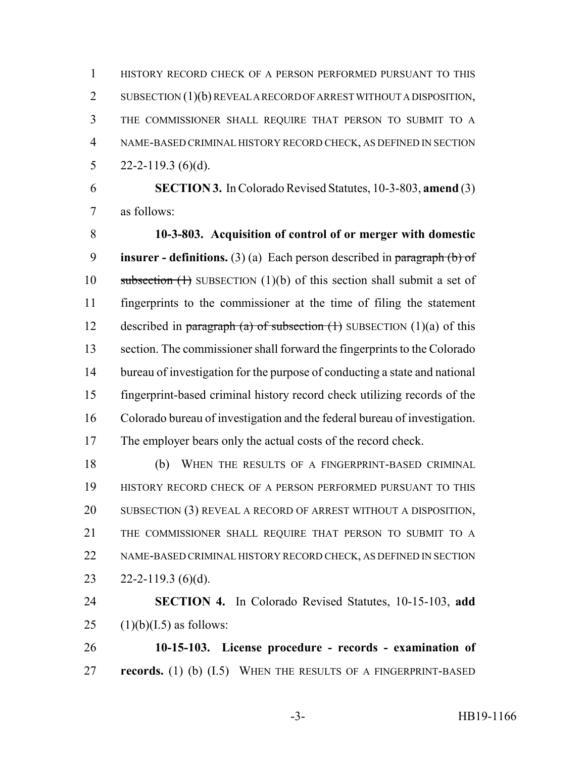HISTORY RECORD CHECK OF A PERSON PERFORMED PURSUANT TO THIS SUBSECTION (1)(b) REVEAL A RECORD OF ARREST WITHOUT A DISPOSITION, THE COMMISSIONER SHALL REQUIRE THAT PERSON TO SUBMIT TO A NAME-BASED CRIMINAL HISTORY RECORD CHECK, AS DEFINED IN SECTION 22-2-119.3 (6)(d).

**SECTION 3.** In Colorado Revised Statutes, 10-3-803, **amend** (3) as follows:

**10-3-803. Acquisition of control of or merger with domestic insurer - definitions.** (3) (a) Each person described in ~~paragraph (b) of subsection (1)~~ SUBSECTION (1)(b) of this section shall submit a set of fingerprints to the commissioner at the time of filing the statement described in ~~paragraph (a) of subsection (1)~~ SUBSECTION (1)(a) of this section. The commissioner shall forward the fingerprints to the Colorado bureau of investigation for the purpose of conducting a state and national fingerprint-based criminal history record check utilizing records of the Colorado bureau of investigation and the federal bureau of investigation. The employer bears only the actual costs of the record check.

(b) WHEN THE RESULTS OF A FINGERPRINT-BASED CRIMINAL HISTORY RECORD CHECK OF A PERSON PERFORMED PURSUANT TO THIS SUBSECTION (3) REVEAL A RECORD OF ARREST WITHOUT A DISPOSITION, THE COMMISSIONER SHALL REQUIRE THAT PERSON TO SUBMIT TO A NAME-BASED CRIMINAL HISTORY RECORD CHECK, AS DEFINED IN SECTION 22-2-119.3 (6)(d).

**SECTION 4.** In Colorado Revised Statutes, 10-15-103, **add** (1)(b)(I.5) as follows:

**10-15-103. License procedure - records - examination of records.** (1) (b) (I.5) WHEN THE RESULTS OF A FINGERPRINT-BASED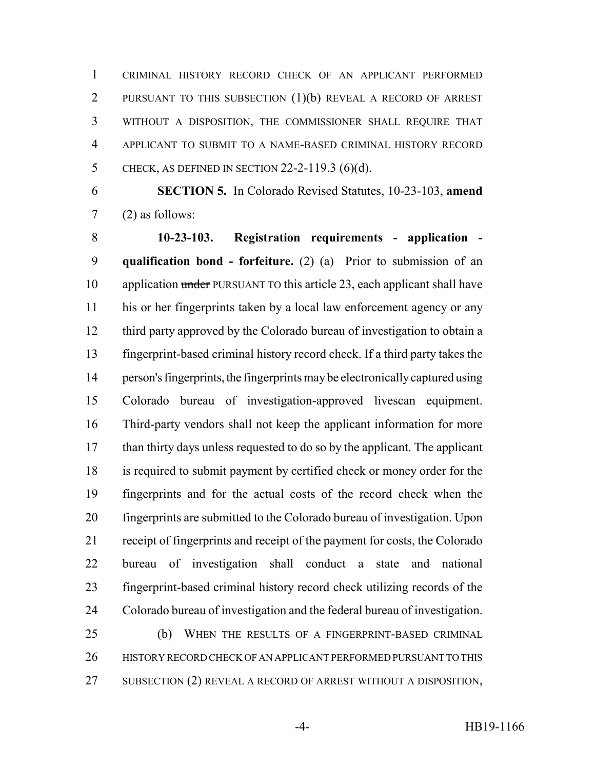CRIMINAL HISTORY RECORD CHECK OF AN APPLICANT PERFORMED PURSUANT TO THIS SUBSECTION (1)(b) REVEAL A RECORD OF ARREST WITHOUT A DISPOSITION, THE COMMISSIONER SHALL REQUIRE THAT APPLICANT TO SUBMIT TO A NAME-BASED CRIMINAL HISTORY RECORD CHECK, AS DEFINED IN SECTION 22-2-119.3 (6)(d).

**SECTION 5.** In Colorado Revised Statutes, 10-23-103, **amend** (2) as follows:

**10-23-103. Registration requirements - application - qualification bond - forfeiture.** (2) (a) Prior to submission of an application ~~under~~ PURSUANT TO this article 23, each applicant shall have his or her fingerprints taken by a local law enforcement agency or any third party approved by the Colorado bureau of investigation to obtain a fingerprint-based criminal history record check. If a third party takes the person's fingerprints, the fingerprints may be electronically captured using Colorado bureau of investigation-approved livescan equipment. Third-party vendors shall not keep the applicant information for more than thirty days unless requested to do so by the applicant. The applicant is required to submit payment by certified check or money order for the fingerprints and for the actual costs of the record check when the fingerprints are submitted to the Colorado bureau of investigation. Upon receipt of fingerprints and receipt of the payment for costs, the Colorado bureau of investigation shall conduct a state and national fingerprint-based criminal history record check utilizing records of the Colorado bureau of investigation and the federal bureau of investigation.

(b) WHEN THE RESULTS OF A FINGERPRINT-BASED CRIMINAL HISTORY RECORD CHECK OF AN APPLICANT PERFORMED PURSUANT TO THIS SUBSECTION (2) REVEAL A RECORD OF ARREST WITHOUT A DISPOSITION,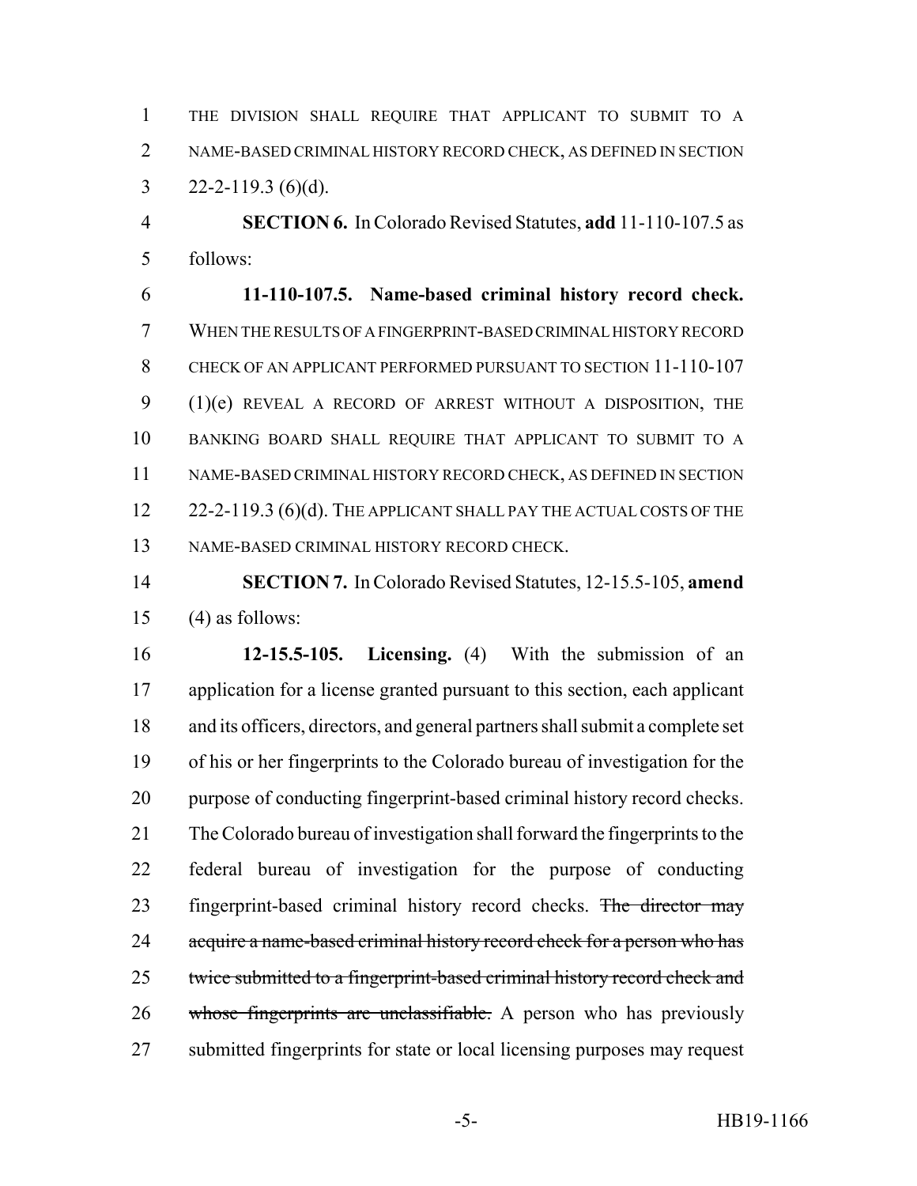THE DIVISION SHALL REQUIRE THAT APPLICANT TO SUBMIT TO A NAME-BASED CRIMINAL HISTORY RECORD CHECK, AS DEFINED IN SECTION 22-2-119.3 (6)(d).

**SECTION 6.** In Colorado Revised Statutes, **add** 11-110-107.5 as follows:

**11-110-107.5. Name-based criminal history record check.** WHEN THE RESULTS OF A FINGERPRINT-BASED CRIMINAL HISTORY RECORD CHECK OF AN APPLICANT PERFORMED PURSUANT TO SECTION 11-110-107 (1)(e) REVEAL A RECORD OF ARREST WITHOUT A DISPOSITION, THE BANKING BOARD SHALL REQUIRE THAT APPLICANT TO SUBMIT TO A NAME-BASED CRIMINAL HISTORY RECORD CHECK, AS DEFINED IN SECTION 22-2-119.3 (6)(d). THE APPLICANT SHALL PAY THE ACTUAL COSTS OF THE NAME-BASED CRIMINAL HISTORY RECORD CHECK.

**SECTION 7.** In Colorado Revised Statutes, 12-15.5-105, **amend** (4) as follows:

**12-15.5-105. Licensing.** (4) With the submission of an application for a license granted pursuant to this section, each applicant and its officers, directors, and general partners shall submit a complete set of his or her fingerprints to the Colorado bureau of investigation for the purpose of conducting fingerprint-based criminal history record checks. The Colorado bureau of investigation shall forward the fingerprints to the federal bureau of investigation for the purpose of conducting fingerprint-based criminal history record checks. ~~The director may acquire a name-based criminal history record check for a person who has twice submitted to a fingerprint-based criminal history record check and whose fingerprints are unclassifiable.~~ A person who has previously submitted fingerprints for state or local licensing purposes may request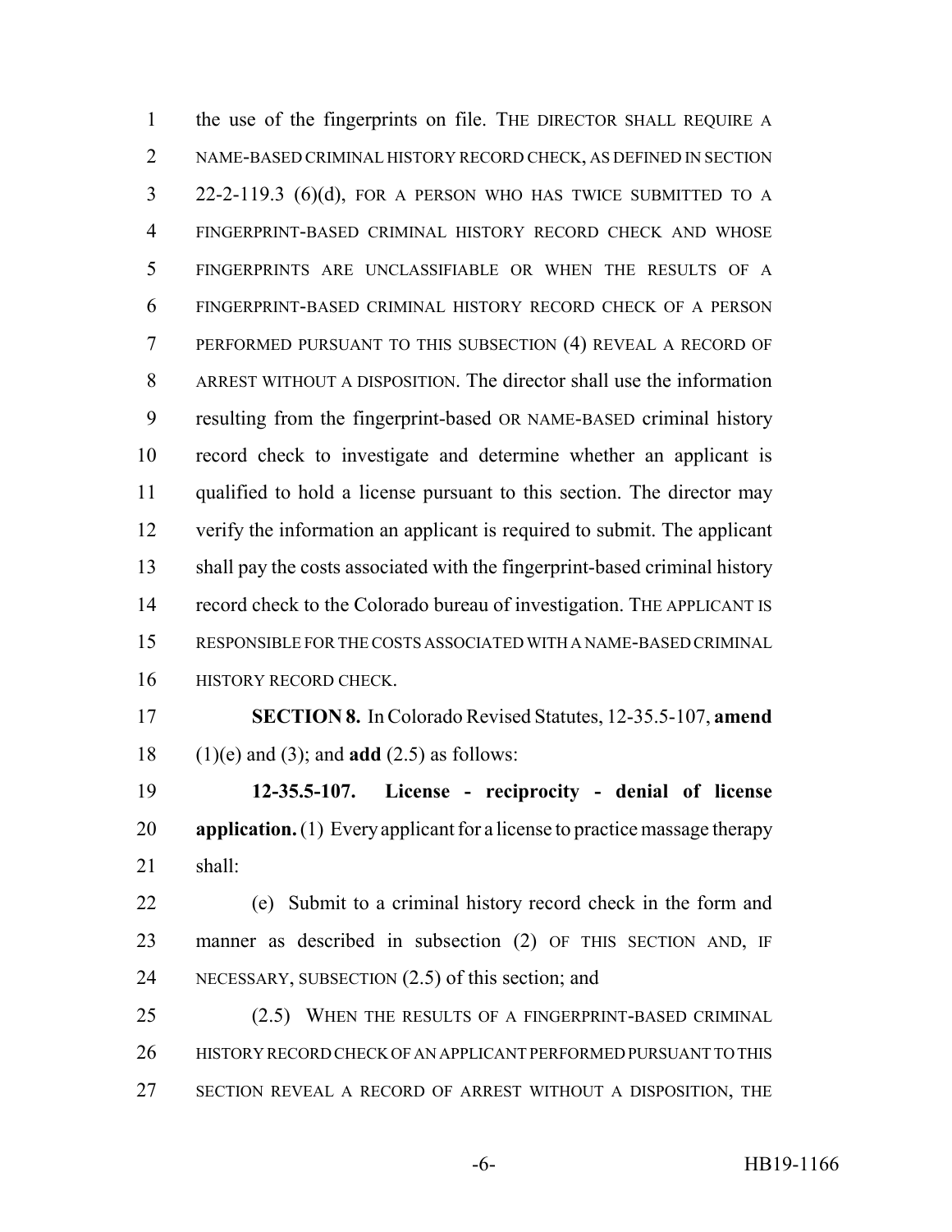the use of the fingerprints on file. THE DIRECTOR SHALL REQUIRE A NAME-BASED CRIMINAL HISTORY RECORD CHECK, AS DEFINED IN SECTION 22-2-119.3 (6)(d), FOR A PERSON WHO HAS TWICE SUBMITTED TO A FINGERPRINT-BASED CRIMINAL HISTORY RECORD CHECK AND WHOSE FINGERPRINTS ARE UNCLASSIFIABLE OR WHEN THE RESULTS OF A FINGERPRINT-BASED CRIMINAL HISTORY RECORD CHECK OF A PERSON PERFORMED PURSUANT TO THIS SUBSECTION (4) REVEAL A RECORD OF ARREST WITHOUT A DISPOSITION. The director shall use the information resulting from the fingerprint-based OR NAME-BASED criminal history record check to investigate and determine whether an applicant is qualified to hold a license pursuant to this section. The director may verify the information an applicant is required to submit. The applicant shall pay the costs associated with the fingerprint-based criminal history record check to the Colorado bureau of investigation. THE APPLICANT IS RESPONSIBLE FOR THE COSTS ASSOCIATED WITH A NAME-BASED CRIMINAL HISTORY RECORD CHECK.

**SECTION 8.** In Colorado Revised Statutes, 12-35.5-107, **amend** (1)(e) and (3); and **add** (2.5) as follows:

**12-35.5-107. License - reciprocity - denial of license application.** (1) Every applicant for a license to practice massage therapy shall:

(e) Submit to a criminal history record check in the form and manner as described in subsection (2) OF THIS SECTION AND, IF NECESSARY, SUBSECTION (2.5) of this section; and

(2.5) WHEN THE RESULTS OF A FINGERPRINT-BASED CRIMINAL HISTORY RECORD CHECK OF AN APPLICANT PERFORMED PURSUANT TO THIS SECTION REVEAL A RECORD OF ARREST WITHOUT A DISPOSITION, THE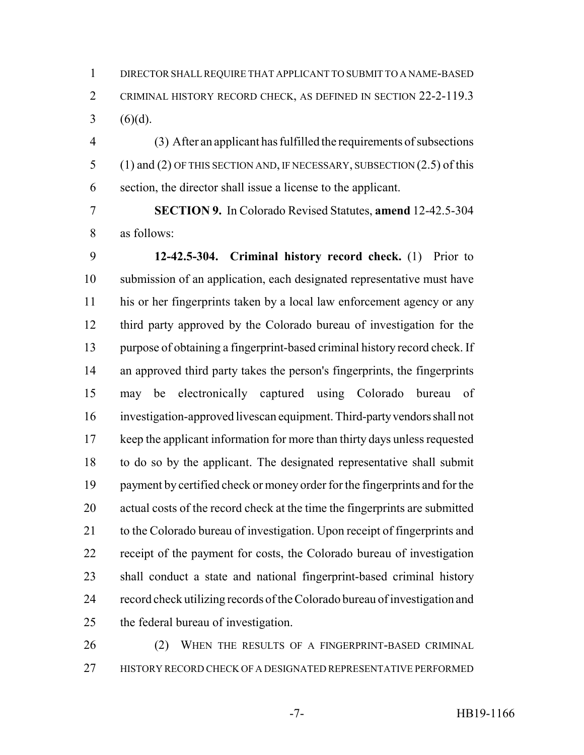DIRECTOR SHALL REQUIRE THAT APPLICANT TO SUBMIT TO A NAME-BASED CRIMINAL HISTORY RECORD CHECK, AS DEFINED IN SECTION 22-2-119.3 (6)(d).

(3) After an applicant has fulfilled the requirements of subsections (1) and (2) OF THIS SECTION AND, IF NECESSARY, SUBSECTION (2.5) of this section, the director shall issue a license to the applicant.

**SECTION 9.** In Colorado Revised Statutes, **amend** 12-42.5-304 as follows:

**12-42.5-304. Criminal history record check.** (1) Prior to submission of an application, each designated representative must have his or her fingerprints taken by a local law enforcement agency or any third party approved by the Colorado bureau of investigation for the purpose of obtaining a fingerprint-based criminal history record check. If an approved third party takes the person's fingerprints, the fingerprints may be electronically captured using Colorado bureau of investigation-approved livescan equipment. Third-party vendors shall not keep the applicant information for more than thirty days unless requested to do so by the applicant. The designated representative shall submit payment by certified check or money order for the fingerprints and for the actual costs of the record check at the time the fingerprints are submitted to the Colorado bureau of investigation. Upon receipt of fingerprints and receipt of the payment for costs, the Colorado bureau of investigation shall conduct a state and national fingerprint-based criminal history record check utilizing records of the Colorado bureau of investigation and the federal bureau of investigation.

(2) WHEN THE RESULTS OF A FINGERPRINT-BASED CRIMINAL HISTORY RECORD CHECK OF A DESIGNATED REPRESENTATIVE PERFORMED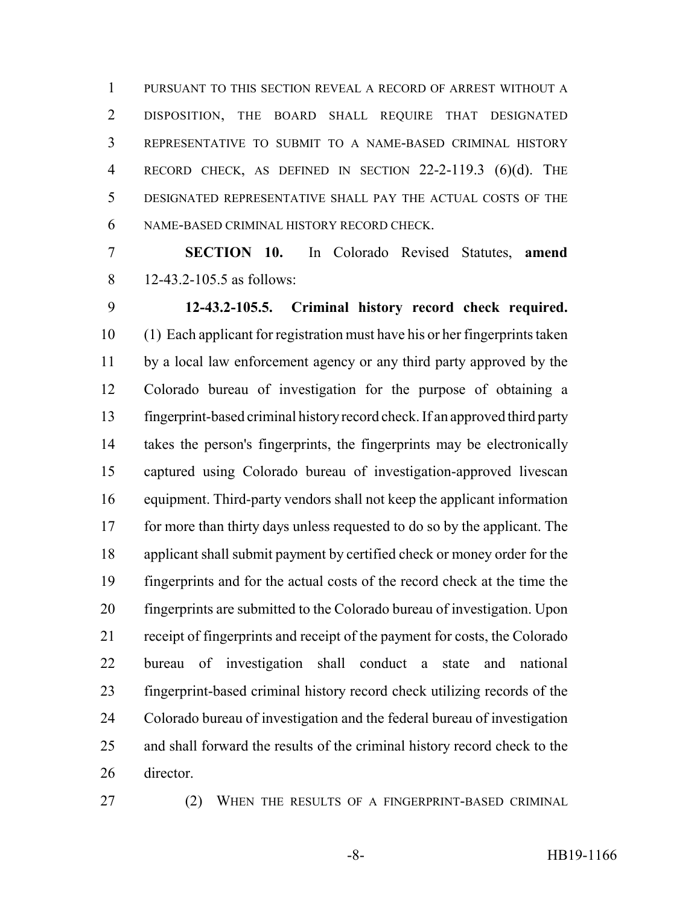PURSUANT TO THIS SECTION REVEAL A RECORD OF ARREST WITHOUT A DISPOSITION, THE BOARD SHALL REQUIRE THAT DESIGNATED REPRESENTATIVE TO SUBMIT TO A NAME-BASED CRIMINAL HISTORY RECORD CHECK, AS DEFINED IN SECTION 22-2-119.3 (6)(d). THE DESIGNATED REPRESENTATIVE SHALL PAY THE ACTUAL COSTS OF THE NAME-BASED CRIMINAL HISTORY RECORD CHECK.

**SECTION 10.** In Colorado Revised Statutes, **amend** 12-43.2-105.5 as follows:

**12-43.2-105.5. Criminal history record check required.** (1) Each applicant for registration must have his or her fingerprints taken by a local law enforcement agency or any third party approved by the Colorado bureau of investigation for the purpose of obtaining a fingerprint-based criminal history record check. If an approved third party takes the person's fingerprints, the fingerprints may be electronically captured using Colorado bureau of investigation-approved livescan equipment. Third-party vendors shall not keep the applicant information for more than thirty days unless requested to do so by the applicant. The applicant shall submit payment by certified check or money order for the fingerprints and for the actual costs of the record check at the time the fingerprints are submitted to the Colorado bureau of investigation. Upon receipt of fingerprints and receipt of the payment for costs, the Colorado bureau of investigation shall conduct a state and national fingerprint-based criminal history record check utilizing records of the Colorado bureau of investigation and the federal bureau of investigation and shall forward the results of the criminal history record check to the director.

(2) WHEN THE RESULTS OF A FINGERPRINT-BASED CRIMINAL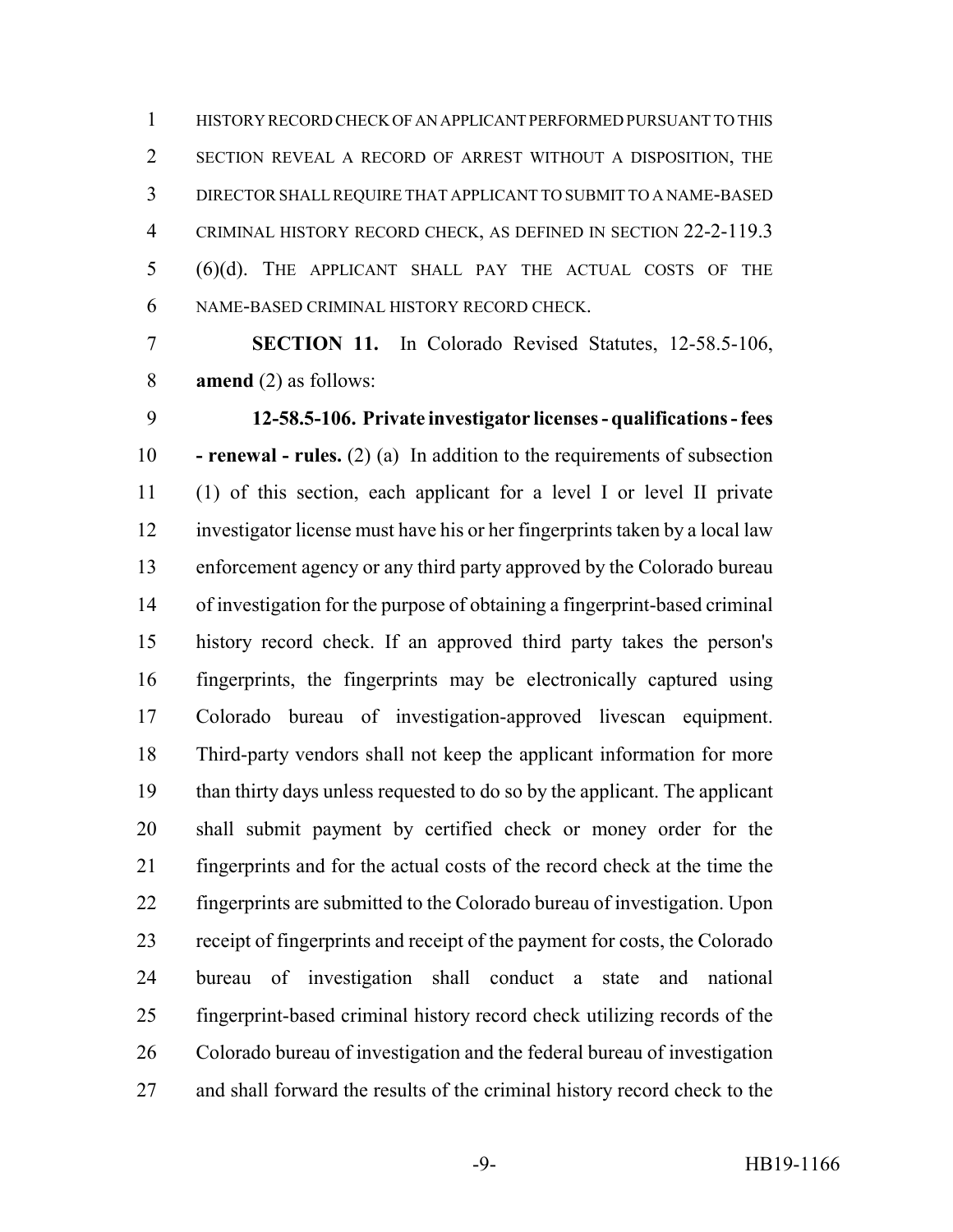HISTORY RECORD CHECK OF AN APPLICANT PERFORMED PURSUANT TO THIS SECTION REVEAL A RECORD OF ARREST WITHOUT A DISPOSITION, THE DIRECTOR SHALL REQUIRE THAT APPLICANT TO SUBMIT TO A NAME-BASED CRIMINAL HISTORY RECORD CHECK, AS DEFINED IN SECTION 22-2-119.3 (6)(d). THE APPLICANT SHALL PAY THE ACTUAL COSTS OF THE NAME-BASED CRIMINAL HISTORY RECORD CHECK.

**SECTION 11.** In Colorado Revised Statutes, 12-58.5-106, **amend** (2) as follows:

**12-58.5-106. Private investigator licenses - qualifications - fees - renewal - rules.** (2) (a) In addition to the requirements of subsection (1) of this section, each applicant for a level I or level II private investigator license must have his or her fingerprints taken by a local law enforcement agency or any third party approved by the Colorado bureau of investigation for the purpose of obtaining a fingerprint-based criminal history record check. If an approved third party takes the person's fingerprints, the fingerprints may be electronically captured using Colorado bureau of investigation-approved livescan equipment. Third-party vendors shall not keep the applicant information for more than thirty days unless requested to do so by the applicant. The applicant shall submit payment by certified check or money order for the fingerprints and for the actual costs of the record check at the time the fingerprints are submitted to the Colorado bureau of investigation. Upon receipt of fingerprints and receipt of the payment for costs, the Colorado bureau of investigation shall conduct a state and national fingerprint-based criminal history record check utilizing records of the Colorado bureau of investigation and the federal bureau of investigation and shall forward the results of the criminal history record check to the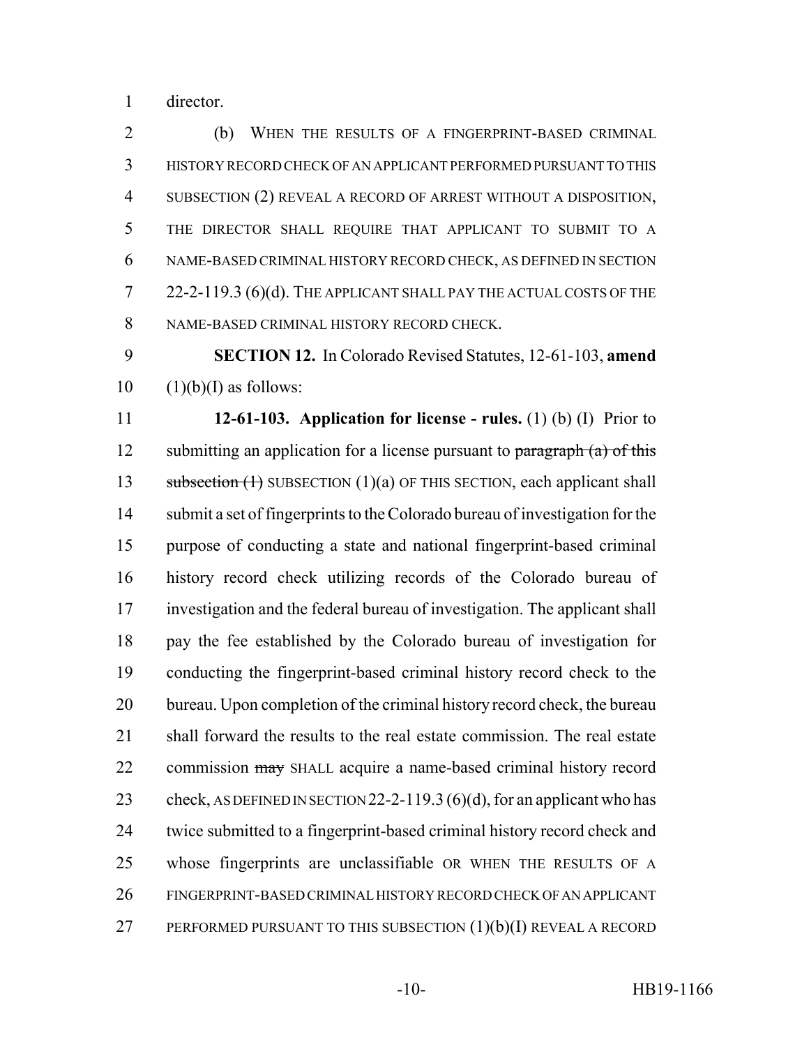director.

(b) WHEN THE RESULTS OF A FINGERPRINT-BASED CRIMINAL HISTORY RECORD CHECK OF AN APPLICANT PERFORMED PURSUANT TO THIS SUBSECTION (2) REVEAL A RECORD OF ARREST WITHOUT A DISPOSITION, THE DIRECTOR SHALL REQUIRE THAT APPLICANT TO SUBMIT TO A NAME-BASED CRIMINAL HISTORY RECORD CHECK, AS DEFINED IN SECTION 22-2-119.3 (6)(d). THE APPLICANT SHALL PAY THE ACTUAL COSTS OF THE NAME-BASED CRIMINAL HISTORY RECORD CHECK.

**SECTION 12.** In Colorado Revised Statutes, 12-61-103, **amend** (1)(b)(I) as follows:

**12-61-103. Application for license - rules.** (1) (b) (I) Prior to submitting an application for a license pursuant to ~~paragraph (a) of this subsection (1)~~ SUBSECTION (1)(a) OF THIS SECTION, each applicant shall submit a set of fingerprints to the Colorado bureau of investigation for the purpose of conducting a state and national fingerprint-based criminal history record check utilizing records of the Colorado bureau of investigation and the federal bureau of investigation. The applicant shall pay the fee established by the Colorado bureau of investigation for conducting the fingerprint-based criminal history record check to the bureau. Upon completion of the criminal history record check, the bureau shall forward the results to the real estate commission. The real estate commission ~~may~~ SHALL acquire a name-based criminal history record check, AS DEFINED IN SECTION 22-2-119.3 (6)(d), for an applicant who has twice submitted to a fingerprint-based criminal history record check and whose fingerprints are unclassifiable OR WHEN THE RESULTS OF A FINGERPRINT-BASED CRIMINAL HISTORY RECORD CHECK OF AN APPLICANT PERFORMED PURSUANT TO THIS SUBSECTION (1)(b)(I) REVEAL A RECORD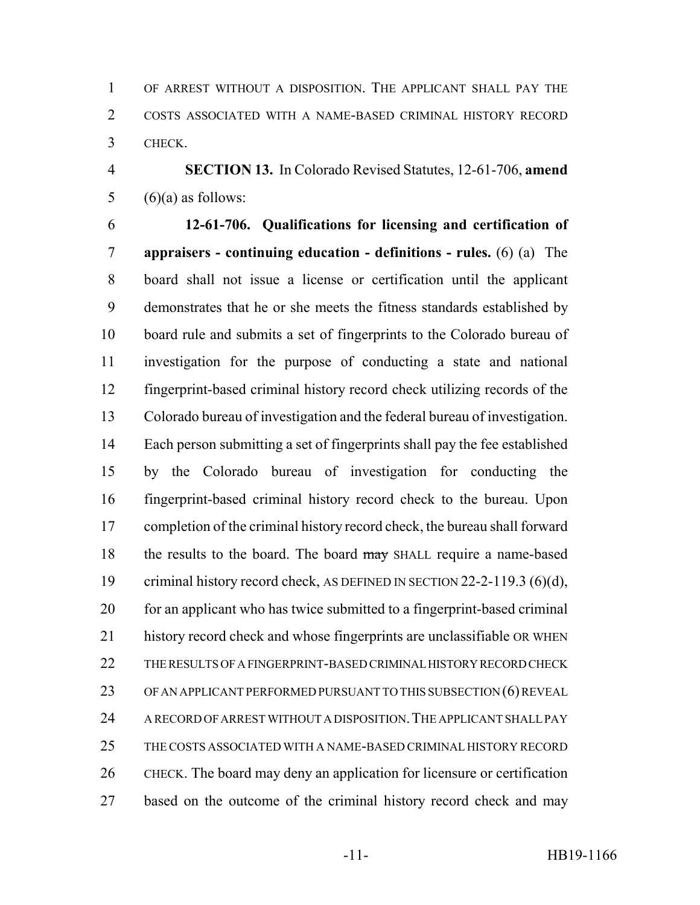OF ARREST WITHOUT A DISPOSITION. THE APPLICANT SHALL PAY THE COSTS ASSOCIATED WITH A NAME-BASED CRIMINAL HISTORY RECORD CHECK.

**SECTION 13.** In Colorado Revised Statutes, 12-61-706, **amend** (6)(a) as follows:

**12-61-706. Qualifications for licensing and certification of appraisers - continuing education - definitions - rules.** (6) (a) The board shall not issue a license or certification until the applicant demonstrates that he or she meets the fitness standards established by board rule and submits a set of fingerprints to the Colorado bureau of investigation for the purpose of conducting a state and national fingerprint-based criminal history record check utilizing records of the Colorado bureau of investigation and the federal bureau of investigation. Each person submitting a set of fingerprints shall pay the fee established by the Colorado bureau of investigation for conducting the fingerprint-based criminal history record check to the bureau. Upon completion of the criminal history record check, the bureau shall forward the results to the board. The board ~~may~~ SHALL require a name-based criminal history record check, AS DEFINED IN SECTION 22-2-119.3 (6)(d), for an applicant who has twice submitted to a fingerprint-based criminal history record check and whose fingerprints are unclassifiable OR WHEN THE RESULTS OF A FINGERPRINT-BASED CRIMINAL HISTORY RECORD CHECK OF AN APPLICANT PERFORMED PURSUANT TO THIS SUBSECTION (6) REVEAL A RECORD OF ARREST WITHOUT A DISPOSITION. THE APPLICANT SHALL PAY THE COSTS ASSOCIATED WITH A NAME-BASED CRIMINAL HISTORY RECORD CHECK. The board may deny an application for licensure or certification based on the outcome of the criminal history record check and may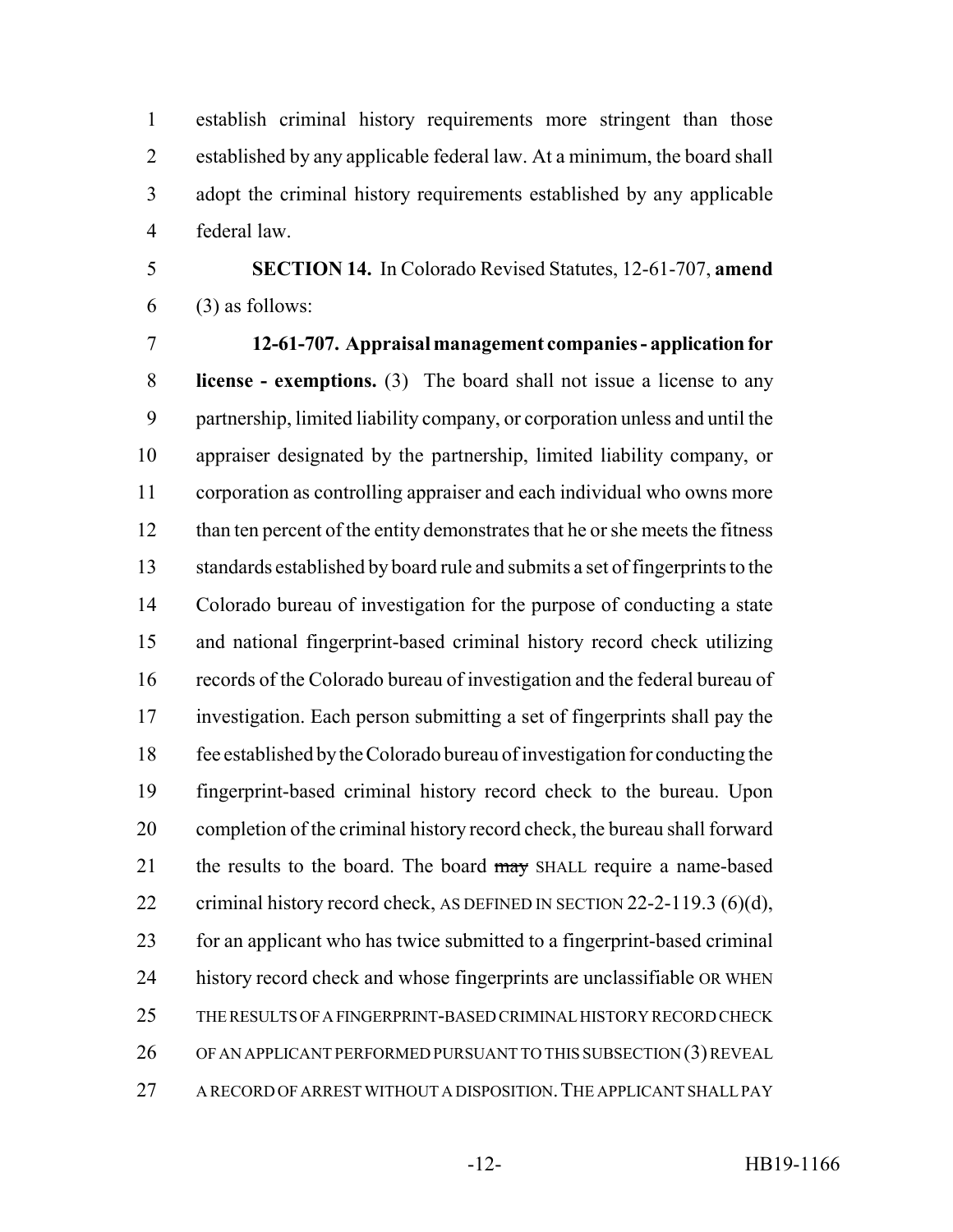establish criminal history requirements more stringent than those established by any applicable federal law. At a minimum, the board shall adopt the criminal history requirements established by any applicable federal law.

**SECTION 14.** In Colorado Revised Statutes, 12-61-707, **amend** (3) as follows:

**12-61-707. Appraisal management companies - application for license - exemptions.** (3) The board shall not issue a license to any partnership, limited liability company, or corporation unless and until the appraiser designated by the partnership, limited liability company, or corporation as controlling appraiser and each individual who owns more than ten percent of the entity demonstrates that he or she meets the fitness standards established by board rule and submits a set of fingerprints to the Colorado bureau of investigation for the purpose of conducting a state and national fingerprint-based criminal history record check utilizing records of the Colorado bureau of investigation and the federal bureau of investigation. Each person submitting a set of fingerprints shall pay the fee established by the Colorado bureau of investigation for conducting the fingerprint-based criminal history record check to the bureau. Upon completion of the criminal history record check, the bureau shall forward the results to the board. The board ~~may~~ SHALL require a name-based criminal history record check, AS DEFINED IN SECTION 22-2-119.3 (6)(d), for an applicant who has twice submitted to a fingerprint-based criminal history record check and whose fingerprints are unclassifiable OR WHEN THE RESULTS OF A FINGERPRINT-BASED CRIMINAL HISTORY RECORD CHECK OF AN APPLICANT PERFORMED PURSUANT TO THIS SUBSECTION (3) REVEAL A RECORD OF ARREST WITHOUT A DISPOSITION. THE APPLICANT SHALL PAY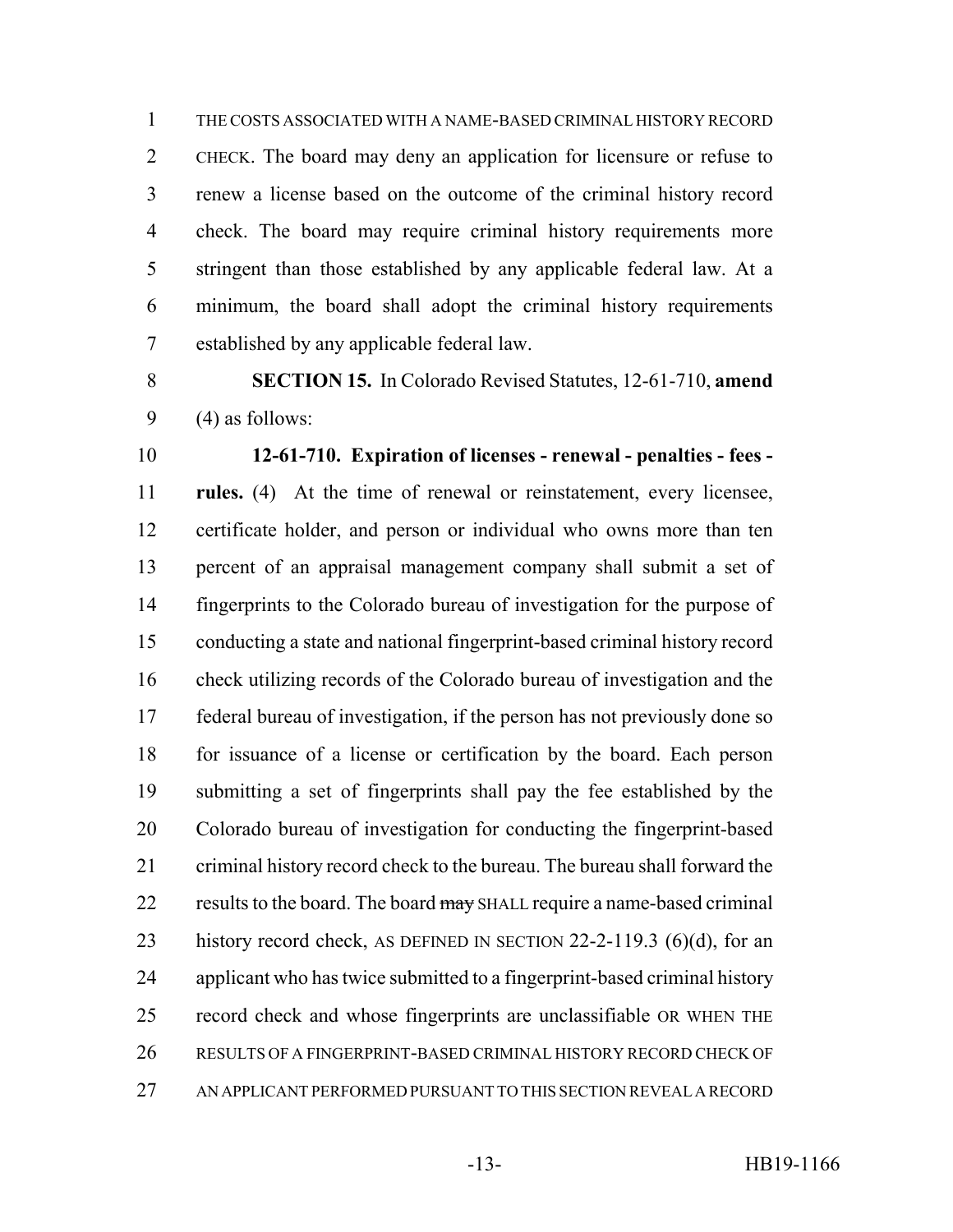THE COSTS ASSOCIATED WITH A NAME-BASED CRIMINAL HISTORY RECORD CHECK. The board may deny an application for licensure or refuse to renew a license based on the outcome of the criminal history record check. The board may require criminal history requirements more stringent than those established by any applicable federal law. At a minimum, the board shall adopt the criminal history requirements established by any applicable federal law.

**SECTION 15.** In Colorado Revised Statutes, 12-61-710, **amend** (4) as follows:

**12-61-710. Expiration of licenses - renewal - penalties - fees - rules.** (4) At the time of renewal or reinstatement, every licensee, certificate holder, and person or individual who owns more than ten percent of an appraisal management company shall submit a set of fingerprints to the Colorado bureau of investigation for the purpose of conducting a state and national fingerprint-based criminal history record check utilizing records of the Colorado bureau of investigation and the federal bureau of investigation, if the person has not previously done so for issuance of a license or certification by the board. Each person submitting a set of fingerprints shall pay the fee established by the Colorado bureau of investigation for conducting the fingerprint-based criminal history record check to the bureau. The bureau shall forward the results to the board. The board ~~may~~ SHALL require a name-based criminal history record check, AS DEFINED IN SECTION 22-2-119.3 (6)(d), for an applicant who has twice submitted to a fingerprint-based criminal history record check and whose fingerprints are unclassifiable OR WHEN THE RESULTS OF A FINGERPRINT-BASED CRIMINAL HISTORY RECORD CHECK OF AN APPLICANT PERFORMED PURSUANT TO THIS SECTION REVEAL A RECORD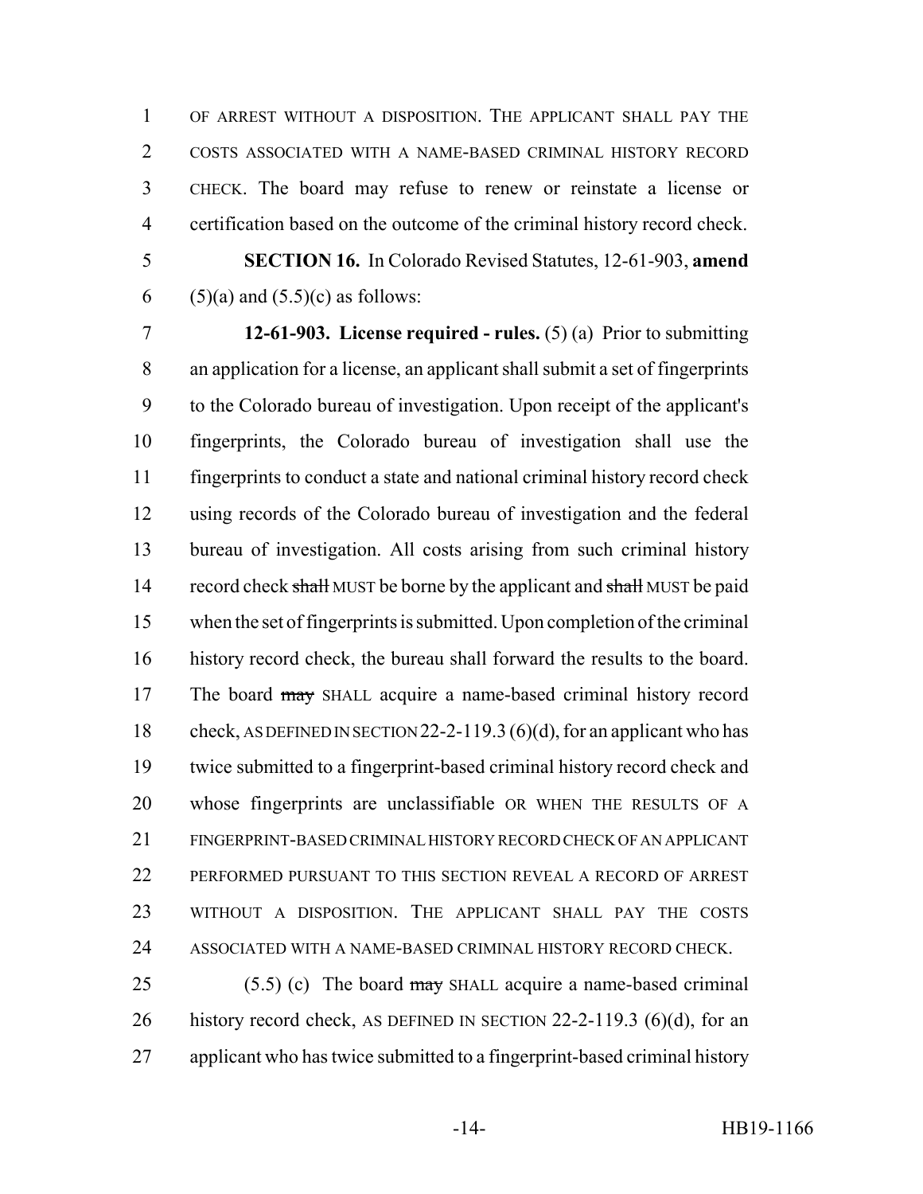OF ARREST WITHOUT A DISPOSITION. THE APPLICANT SHALL PAY THE COSTS ASSOCIATED WITH A NAME-BASED CRIMINAL HISTORY RECORD CHECK. The board may refuse to renew or reinstate a license or certification based on the outcome of the criminal history record check.

**SECTION 16.** In Colorado Revised Statutes, 12-61-903, **amend** (5)(a) and (5.5)(c) as follows:

**12-61-903. License required - rules.** (5) (a) Prior to submitting an application for a license, an applicant shall submit a set of fingerprints to the Colorado bureau of investigation. Upon receipt of the applicant's fingerprints, the Colorado bureau of investigation shall use the fingerprints to conduct a state and national criminal history record check using records of the Colorado bureau of investigation and the federal bureau of investigation. All costs arising from such criminal history record check ~~shall~~ MUST be borne by the applicant and ~~shall~~ MUST be paid when the set of fingerprints is submitted. Upon completion of the criminal history record check, the bureau shall forward the results to the board. The board ~~may~~ SHALL acquire a name-based criminal history record check, AS DEFINED IN SECTION 22-2-119.3 (6)(d), for an applicant who has twice submitted to a fingerprint-based criminal history record check and whose fingerprints are unclassifiable OR WHEN THE RESULTS OF A FINGERPRINT-BASED CRIMINAL HISTORY RECORD CHECK OF AN APPLICANT PERFORMED PURSUANT TO THIS SECTION REVEAL A RECORD OF ARREST WITHOUT A DISPOSITION. THE APPLICANT SHALL PAY THE COSTS ASSOCIATED WITH A NAME-BASED CRIMINAL HISTORY RECORD CHECK.

(5.5) (c) The board ~~may~~ SHALL acquire a name-based criminal history record check, AS DEFINED IN SECTION 22-2-119.3 (6)(d), for an applicant who has twice submitted to a fingerprint-based criminal history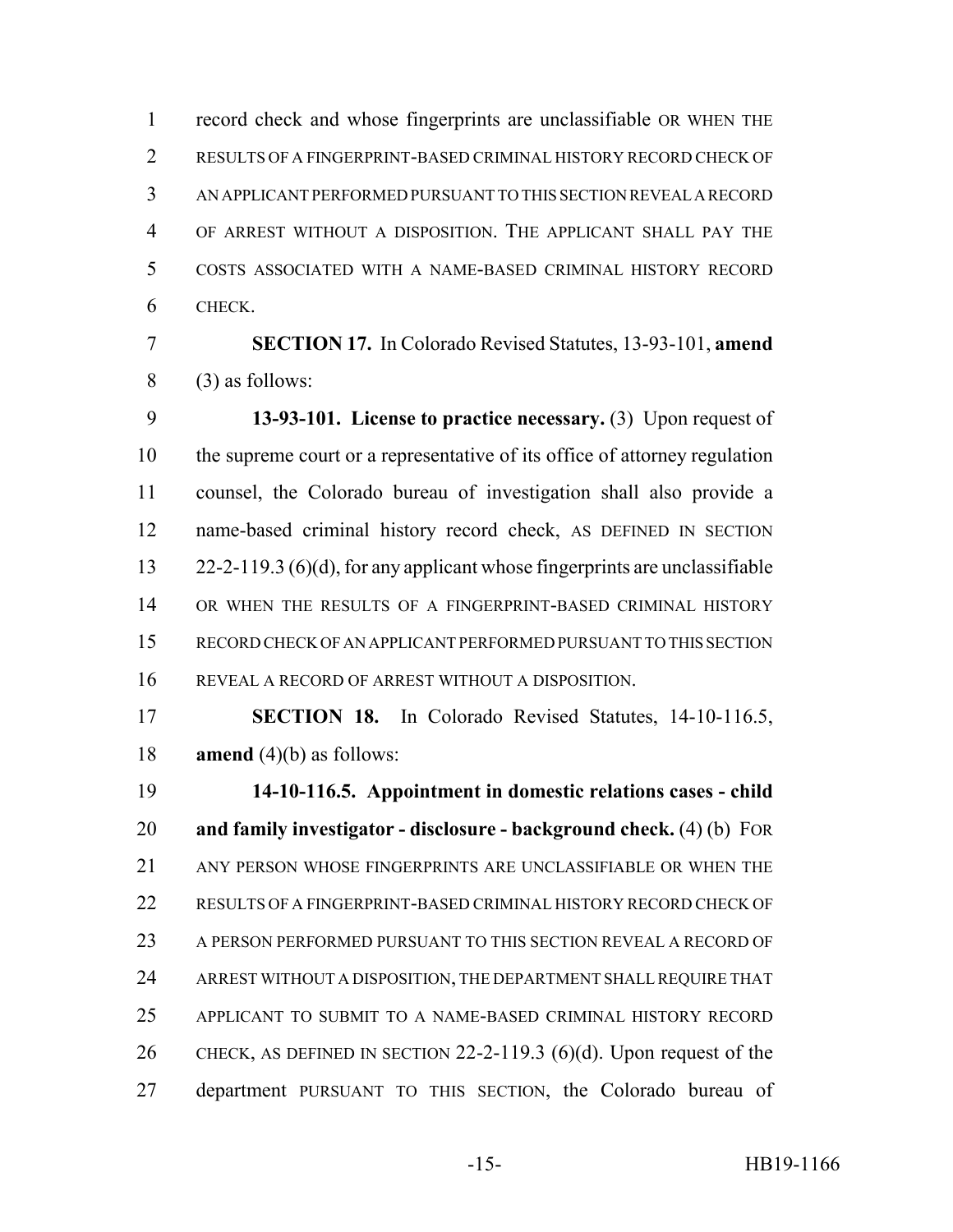record check and whose fingerprints are unclassifiable OR WHEN THE RESULTS OF A FINGERPRINT-BASED CRIMINAL HISTORY RECORD CHECK OF AN APPLICANT PERFORMED PURSUANT TO THIS SECTION REVEAL A RECORD OF ARREST WITHOUT A DISPOSITION. THE APPLICANT SHALL PAY THE COSTS ASSOCIATED WITH A NAME-BASED CRIMINAL HISTORY RECORD CHECK.

**SECTION 17.** In Colorado Revised Statutes, 13-93-101, **amend** (3) as follows:

**13-93-101. License to practice necessary.** (3) Upon request of the supreme court or a representative of its office of attorney regulation counsel, the Colorado bureau of investigation shall also provide a name-based criminal history record check, AS DEFINED IN SECTION 22-2-119.3 (6)(d), for any applicant whose fingerprints are unclassifiable OR WHEN THE RESULTS OF A FINGERPRINT-BASED CRIMINAL HISTORY RECORD CHECK OF AN APPLICANT PERFORMED PURSUANT TO THIS SECTION REVEAL A RECORD OF ARREST WITHOUT A DISPOSITION.

**SECTION 18.** In Colorado Revised Statutes, 14-10-116.5, **amend** (4)(b) as follows:

**14-10-116.5. Appointment in domestic relations cases - child and family investigator - disclosure - background check.** (4) (b) FOR ANY PERSON WHOSE FINGERPRINTS ARE UNCLASSIFIABLE OR WHEN THE RESULTS OF A FINGERPRINT-BASED CRIMINAL HISTORY RECORD CHECK OF A PERSON PERFORMED PURSUANT TO THIS SECTION REVEAL A RECORD OF ARREST WITHOUT A DISPOSITION, THE DEPARTMENT SHALL REQUIRE THAT APPLICANT TO SUBMIT TO A NAME-BASED CRIMINAL HISTORY RECORD CHECK, AS DEFINED IN SECTION 22-2-119.3 (6)(d). Upon request of the department PURSUANT TO THIS SECTION, the Colorado bureau of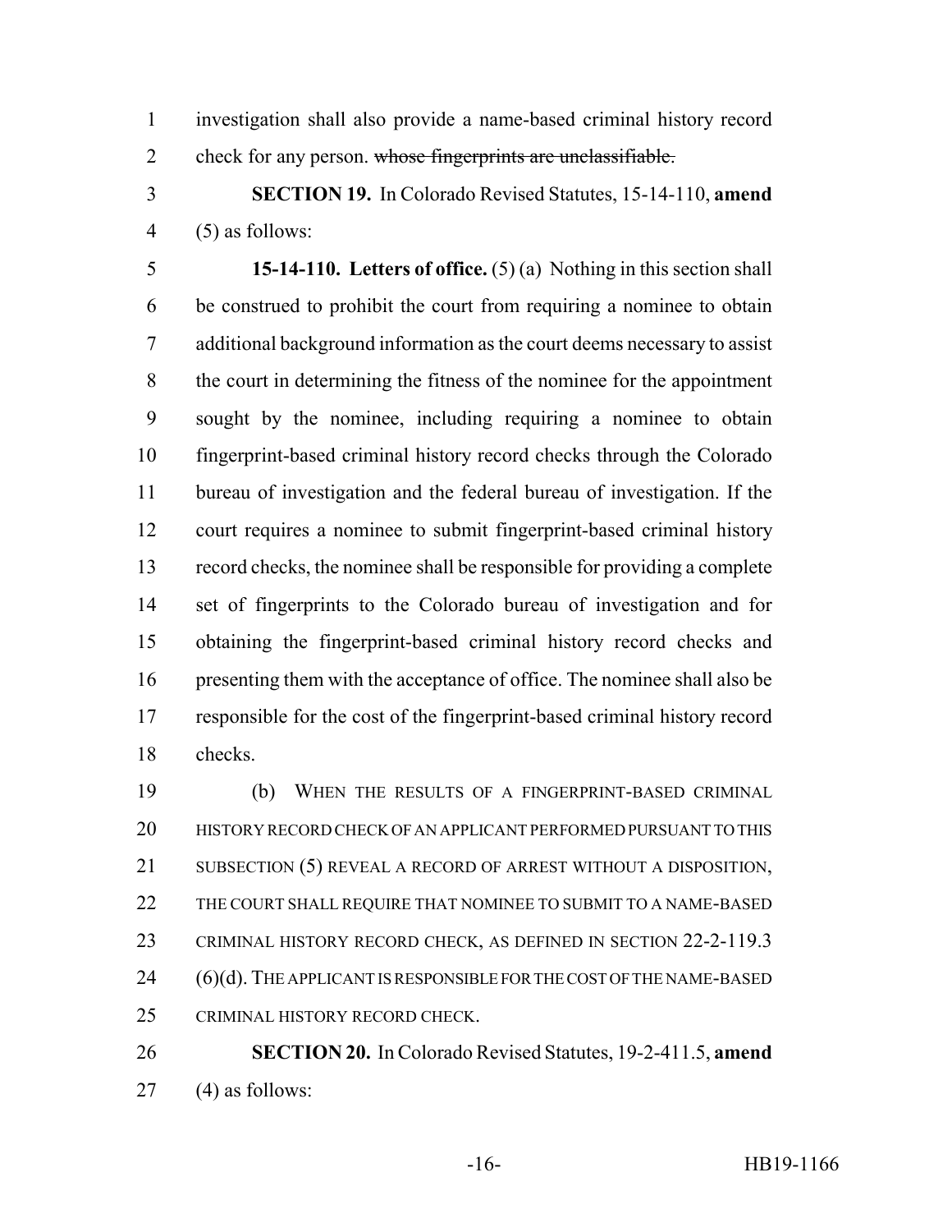investigation shall also provide a name-based criminal history record check for any person. ~~whose fingerprints are unclassifiable.~~

**SECTION 19.** In Colorado Revised Statutes, 15-14-110, **amend** (5) as follows:

**15-14-110. Letters of office.** (5) (a) Nothing in this section shall be construed to prohibit the court from requiring a nominee to obtain additional background information as the court deems necessary to assist the court in determining the fitness of the nominee for the appointment sought by the nominee, including requiring a nominee to obtain fingerprint-based criminal history record checks through the Colorado bureau of investigation and the federal bureau of investigation. If the court requires a nominee to submit fingerprint-based criminal history record checks, the nominee shall be responsible for providing a complete set of fingerprints to the Colorado bureau of investigation and for obtaining the fingerprint-based criminal history record checks and presenting them with the acceptance of office. The nominee shall also be responsible for the cost of the fingerprint-based criminal history record checks.

(b) WHEN THE RESULTS OF A FINGERPRINT-BASED CRIMINAL HISTORY RECORD CHECK OF AN APPLICANT PERFORMED PURSUANT TO THIS SUBSECTION (5) REVEAL A RECORD OF ARREST WITHOUT A DISPOSITION, THE COURT SHALL REQUIRE THAT NOMINEE TO SUBMIT TO A NAME-BASED CRIMINAL HISTORY RECORD CHECK, AS DEFINED IN SECTION 22-2-119.3 (6)(d). THE APPLICANT IS RESPONSIBLE FOR THE COST OF THE NAME-BASED CRIMINAL HISTORY RECORD CHECK.

**SECTION 20.** In Colorado Revised Statutes, 19-2-411.5, **amend** (4) as follows: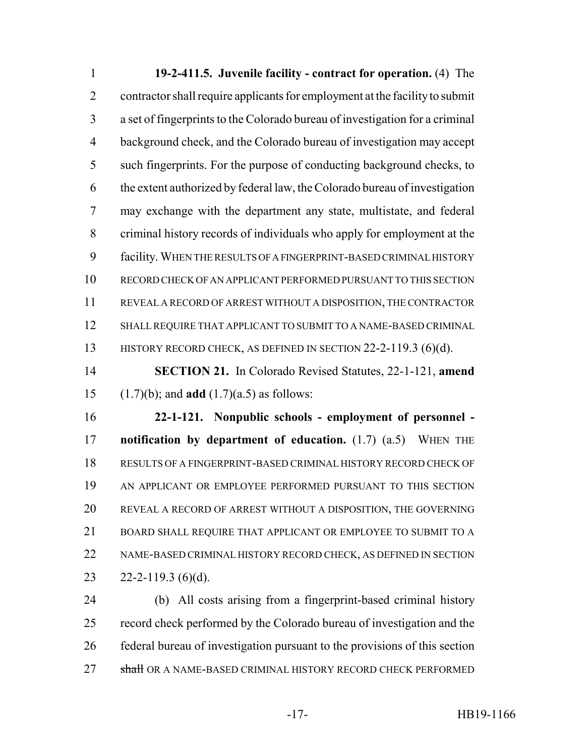**19-2-411.5. Juvenile facility - contract for operation.** (4) The contractor shall require applicants for employment at the facility to submit a set of fingerprints to the Colorado bureau of investigation for a criminal background check, and the Colorado bureau of investigation may accept such fingerprints. For the purpose of conducting background checks, to the extent authorized by federal law, the Colorado bureau of investigation may exchange with the department any state, multistate, and federal criminal history records of individuals who apply for employment at the facility. WHEN THE RESULTS OF A FINGERPRINT-BASED CRIMINAL HISTORY RECORD CHECK OF AN APPLICANT PERFORMED PURSUANT TO THIS SECTION REVEAL A RECORD OF ARREST WITHOUT A DISPOSITION, THE CONTRACTOR SHALL REQUIRE THAT APPLICANT TO SUBMIT TO A NAME-BASED CRIMINAL HISTORY RECORD CHECK, AS DEFINED IN SECTION 22-2-119.3 (6)(d).

**SECTION 21.** In Colorado Revised Statutes, 22-1-121, **amend** (1.7)(b); and **add** (1.7)(a.5) as follows:

**22-1-121. Nonpublic schools - employment of personnel - notification by department of education.** (1.7) (a.5) WHEN THE RESULTS OF A FINGERPRINT-BASED CRIMINAL HISTORY RECORD CHECK OF AN APPLICANT OR EMPLOYEE PERFORMED PURSUANT TO THIS SECTION REVEAL A RECORD OF ARREST WITHOUT A DISPOSITION, THE GOVERNING BOARD SHALL REQUIRE THAT APPLICANT OR EMPLOYEE TO SUBMIT TO A NAME-BASED CRIMINAL HISTORY RECORD CHECK, AS DEFINED IN SECTION 22-2-119.3 (6)(d).

(b) All costs arising from a fingerprint-based criminal history record check performed by the Colorado bureau of investigation and the federal bureau of investigation pursuant to the provisions of this section ~~shall~~ OR A NAME-BASED CRIMINAL HISTORY RECORD CHECK PERFORMED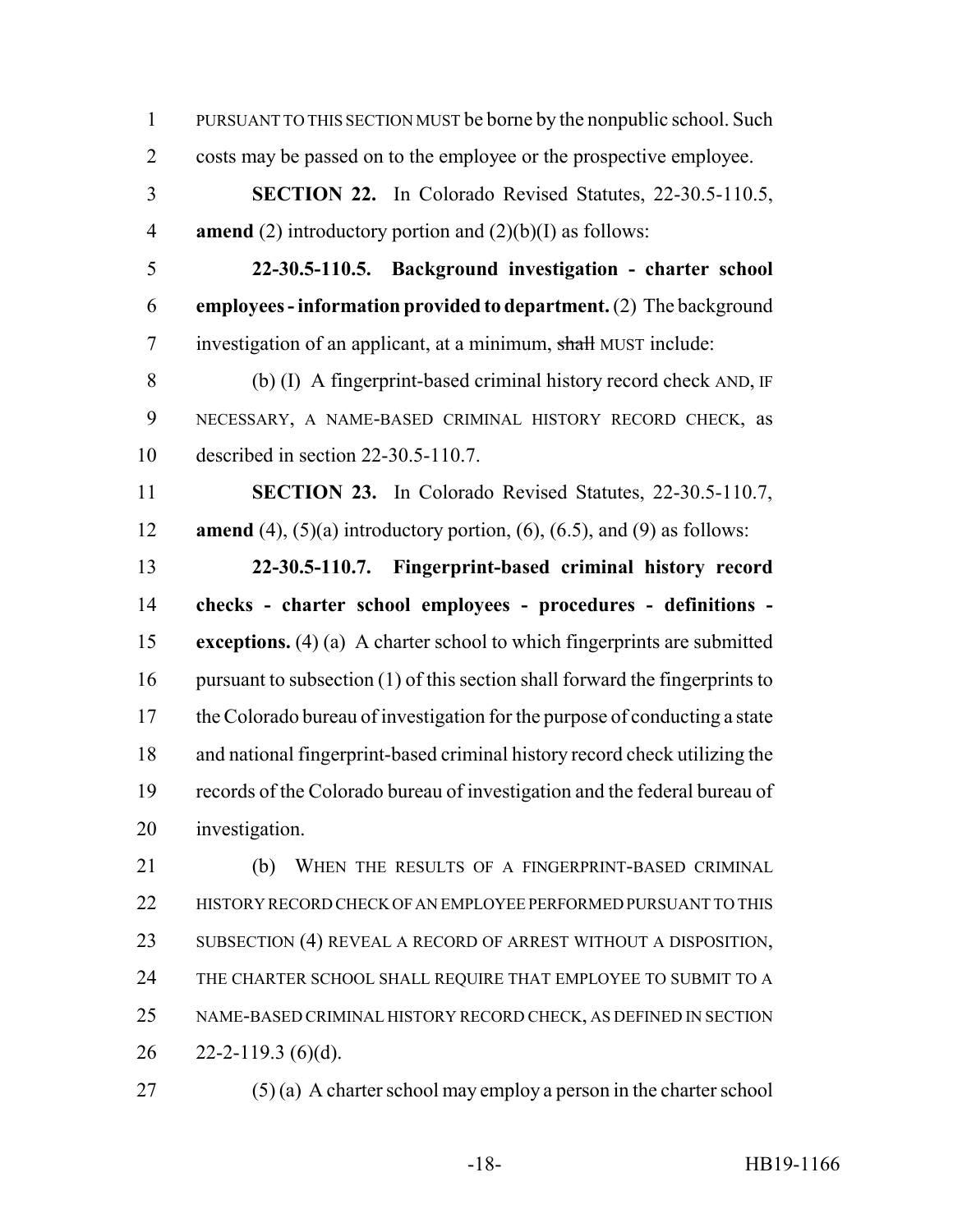PURSUANT TO THIS SECTION MUST be borne by the nonpublic school. Such costs may be passed on to the employee or the prospective employee.

**SECTION 22.** In Colorado Revised Statutes, 22-30.5-110.5, **amend** (2) introductory portion and (2)(b)(I) as follows:

**22-30.5-110.5. Background investigation - charter school employees - information provided to department.** (2) The background investigation of an applicant, at a minimum, ~~shall~~ MUST include:

(b) (I) A fingerprint-based criminal history record check AND, IF NECESSARY, A NAME-BASED CRIMINAL HISTORY RECORD CHECK, as described in section 22-30.5-110.7.

**SECTION 23.** In Colorado Revised Statutes, 22-30.5-110.7, **amend** (4), (5)(a) introductory portion, (6), (6.5), and (9) as follows:

**22-30.5-110.7. Fingerprint-based criminal history record checks - charter school employees - procedures - definitions - exceptions.** (4) (a) A charter school to which fingerprints are submitted pursuant to subsection (1) of this section shall forward the fingerprints to the Colorado bureau of investigation for the purpose of conducting a state and national fingerprint-based criminal history record check utilizing the records of the Colorado bureau of investigation and the federal bureau of investigation.

(b) WHEN THE RESULTS OF A FINGERPRINT-BASED CRIMINAL HISTORY RECORD CHECK OF AN EMPLOYEE PERFORMED PURSUANT TO THIS SUBSECTION (4) REVEAL A RECORD OF ARREST WITHOUT A DISPOSITION, THE CHARTER SCHOOL SHALL REQUIRE THAT EMPLOYEE TO SUBMIT TO A NAME-BASED CRIMINAL HISTORY RECORD CHECK, AS DEFINED IN SECTION 22-2-119.3 (6)(d).

(5) (a) A charter school may employ a person in the charter school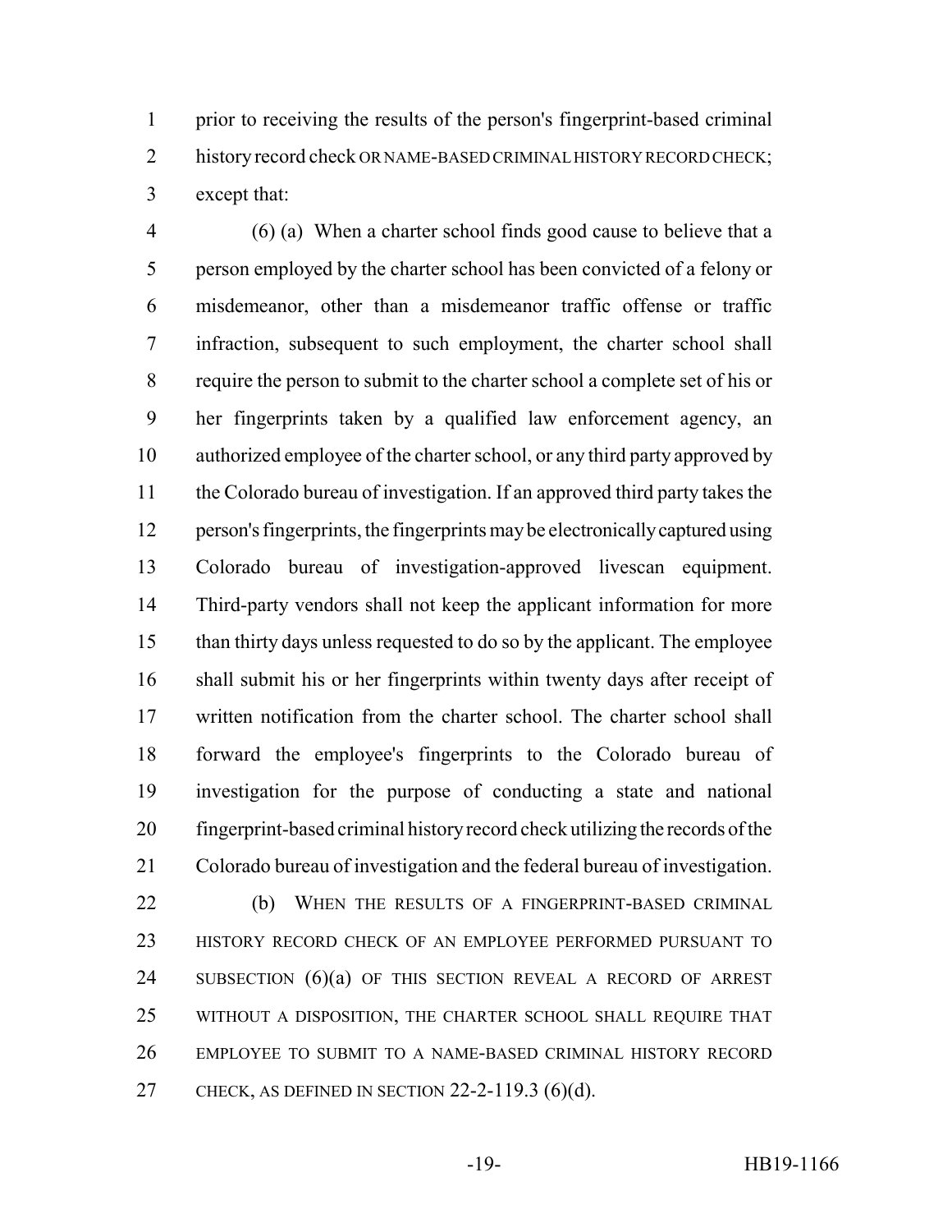prior to receiving the results of the person's fingerprint-based criminal history record check OR NAME-BASED CRIMINAL HISTORY RECORD CHECK; except that:

(6) (a) When a charter school finds good cause to believe that a person employed by the charter school has been convicted of a felony or misdemeanor, other than a misdemeanor traffic offense or traffic infraction, subsequent to such employment, the charter school shall require the person to submit to the charter school a complete set of his or her fingerprints taken by a qualified law enforcement agency, an authorized employee of the charter school, or any third party approved by the Colorado bureau of investigation. If an approved third party takes the person's fingerprints, the fingerprints may be electronically captured using Colorado bureau of investigation-approved livescan equipment. Third-party vendors shall not keep the applicant information for more than thirty days unless requested to do so by the applicant. The employee shall submit his or her fingerprints within twenty days after receipt of written notification from the charter school. The charter school shall forward the employee's fingerprints to the Colorado bureau of investigation for the purpose of conducting a state and national fingerprint-based criminal history record check utilizing the records of the Colorado bureau of investigation and the federal bureau of investigation.

(b) WHEN THE RESULTS OF A FINGERPRINT-BASED CRIMINAL HISTORY RECORD CHECK OF AN EMPLOYEE PERFORMED PURSUANT TO SUBSECTION (6)(a) OF THIS SECTION REVEAL A RECORD OF ARREST WITHOUT A DISPOSITION, THE CHARTER SCHOOL SHALL REQUIRE THAT EMPLOYEE TO SUBMIT TO A NAME-BASED CRIMINAL HISTORY RECORD CHECK, AS DEFINED IN SECTION 22-2-119.3 (6)(d).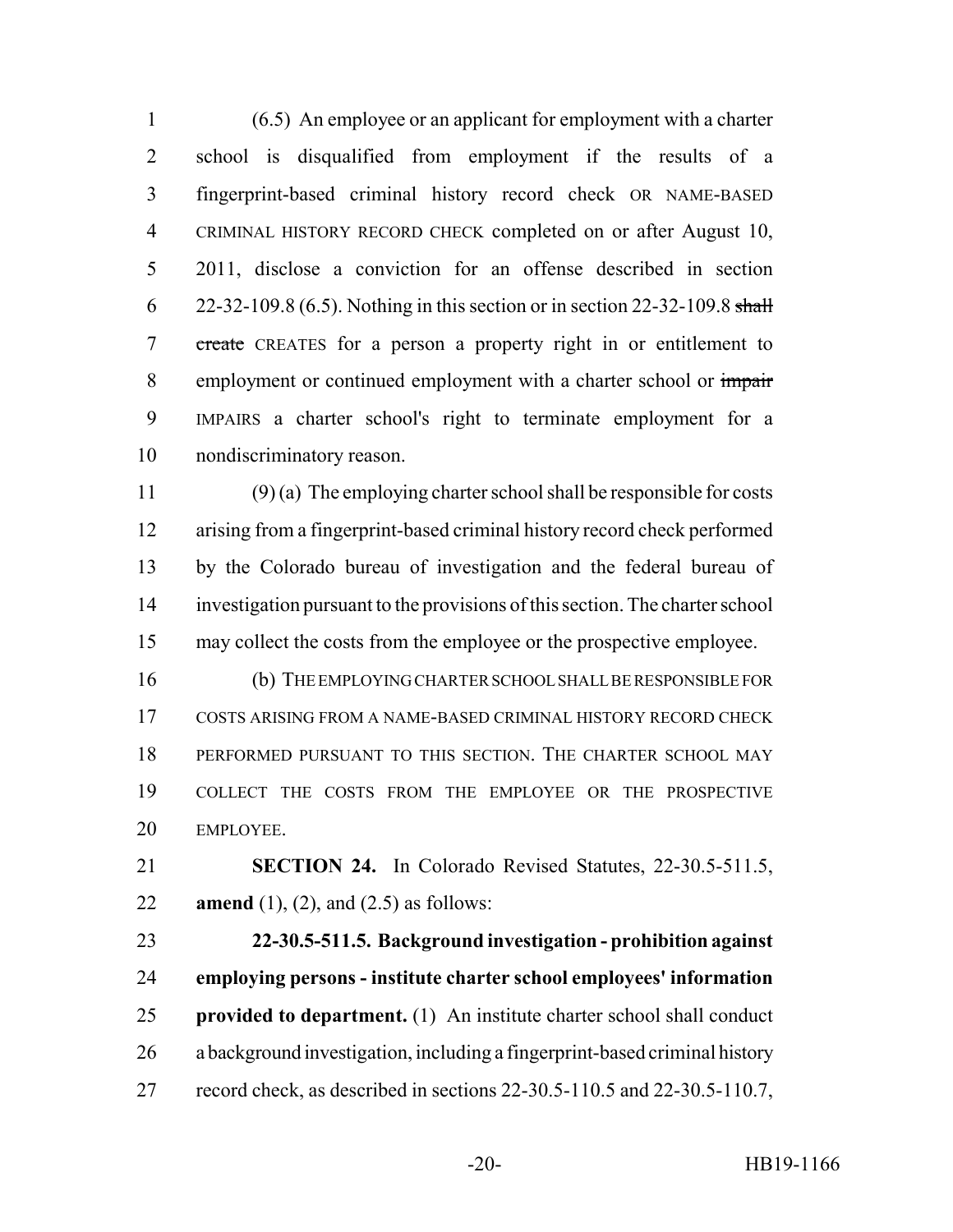(6.5) An employee or an applicant for employment with a charter school is disqualified from employment if the results of a fingerprint-based criminal history record check OR NAME-BASED CRIMINAL HISTORY RECORD CHECK completed on or after August 10, 2011, disclose a conviction for an offense described in section 22-32-109.8 (6.5). Nothing in this section or in section 22-32-109.8 ~~shall create~~ CREATES for a person a property right in or entitlement to employment or continued employment with a charter school or ~~impair~~ IMPAIRS a charter school's right to terminate employment for a nondiscriminatory reason.

(9) (a) The employing charter school shall be responsible for costs arising from a fingerprint-based criminal history record check performed by the Colorado bureau of investigation and the federal bureau of investigation pursuant to the provisions of this section. The charter school may collect the costs from the employee or the prospective employee.

(b) THE EMPLOYING CHARTER SCHOOL SHALL BE RESPONSIBLE FOR COSTS ARISING FROM A NAME-BASED CRIMINAL HISTORY RECORD CHECK PERFORMED PURSUANT TO THIS SECTION. THE CHARTER SCHOOL MAY COLLECT THE COSTS FROM THE EMPLOYEE OR THE PROSPECTIVE EMPLOYEE.

**SECTION 24.** In Colorado Revised Statutes, 22-30.5-511.5, **amend** (1), (2), and (2.5) as follows:

**22-30.5-511.5. Background investigation - prohibition against employing persons - institute charter school employees' information provided to department.** (1) An institute charter school shall conduct a background investigation, including a fingerprint-based criminal history record check, as described in sections 22-30.5-110.5 and 22-30.5-110.7,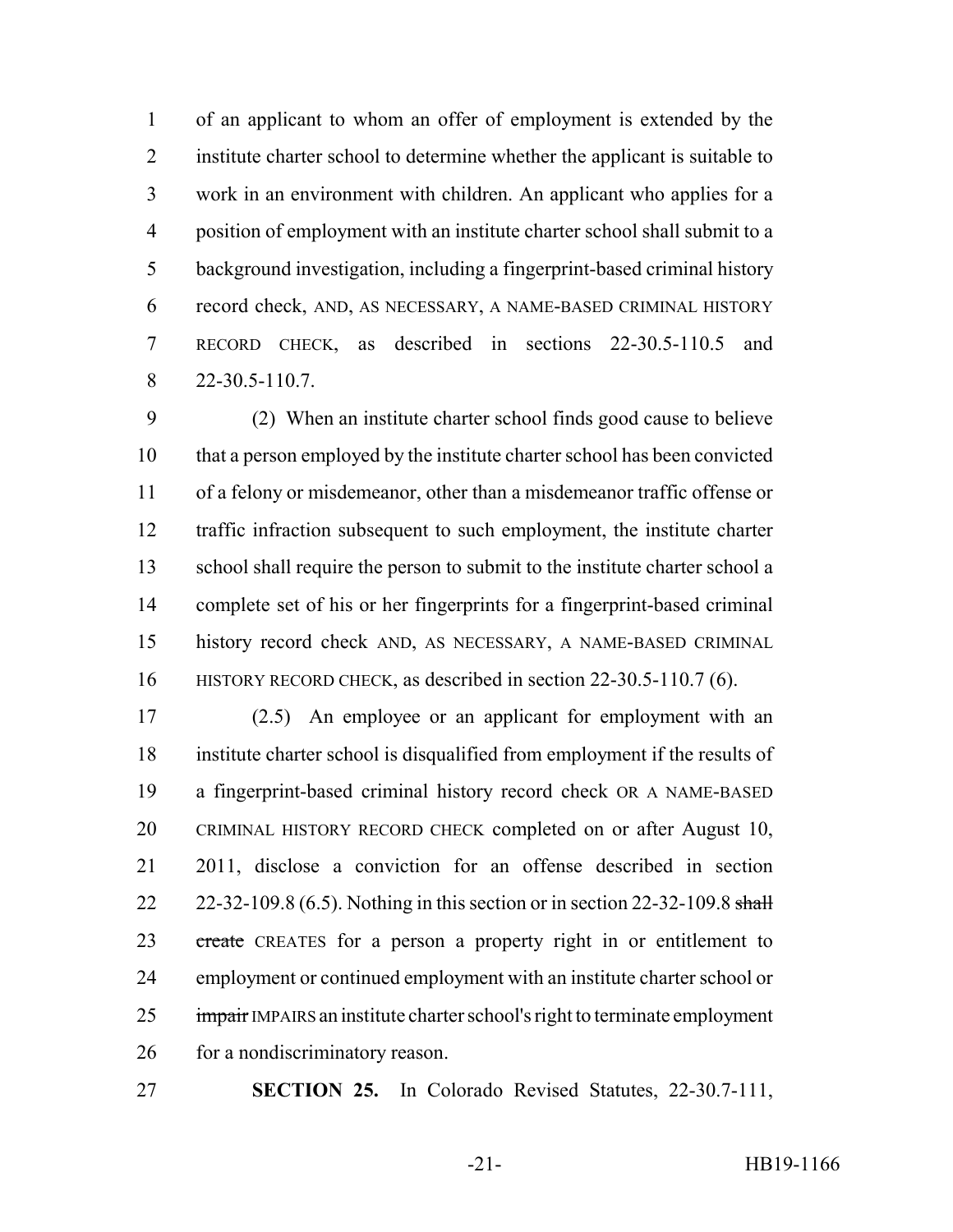of an applicant to whom an offer of employment is extended by the institute charter school to determine whether the applicant is suitable to work in an environment with children. An applicant who applies for a position of employment with an institute charter school shall submit to a background investigation, including a fingerprint-based criminal history record check, AND, AS NECESSARY, A NAME-BASED CRIMINAL HISTORY RECORD CHECK, as described in sections 22-30.5-110.5 and 22-30.5-110.7.

(2) When an institute charter school finds good cause to believe that a person employed by the institute charter school has been convicted of a felony or misdemeanor, other than a misdemeanor traffic offense or traffic infraction subsequent to such employment, the institute charter school shall require the person to submit to the institute charter school a complete set of his or her fingerprints for a fingerprint-based criminal history record check AND, AS NECESSARY, A NAME-BASED CRIMINAL HISTORY RECORD CHECK, as described in section 22-30.5-110.7 (6).

(2.5) An employee or an applicant for employment with an institute charter school is disqualified from employment if the results of a fingerprint-based criminal history record check OR A NAME-BASED CRIMINAL HISTORY RECORD CHECK completed on or after August 10, 2011, disclose a conviction for an offense described in section 22-32-109.8 (6.5). Nothing in this section or in section 22-32-109.8 ~~shall create~~ CREATES for a person a property right in or entitlement to employment or continued employment with an institute charter school or ~~impair~~ IMPAIRS an institute charter school's right to terminate employment for a nondiscriminatory reason.

**SECTION 25.** In Colorado Revised Statutes, 22-30.7-111,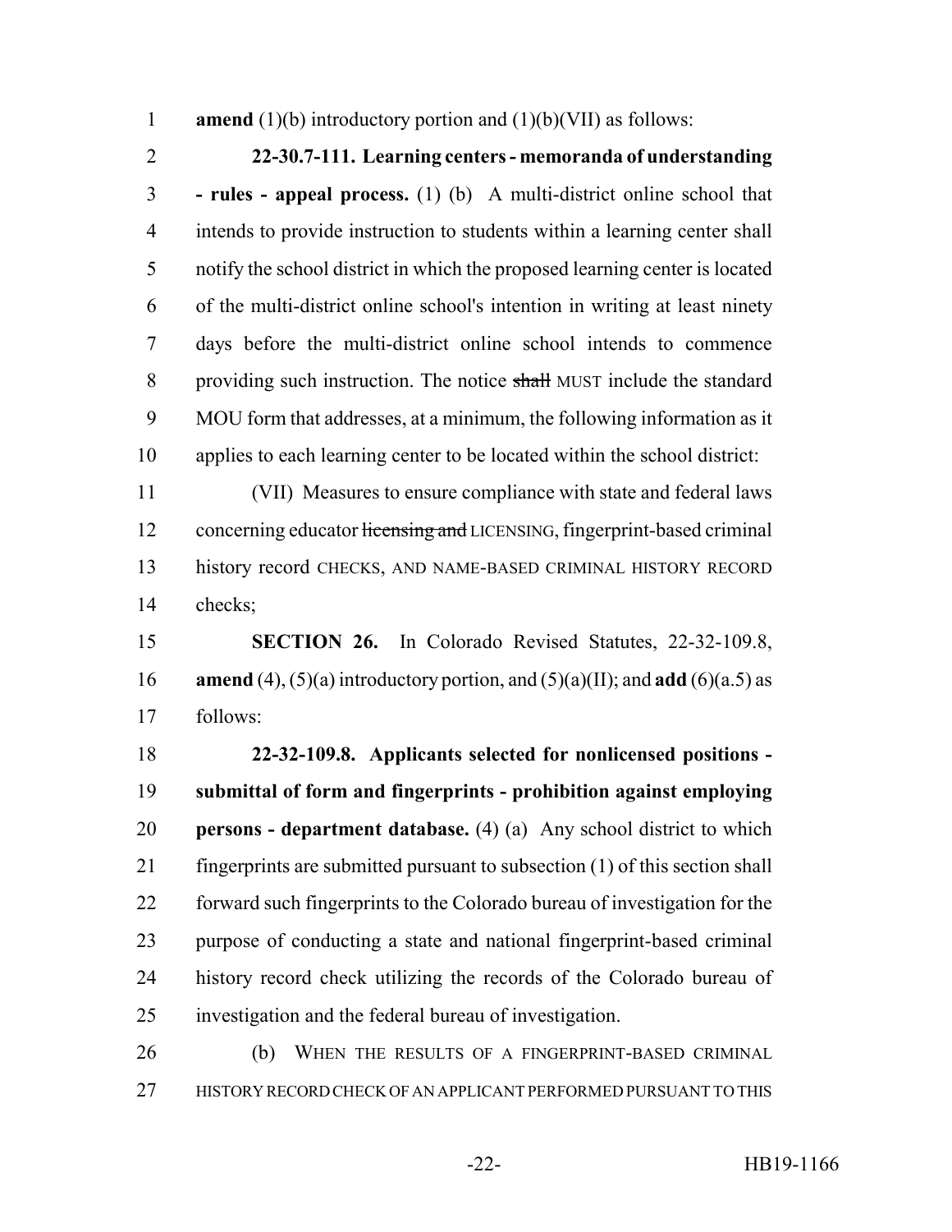**amend** (1)(b) introductory portion and (1)(b)(VII) as follows:

**22-30.7-111. Learning centers - memoranda of understanding - rules - appeal process.** (1) (b) A multi-district online school that intends to provide instruction to students within a learning center shall notify the school district in which the proposed learning center is located of the multi-district online school's intention in writing at least ninety days before the multi-district online school intends to commence providing such instruction. The notice ~~shall~~ MUST include the standard MOU form that addresses, at a minimum, the following information as it applies to each learning center to be located within the school district:

(VII) Measures to ensure compliance with state and federal laws concerning educator ~~licensing and~~ LICENSING, fingerprint-based criminal history record CHECKS, AND NAME-BASED CRIMINAL HISTORY RECORD checks;

**SECTION 26.** In Colorado Revised Statutes, 22-32-109.8, **amend** (4), (5)(a) introductory portion, and (5)(a)(II); and **add** (6)(a.5) as follows:

**22-32-109.8. Applicants selected for nonlicensed positions - submittal of form and fingerprints - prohibition against employing persons - department database.** (4) (a) Any school district to which fingerprints are submitted pursuant to subsection (1) of this section shall forward such fingerprints to the Colorado bureau of investigation for the purpose of conducting a state and national fingerprint-based criminal history record check utilizing the records of the Colorado bureau of investigation and the federal bureau of investigation.

(b) WHEN THE RESULTS OF A FINGERPRINT-BASED CRIMINAL HISTORY RECORD CHECK OF AN APPLICANT PERFORMED PURSUANT TO THIS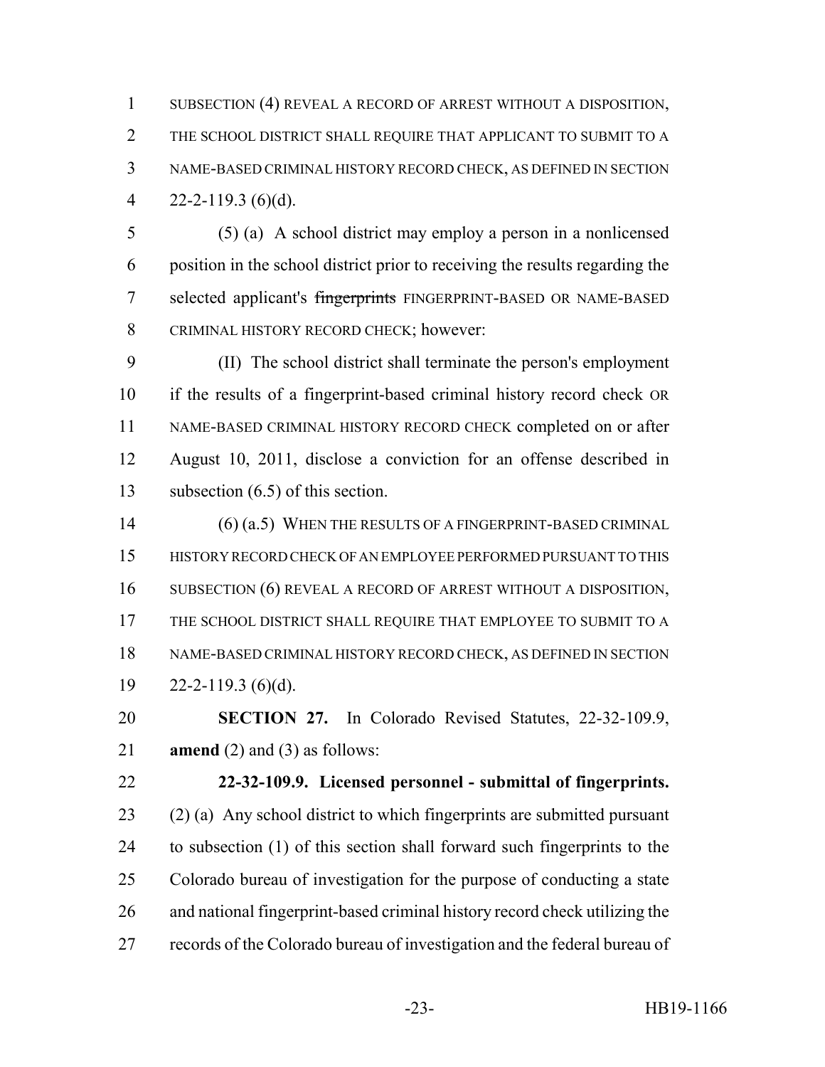SUBSECTION (4) REVEAL A RECORD OF ARREST WITHOUT A DISPOSITION, THE SCHOOL DISTRICT SHALL REQUIRE THAT APPLICANT TO SUBMIT TO A NAME-BASED CRIMINAL HISTORY RECORD CHECK, AS DEFINED IN SECTION 22-2-119.3 (6)(d).

(5) (a) A school district may employ a person in a nonlicensed position in the school district prior to receiving the results regarding the selected applicant's ~~fingerprints~~ FINGERPRINT-BASED OR NAME-BASED CRIMINAL HISTORY RECORD CHECK; however:

(II) The school district shall terminate the person's employment if the results of a fingerprint-based criminal history record check OR NAME-BASED CRIMINAL HISTORY RECORD CHECK completed on or after August 10, 2011, disclose a conviction for an offense described in subsection (6.5) of this section.

(6) (a.5) WHEN THE RESULTS OF A FINGERPRINT-BASED CRIMINAL HISTORY RECORD CHECK OF AN EMPLOYEE PERFORMED PURSUANT TO THIS SUBSECTION (6) REVEAL A RECORD OF ARREST WITHOUT A DISPOSITION, THE SCHOOL DISTRICT SHALL REQUIRE THAT EMPLOYEE TO SUBMIT TO A NAME-BASED CRIMINAL HISTORY RECORD CHECK, AS DEFINED IN SECTION 22-2-119.3 (6)(d).

**SECTION 27.** In Colorado Revised Statutes, 22-32-109.9, **amend** (2) and (3) as follows:

**22-32-109.9. Licensed personnel - submittal of fingerprints.** (2) (a) Any school district to which fingerprints are submitted pursuant to subsection (1) of this section shall forward such fingerprints to the Colorado bureau of investigation for the purpose of conducting a state and national fingerprint-based criminal history record check utilizing the records of the Colorado bureau of investigation and the federal bureau of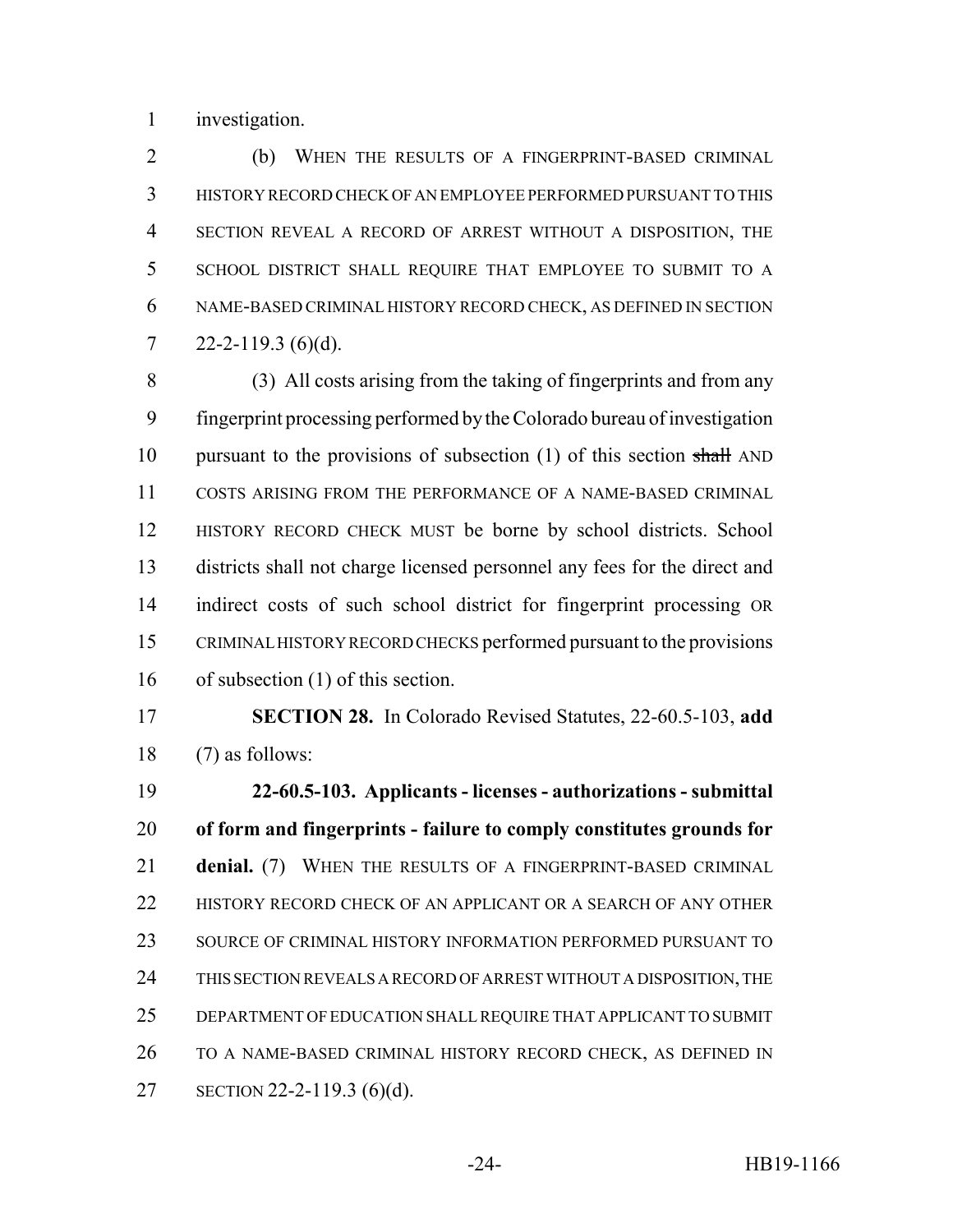investigation.

(b) WHEN THE RESULTS OF A FINGERPRINT-BASED CRIMINAL HISTORY RECORD CHECK OF AN EMPLOYEE PERFORMED PURSUANT TO THIS SECTION REVEAL A RECORD OF ARREST WITHOUT A DISPOSITION, THE SCHOOL DISTRICT SHALL REQUIRE THAT EMPLOYEE TO SUBMIT TO A NAME-BASED CRIMINAL HISTORY RECORD CHECK, AS DEFINED IN SECTION 22-2-119.3 (6)(d).

(3) All costs arising from the taking of fingerprints and from any fingerprint processing performed by the Colorado bureau of investigation pursuant to the provisions of subsection (1) of this section ~~shall~~ AND COSTS ARISING FROM THE PERFORMANCE OF A NAME-BASED CRIMINAL HISTORY RECORD CHECK MUST be borne by school districts. School districts shall not charge licensed personnel any fees for the direct and indirect costs of such school district for fingerprint processing OR CRIMINAL HISTORY RECORD CHECKS performed pursuant to the provisions of subsection (1) of this section.

**SECTION 28.** In Colorado Revised Statutes, 22-60.5-103, **add** (7) as follows:

**22-60.5-103. Applicants - licenses - authorizations - submittal of form and fingerprints - failure to comply constitutes grounds for denial.** (7) WHEN THE RESULTS OF A FINGERPRINT-BASED CRIMINAL HISTORY RECORD CHECK OF AN APPLICANT OR A SEARCH OF ANY OTHER SOURCE OF CRIMINAL HISTORY INFORMATION PERFORMED PURSUANT TO THIS SECTION REVEALS A RECORD OF ARREST WITHOUT A DISPOSITION, THE DEPARTMENT OF EDUCATION SHALL REQUIRE THAT APPLICANT TO SUBMIT TO A NAME-BASED CRIMINAL HISTORY RECORD CHECK, AS DEFINED IN SECTION 22-2-119.3 (6)(d).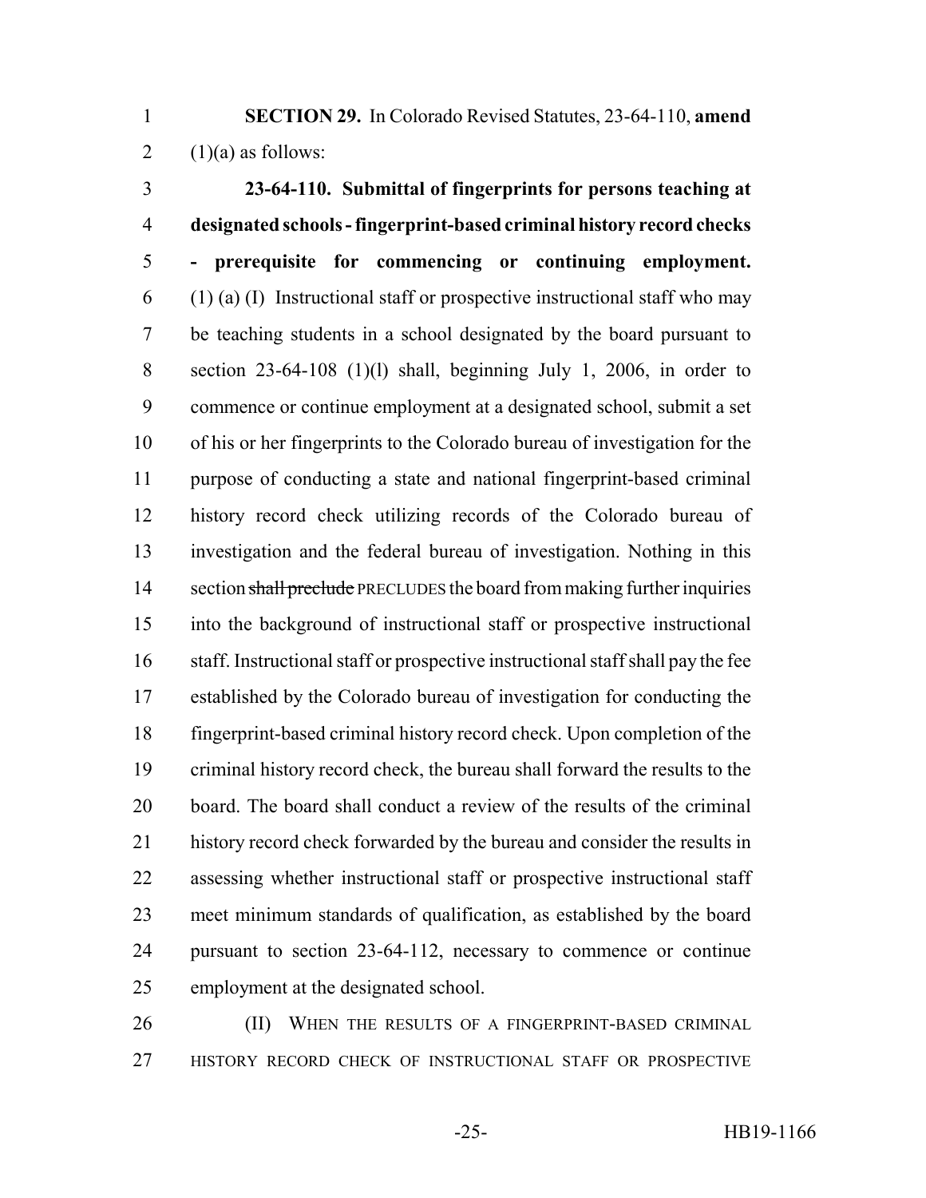**SECTION 29.** In Colorado Revised Statutes, 23-64-110, **amend** (1)(a) as follows:

**23-64-110. Submittal of fingerprints for persons teaching at designated schools - fingerprint-based criminal history record checks - prerequisite for commencing or continuing employment.** (1) (a) (I) Instructional staff or prospective instructional staff who may be teaching students in a school designated by the board pursuant to section 23-64-108 (1)(l) shall, beginning July 1, 2006, in order to commence or continue employment at a designated school, submit a set of his or her fingerprints to the Colorado bureau of investigation for the purpose of conducting a state and national fingerprint-based criminal history record check utilizing records of the Colorado bureau of investigation and the federal bureau of investigation. Nothing in this section ~~shall preclude~~ PRECLUDES the board from making further inquiries into the background of instructional staff or prospective instructional staff. Instructional staff or prospective instructional staff shall pay the fee established by the Colorado bureau of investigation for conducting the fingerprint-based criminal history record check. Upon completion of the criminal history record check, the bureau shall forward the results to the board. The board shall conduct a review of the results of the criminal history record check forwarded by the bureau and consider the results in assessing whether instructional staff or prospective instructional staff meet minimum standards of qualification, as established by the board pursuant to section 23-64-112, necessary to commence or continue employment at the designated school.

(II) WHEN THE RESULTS OF A FINGERPRINT-BASED CRIMINAL HISTORY RECORD CHECK OF INSTRUCTIONAL STAFF OR PROSPECTIVE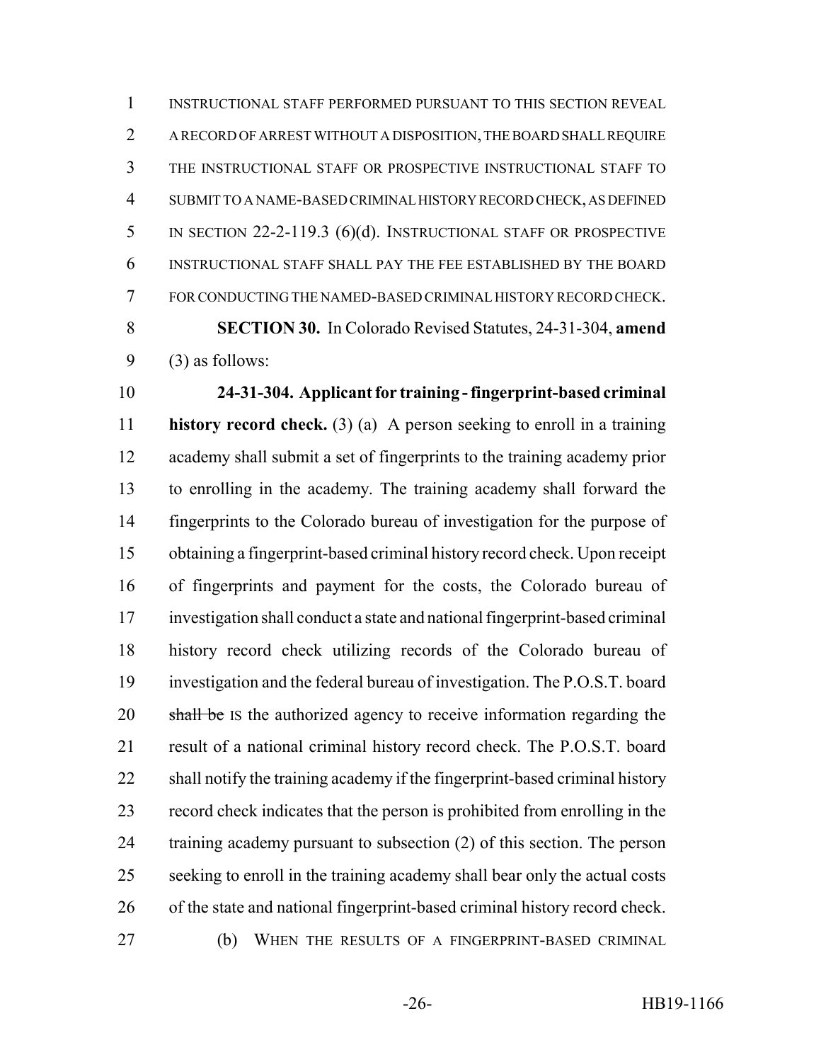INSTRUCTIONAL STAFF PERFORMED PURSUANT TO THIS SECTION REVEAL A RECORD OF ARREST WITHOUT A DISPOSITION, THE BOARD SHALL REQUIRE THE INSTRUCTIONAL STAFF OR PROSPECTIVE INSTRUCTIONAL STAFF TO SUBMIT TO A NAME-BASED CRIMINAL HISTORY RECORD CHECK, AS DEFINED IN SECTION 22-2-119.3 (6)(d). INSTRUCTIONAL STAFF OR PROSPECTIVE INSTRUCTIONAL STAFF SHALL PAY THE FEE ESTABLISHED BY THE BOARD FOR CONDUCTING THE NAMED-BASED CRIMINAL HISTORY RECORD CHECK.

**SECTION 30.** In Colorado Revised Statutes, 24-31-304, **amend** (3) as follows:

**24-31-304. Applicant for training - fingerprint-based criminal history record check.** (3) (a) A person seeking to enroll in a training academy shall submit a set of fingerprints to the training academy prior to enrolling in the academy. The training academy shall forward the fingerprints to the Colorado bureau of investigation for the purpose of obtaining a fingerprint-based criminal history record check. Upon receipt of fingerprints and payment for the costs, the Colorado bureau of investigation shall conduct a state and national fingerprint-based criminal history record check utilizing records of the Colorado bureau of investigation and the federal bureau of investigation. The P.O.S.T. board ~~shall be~~ IS the authorized agency to receive information regarding the result of a national criminal history record check. The P.O.S.T. board shall notify the training academy if the fingerprint-based criminal history record check indicates that the person is prohibited from enrolling in the training academy pursuant to subsection (2) of this section. The person seeking to enroll in the training academy shall bear only the actual costs of the state and national fingerprint-based criminal history record check.

(b) WHEN THE RESULTS OF A FINGERPRINT-BASED CRIMINAL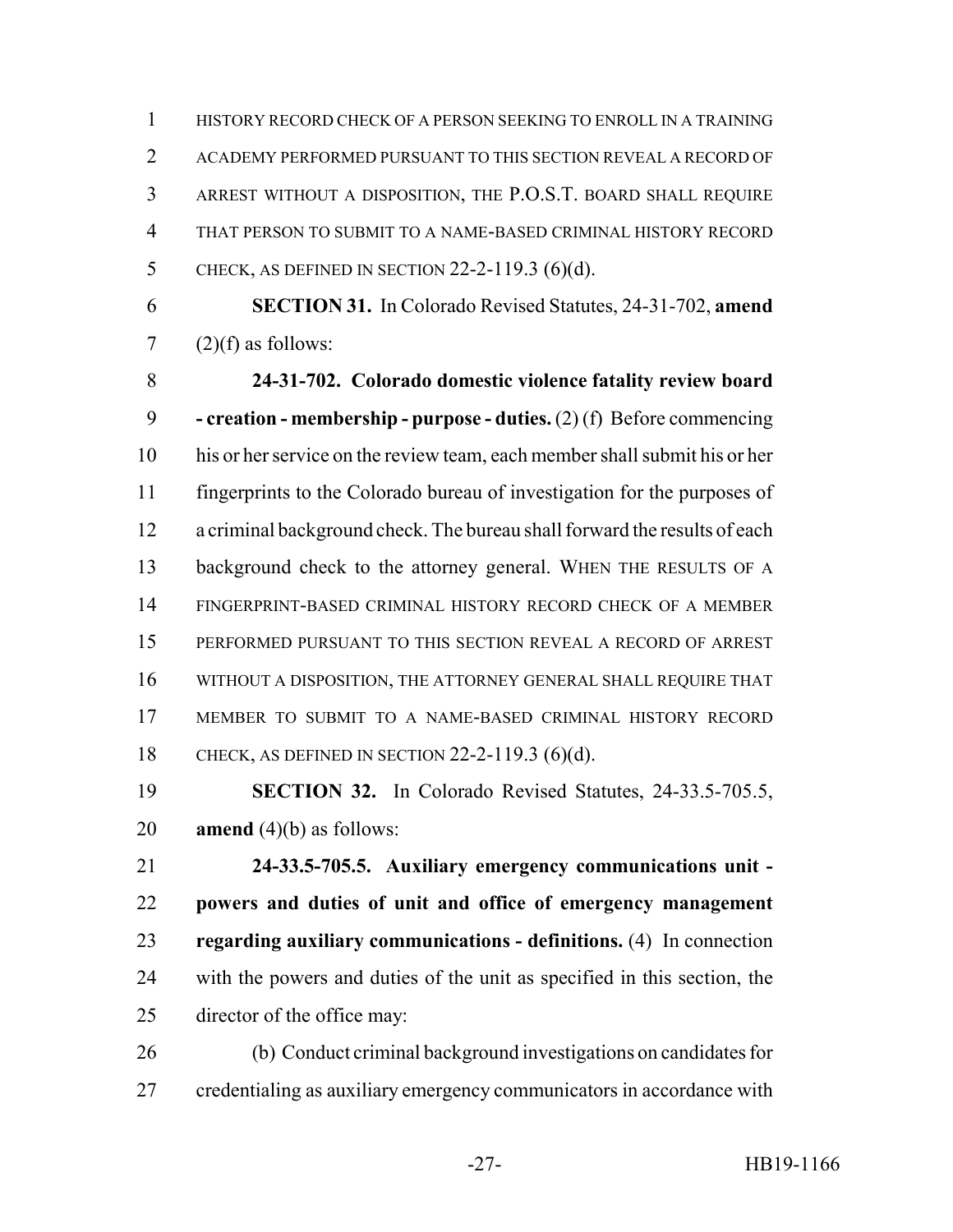HISTORY RECORD CHECK OF A PERSON SEEKING TO ENROLL IN A TRAINING ACADEMY PERFORMED PURSUANT TO THIS SECTION REVEAL A RECORD OF ARREST WITHOUT A DISPOSITION, THE P.O.S.T. BOARD SHALL REQUIRE THAT PERSON TO SUBMIT TO A NAME-BASED CRIMINAL HISTORY RECORD CHECK, AS DEFINED IN SECTION 22-2-119.3 (6)(d).

**SECTION 31.** In Colorado Revised Statutes, 24-31-702, **amend** (2)(f) as follows:

**24-31-702. Colorado domestic violence fatality review board - creation - membership - purpose - duties.** (2) (f) Before commencing his or her service on the review team, each member shall submit his or her fingerprints to the Colorado bureau of investigation for the purposes of a criminal background check. The bureau shall forward the results of each background check to the attorney general. WHEN THE RESULTS OF A FINGERPRINT-BASED CRIMINAL HISTORY RECORD CHECK OF A MEMBER PERFORMED PURSUANT TO THIS SECTION REVEAL A RECORD OF ARREST WITHOUT A DISPOSITION, THE ATTORNEY GENERAL SHALL REQUIRE THAT MEMBER TO SUBMIT TO A NAME-BASED CRIMINAL HISTORY RECORD CHECK, AS DEFINED IN SECTION 22-2-119.3 (6)(d).

**SECTION 32.** In Colorado Revised Statutes, 24-33.5-705.5, **amend** (4)(b) as follows:

**24-33.5-705.5. Auxiliary emergency communications unit - powers and duties of unit and office of emergency management regarding auxiliary communications - definitions.** (4) In connection with the powers and duties of the unit as specified in this section, the director of the office may:

(b) Conduct criminal background investigations on candidates for credentialing as auxiliary emergency communicators in accordance with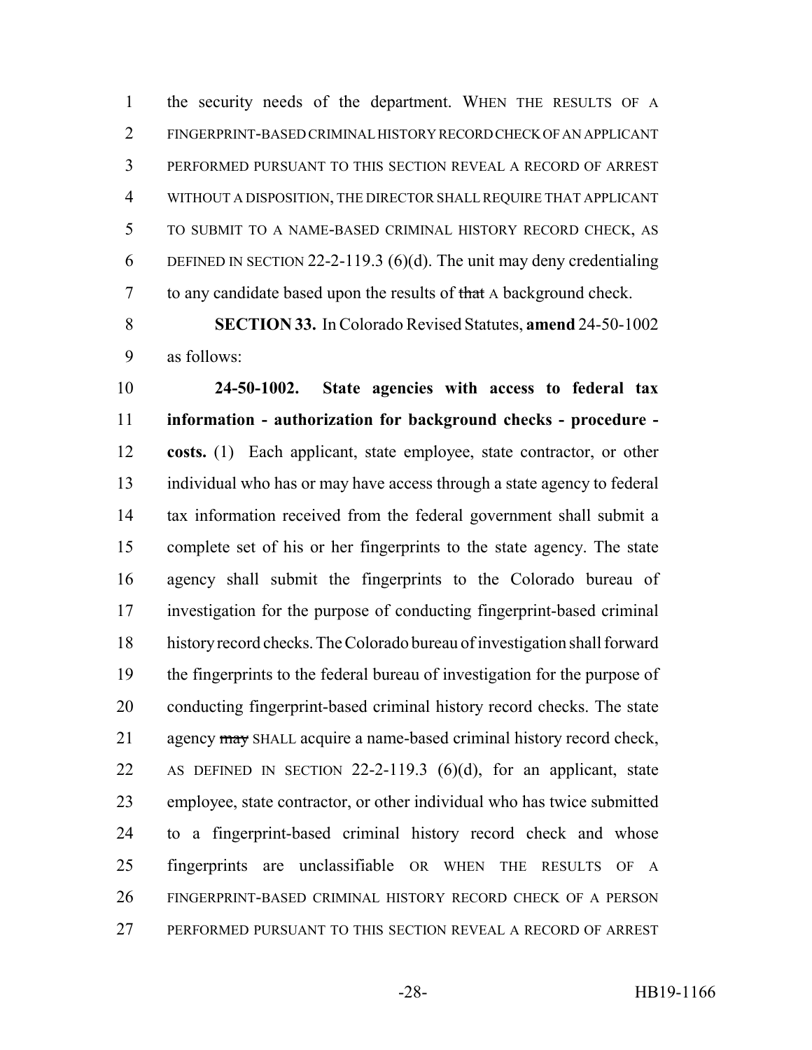the security needs of the department. WHEN THE RESULTS OF A FINGERPRINT-BASED CRIMINAL HISTORY RECORD CHECK OF AN APPLICANT PERFORMED PURSUANT TO THIS SECTION REVEAL A RECORD OF ARREST WITHOUT A DISPOSITION, THE DIRECTOR SHALL REQUIRE THAT APPLICANT TO SUBMIT TO A NAME-BASED CRIMINAL HISTORY RECORD CHECK, AS DEFINED IN SECTION 22-2-119.3 (6)(d). The unit may deny credentialing to any candidate based upon the results of ~~that~~ A background check.

**SECTION 33.** In Colorado Revised Statutes, **amend** 24-50-1002 as follows:

**24-50-1002. State agencies with access to federal tax information - authorization for background checks - procedure - costs.** (1) Each applicant, state employee, state contractor, or other individual who has or may have access through a state agency to federal tax information received from the federal government shall submit a complete set of his or her fingerprints to the state agency. The state agency shall submit the fingerprints to the Colorado bureau of investigation for the purpose of conducting fingerprint-based criminal history record checks. The Colorado bureau of investigation shall forward the fingerprints to the federal bureau of investigation for the purpose of conducting fingerprint-based criminal history record checks. The state agency ~~may~~ SHALL acquire a name-based criminal history record check, AS DEFINED IN SECTION 22-2-119.3 (6)(d), for an applicant, state employee, state contractor, or other individual who has twice submitted to a fingerprint-based criminal history record check and whose fingerprints are unclassifiable OR WHEN THE RESULTS OF A FINGERPRINT-BASED CRIMINAL HISTORY RECORD CHECK OF A PERSON PERFORMED PURSUANT TO THIS SECTION REVEAL A RECORD OF ARREST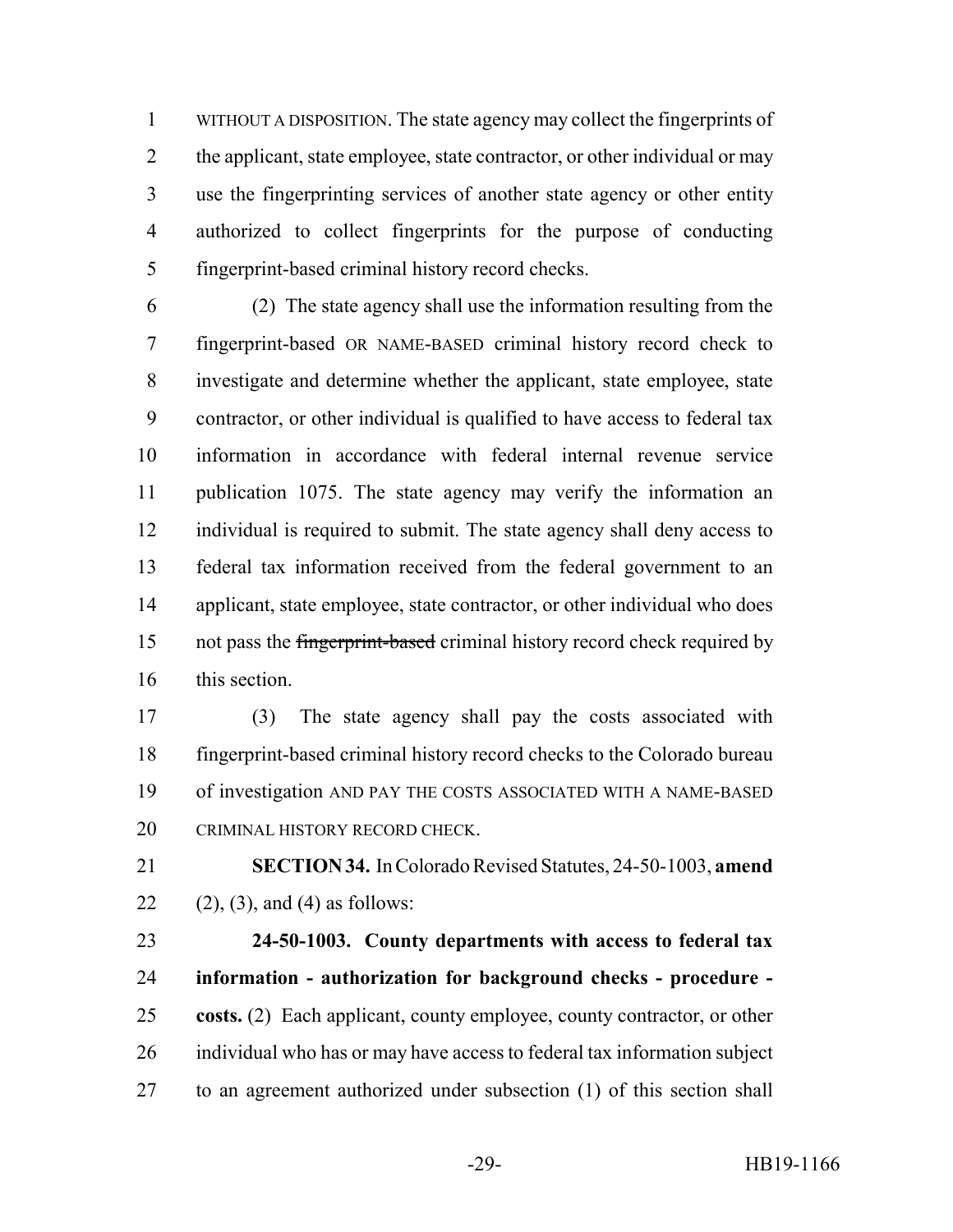WITHOUT A DISPOSITION. The state agency may collect the fingerprints of the applicant, state employee, state contractor, or other individual or may use the fingerprinting services of another state agency or other entity authorized to collect fingerprints for the purpose of conducting fingerprint-based criminal history record checks.

(2) The state agency shall use the information resulting from the fingerprint-based OR NAME-BASED criminal history record check to investigate and determine whether the applicant, state employee, state contractor, or other individual is qualified to have access to federal tax information in accordance with federal internal revenue service publication 1075. The state agency may verify the information an individual is required to submit. The state agency shall deny access to federal tax information received from the federal government to an applicant, state employee, state contractor, or other individual who does not pass the ~~fingerprint-based~~ criminal history record check required by this section.

(3) The state agency shall pay the costs associated with fingerprint-based criminal history record checks to the Colorado bureau of investigation AND PAY THE COSTS ASSOCIATED WITH A NAME-BASED CRIMINAL HISTORY RECORD CHECK.

**SECTION 34.** In Colorado Revised Statutes, 24-50-1003, **amend** (2), (3), and (4) as follows:

**24-50-1003. County departments with access to federal tax information - authorization for background checks - procedure - costs.** (2) Each applicant, county employee, county contractor, or other individual who has or may have access to federal tax information subject to an agreement authorized under subsection (1) of this section shall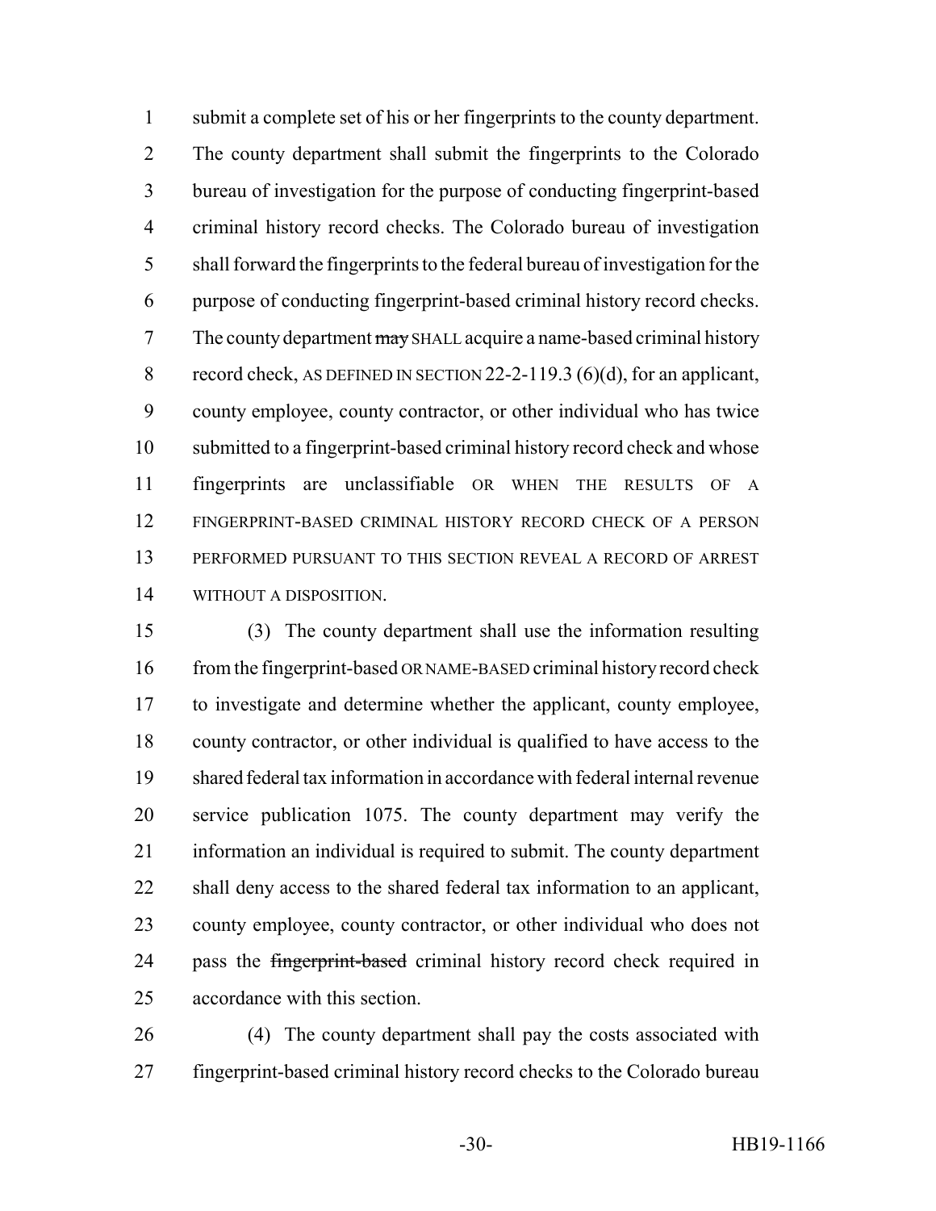submit a complete set of his or her fingerprints to the county department. The county department shall submit the fingerprints to the Colorado bureau of investigation for the purpose of conducting fingerprint-based criminal history record checks. The Colorado bureau of investigation shall forward the fingerprints to the federal bureau of investigation for the purpose of conducting fingerprint-based criminal history record checks. The county department ~~may~~ SHALL acquire a name-based criminal history record check, AS DEFINED IN SECTION 22-2-119.3 (6)(d), for an applicant, county employee, county contractor, or other individual who has twice submitted to a fingerprint-based criminal history record check and whose fingerprints are unclassifiable OR WHEN THE RESULTS OF A FINGERPRINT-BASED CRIMINAL HISTORY RECORD CHECK OF A PERSON PERFORMED PURSUANT TO THIS SECTION REVEAL A RECORD OF ARREST WITHOUT A DISPOSITION.

(3) The county department shall use the information resulting from the fingerprint-based OR NAME-BASED criminal history record check to investigate and determine whether the applicant, county employee, county contractor, or other individual is qualified to have access to the shared federal tax information in accordance with federal internal revenue service publication 1075. The county department may verify the information an individual is required to submit. The county department shall deny access to the shared federal tax information to an applicant, county employee, county contractor, or other individual who does not pass the ~~fingerprint-based~~ criminal history record check required in accordance with this section.

(4) The county department shall pay the costs associated with fingerprint-based criminal history record checks to the Colorado bureau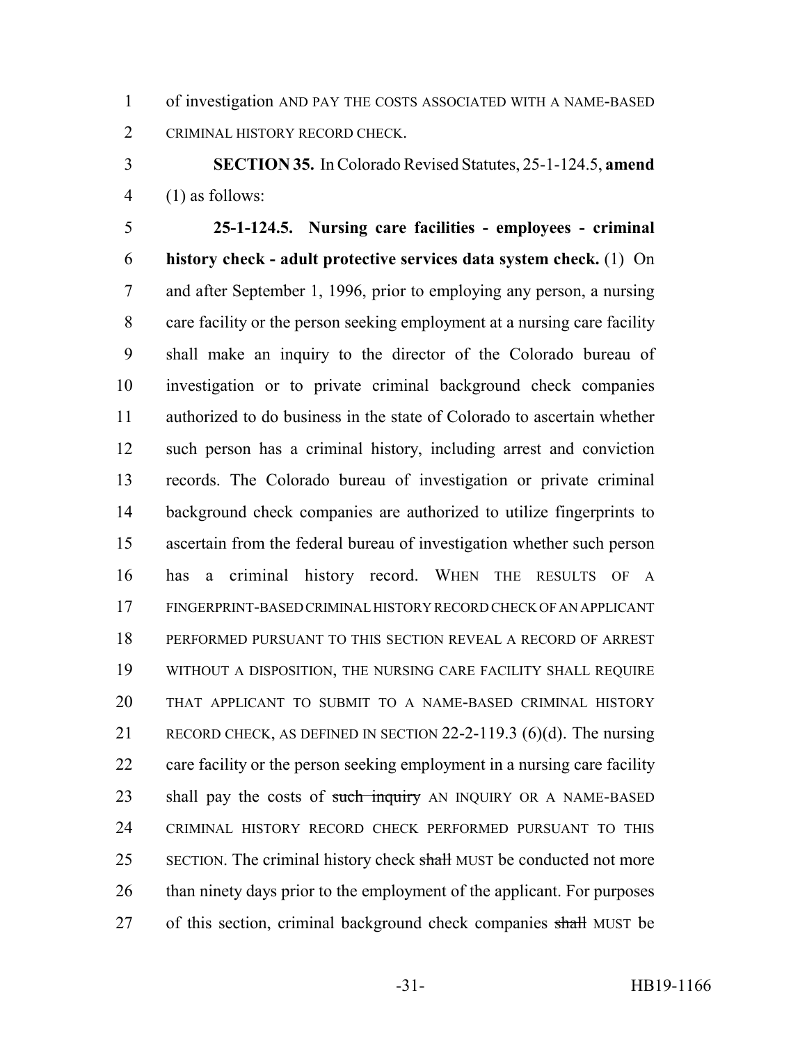of investigation AND PAY THE COSTS ASSOCIATED WITH A NAME-BASED CRIMINAL HISTORY RECORD CHECK.

**SECTION 35.** In Colorado Revised Statutes, 25-1-124.5, **amend** (1) as follows:

**25-1-124.5. Nursing care facilities - employees - criminal history check - adult protective services data system check.** (1) On and after September 1, 1996, prior to employing any person, a nursing care facility or the person seeking employment at a nursing care facility shall make an inquiry to the director of the Colorado bureau of investigation or to private criminal background check companies authorized to do business in the state of Colorado to ascertain whether such person has a criminal history, including arrest and conviction records. The Colorado bureau of investigation or private criminal background check companies are authorized to utilize fingerprints to ascertain from the federal bureau of investigation whether such person has a criminal history record. WHEN THE RESULTS OF A FINGERPRINT-BASED CRIMINAL HISTORY RECORD CHECK OF AN APPLICANT PERFORMED PURSUANT TO THIS SECTION REVEAL A RECORD OF ARREST WITHOUT A DISPOSITION, THE NURSING CARE FACILITY SHALL REQUIRE THAT APPLICANT TO SUBMIT TO A NAME-BASED CRIMINAL HISTORY RECORD CHECK, AS DEFINED IN SECTION 22-2-119.3 (6)(d). The nursing care facility or the person seeking employment in a nursing care facility shall pay the costs of ~~such inquiry~~ AN INQUIRY OR A NAME-BASED CRIMINAL HISTORY RECORD CHECK PERFORMED PURSUANT TO THIS SECTION. The criminal history check ~~shall~~ MUST be conducted not more than ninety days prior to the employment of the applicant. For purposes of this section, criminal background check companies ~~shall~~ MUST be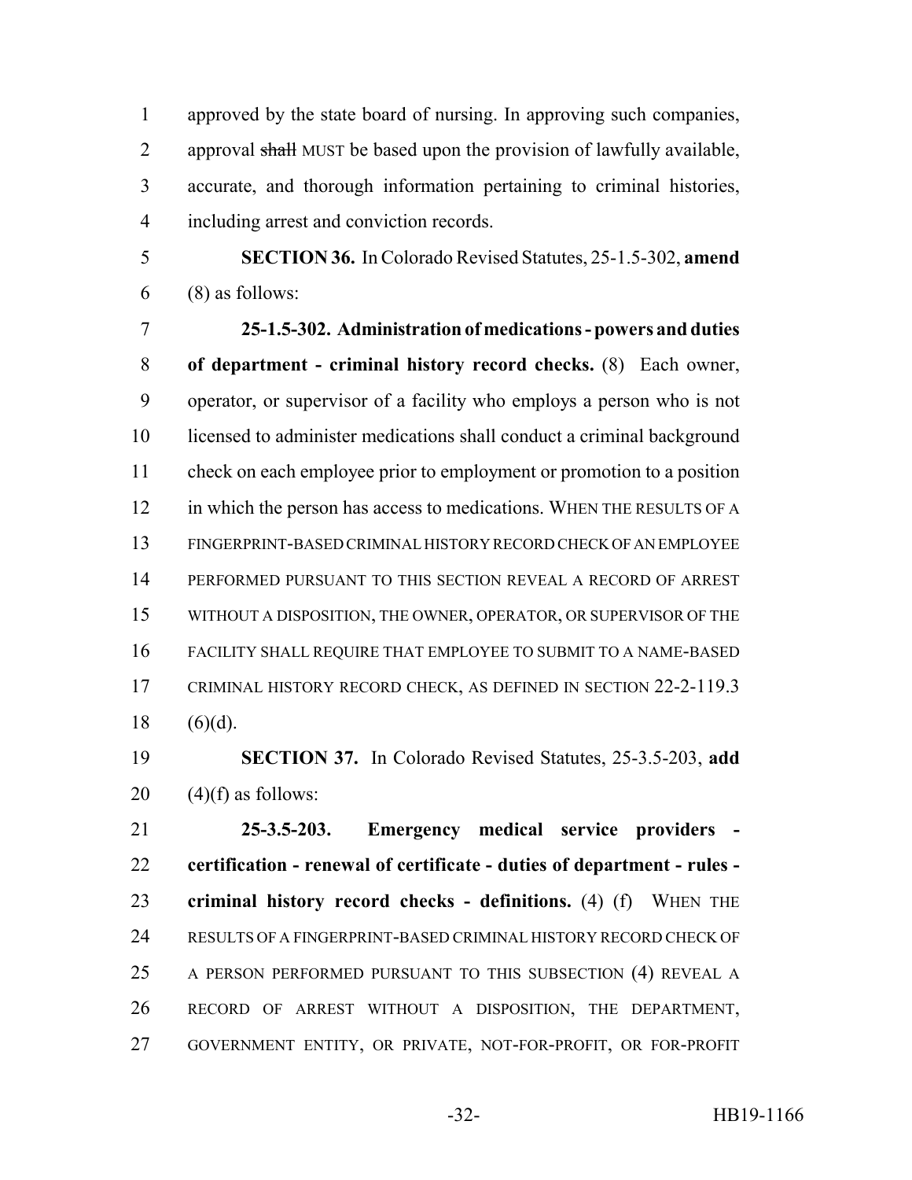approved by the state board of nursing. In approving such companies, approval ~~shall~~ MUST be based upon the provision of lawfully available, accurate, and thorough information pertaining to criminal histories, including arrest and conviction records.

**SECTION 36.** In Colorado Revised Statutes, 25-1.5-302, **amend** (8) as follows:

**25-1.5-302. Administration of medications - powers and duties of department - criminal history record checks.** (8) Each owner, operator, or supervisor of a facility who employs a person who is not licensed to administer medications shall conduct a criminal background check on each employee prior to employment or promotion to a position in which the person has access to medications. WHEN THE RESULTS OF A FINGERPRINT-BASED CRIMINAL HISTORY RECORD CHECK OF AN EMPLOYEE PERFORMED PURSUANT TO THIS SECTION REVEAL A RECORD OF ARREST WITHOUT A DISPOSITION, THE OWNER, OPERATOR, OR SUPERVISOR OF THE FACILITY SHALL REQUIRE THAT EMPLOYEE TO SUBMIT TO A NAME-BASED CRIMINAL HISTORY RECORD CHECK, AS DEFINED IN SECTION 22-2-119.3 (6)(d).

**SECTION 37.** In Colorado Revised Statutes, 25-3.5-203, **add** (4)(f) as follows:

**25-3.5-203. Emergency medical service providers - certification - renewal of certificate - duties of department - rules - criminal history record checks - definitions.** (4) (f) WHEN THE RESULTS OF A FINGERPRINT-BASED CRIMINAL HISTORY RECORD CHECK OF A PERSON PERFORMED PURSUANT TO THIS SUBSECTION (4) REVEAL A RECORD OF ARREST WITHOUT A DISPOSITION, THE DEPARTMENT, GOVERNMENT ENTITY, OR PRIVATE, NOT-FOR-PROFIT, OR FOR-PROFIT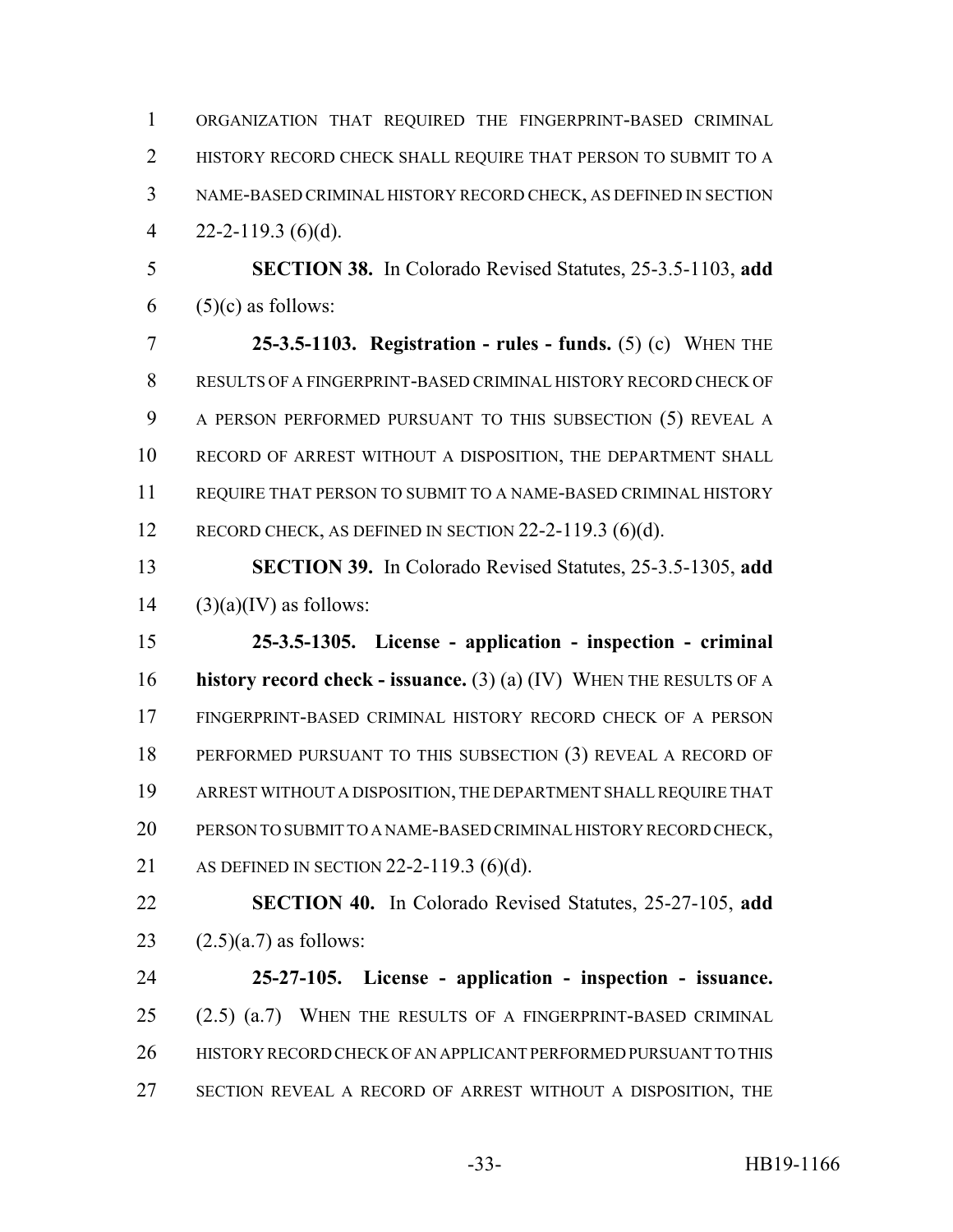ORGANIZATION THAT REQUIRED THE FINGERPRINT-BASED CRIMINAL HISTORY RECORD CHECK SHALL REQUIRE THAT PERSON TO SUBMIT TO A NAME-BASED CRIMINAL HISTORY RECORD CHECK, AS DEFINED IN SECTION 22-2-119.3 (6)(d).

**SECTION 38.** In Colorado Revised Statutes, 25-3.5-1103, **add** (5)(c) as follows:

**25-3.5-1103. Registration - rules - funds.** (5) (c) WHEN THE RESULTS OF A FINGERPRINT-BASED CRIMINAL HISTORY RECORD CHECK OF A PERSON PERFORMED PURSUANT TO THIS SUBSECTION (5) REVEAL A RECORD OF ARREST WITHOUT A DISPOSITION, THE DEPARTMENT SHALL REQUIRE THAT PERSON TO SUBMIT TO A NAME-BASED CRIMINAL HISTORY RECORD CHECK, AS DEFINED IN SECTION 22-2-119.3 (6)(d).

**SECTION 39.** In Colorado Revised Statutes, 25-3.5-1305, **add** (3)(a)(IV) as follows:

**25-3.5-1305. License - application - inspection - criminal history record check - issuance.** (3) (a) (IV) WHEN THE RESULTS OF A FINGERPRINT-BASED CRIMINAL HISTORY RECORD CHECK OF A PERSON PERFORMED PURSUANT TO THIS SUBSECTION (3) REVEAL A RECORD OF ARREST WITHOUT A DISPOSITION, THE DEPARTMENT SHALL REQUIRE THAT PERSON TO SUBMIT TO A NAME-BASED CRIMINAL HISTORY RECORD CHECK, AS DEFINED IN SECTION 22-2-119.3 (6)(d).

**SECTION 40.** In Colorado Revised Statutes, 25-27-105, **add** (2.5)(a.7) as follows:

**25-27-105. License - application - inspection - issuance.** (2.5) (a.7) WHEN THE RESULTS OF A FINGERPRINT-BASED CRIMINAL HISTORY RECORD CHECK OF AN APPLICANT PERFORMED PURSUANT TO THIS SECTION REVEAL A RECORD OF ARREST WITHOUT A DISPOSITION, THE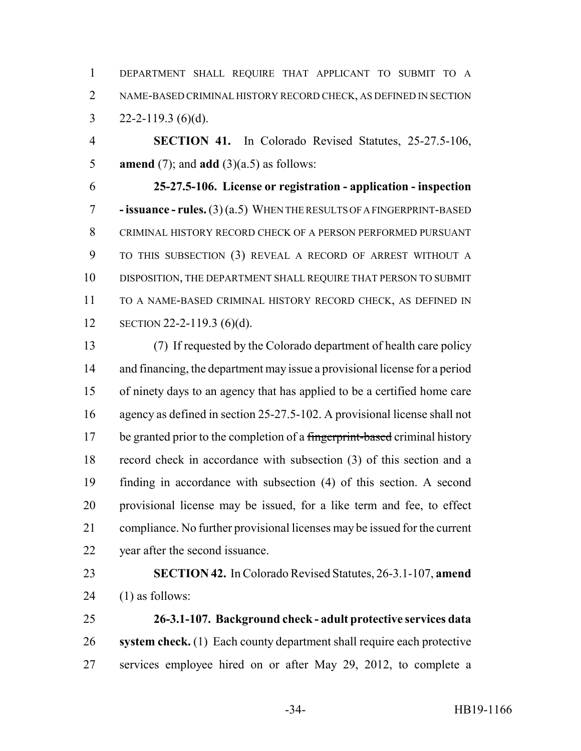DEPARTMENT SHALL REQUIRE THAT APPLICANT TO SUBMIT TO A NAME-BASED CRIMINAL HISTORY RECORD CHECK, AS DEFINED IN SECTION 22-2-119.3 (6)(d).

**SECTION 41.** In Colorado Revised Statutes, 25-27.5-106, **amend** (7); and **add** (3)(a.5) as follows:

**25-27.5-106. License or registration - application - inspection - issuance - rules.** (3) (a.5) WHEN THE RESULTS OF A FINGERPRINT-BASED CRIMINAL HISTORY RECORD CHECK OF A PERSON PERFORMED PURSUANT TO THIS SUBSECTION (3) REVEAL A RECORD OF ARREST WITHOUT A DISPOSITION, THE DEPARTMENT SHALL REQUIRE THAT PERSON TO SUBMIT TO A NAME-BASED CRIMINAL HISTORY RECORD CHECK, AS DEFINED IN SECTION 22-2-119.3 (6)(d).

(7) If requested by the Colorado department of health care policy and financing, the department may issue a provisional license for a period of ninety days to an agency that has applied to be a certified home care agency as defined in section 25-27.5-102. A provisional license shall not be granted prior to the completion of a ~~fingerprint-based~~ criminal history record check in accordance with subsection (3) of this section and a finding in accordance with subsection (4) of this section. A second provisional license may be issued, for a like term and fee, to effect compliance. No further provisional licenses may be issued for the current year after the second issuance.

**SECTION 42.** In Colorado Revised Statutes, 26-3.1-107, **amend** (1) as follows:

**26-3.1-107. Background check - adult protective services data system check.** (1) Each county department shall require each protective services employee hired on or after May 29, 2012, to complete a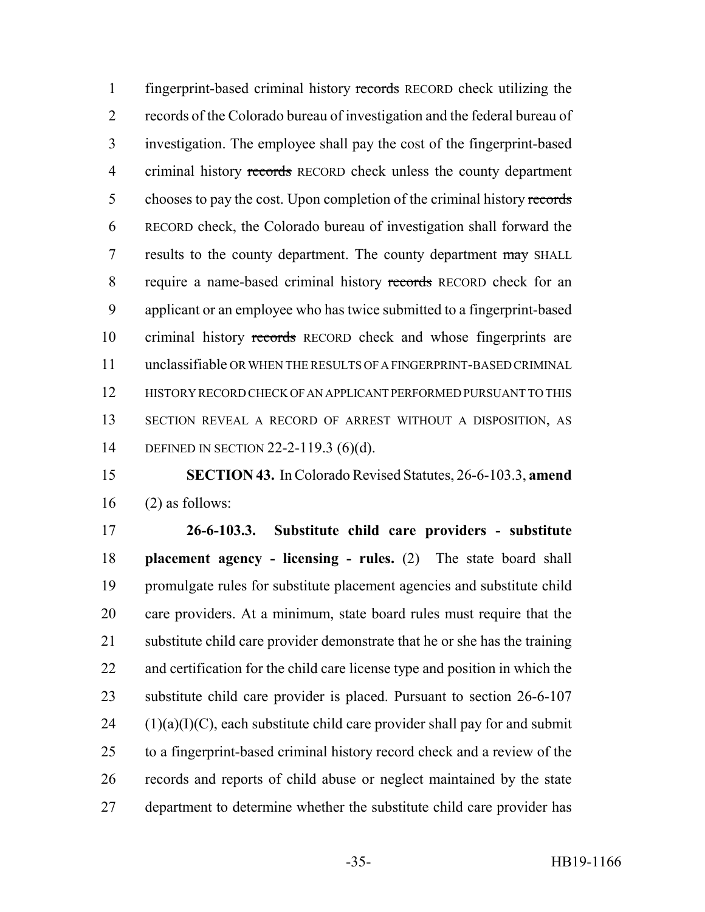fingerprint-based criminal history ~~records~~ RECORD check utilizing the records of the Colorado bureau of investigation and the federal bureau of investigation. The employee shall pay the cost of the fingerprint-based criminal history ~~records~~ RECORD check unless the county department chooses to pay the cost. Upon completion of the criminal history ~~records~~ RECORD check, the Colorado bureau of investigation shall forward the results to the county department. The county department ~~may~~ SHALL require a name-based criminal history ~~records~~ RECORD check for an applicant or an employee who has twice submitted to a fingerprint-based criminal history ~~records~~ RECORD check and whose fingerprints are unclassifiable OR WHEN THE RESULTS OF A FINGERPRINT-BASED CRIMINAL HISTORY RECORD CHECK OF AN APPLICANT PERFORMED PURSUANT TO THIS SECTION REVEAL A RECORD OF ARREST WITHOUT A DISPOSITION, AS DEFINED IN SECTION 22-2-119.3 (6)(d).

**SECTION 43.** In Colorado Revised Statutes, 26-6-103.3, **amend** (2) as follows:

**26-6-103.3. Substitute child care providers - substitute placement agency - licensing - rules.** (2) The state board shall promulgate rules for substitute placement agencies and substitute child care providers. At a minimum, state board rules must require that the substitute child care provider demonstrate that he or she has the training and certification for the child care license type and position in which the substitute child care provider is placed. Pursuant to section 26-6-107 (1)(a)(I)(C), each substitute child care provider shall pay for and submit to a fingerprint-based criminal history record check and a review of the records and reports of child abuse or neglect maintained by the state department to determine whether the substitute child care provider has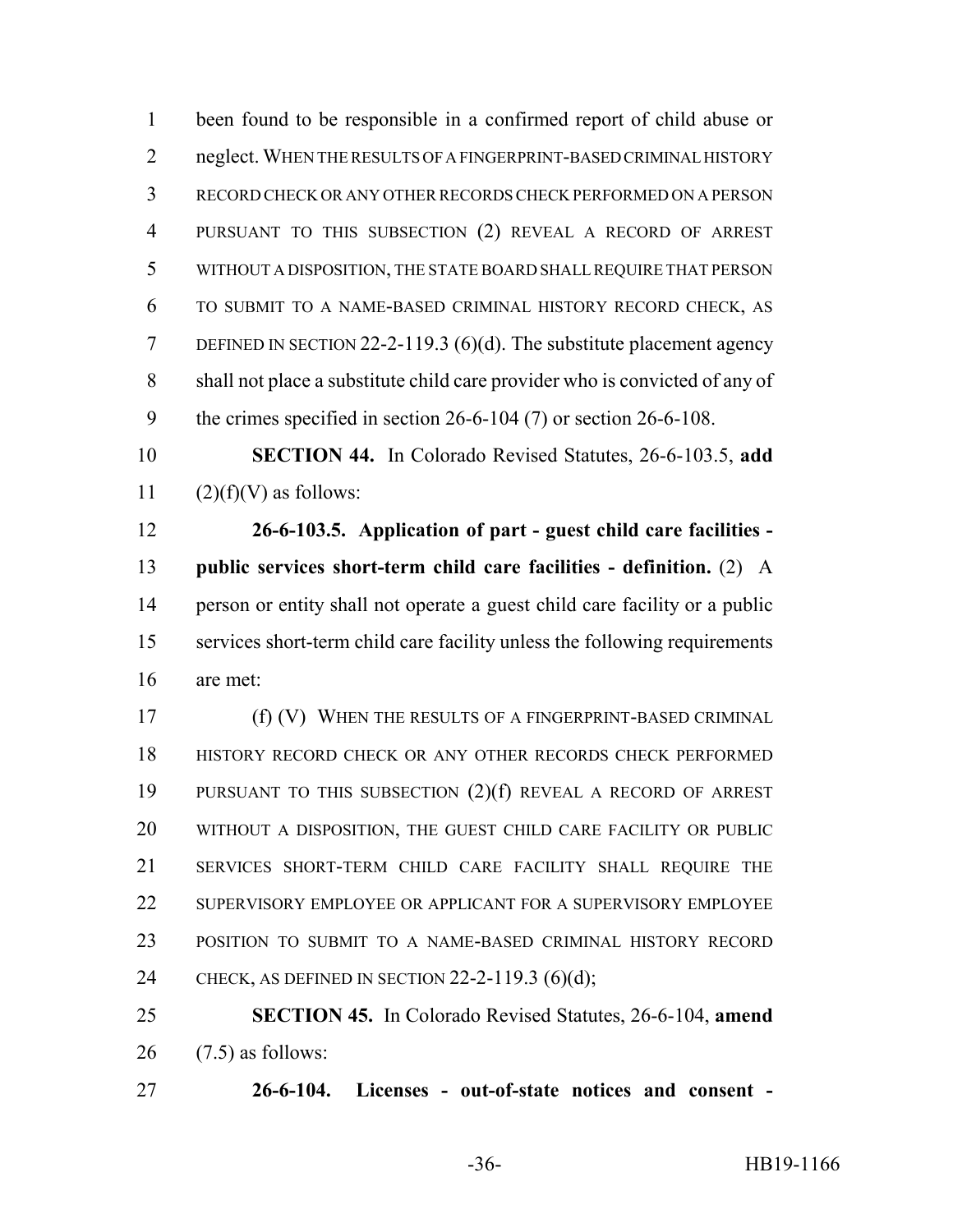been found to be responsible in a confirmed report of child abuse or neglect. WHEN THE RESULTS OF A FINGERPRINT-BASED CRIMINAL HISTORY RECORD CHECK OR ANY OTHER RECORDS CHECK PERFORMED ON A PERSON PURSUANT TO THIS SUBSECTION (2) REVEAL A RECORD OF ARREST WITHOUT A DISPOSITION, THE STATE BOARD SHALL REQUIRE THAT PERSON TO SUBMIT TO A NAME-BASED CRIMINAL HISTORY RECORD CHECK, AS DEFINED IN SECTION 22-2-119.3 (6)(d). The substitute placement agency shall not place a substitute child care provider who is convicted of any of the crimes specified in section 26-6-104 (7) or section 26-6-108.

**SECTION 44.** In Colorado Revised Statutes, 26-6-103.5, **add** (2)(f)(V) as follows:

**26-6-103.5. Application of part - guest child care facilities - public services short-term child care facilities - definition.** (2) A person or entity shall not operate a guest child care facility or a public services short-term child care facility unless the following requirements are met:

(f) (V) WHEN THE RESULTS OF A FINGERPRINT-BASED CRIMINAL HISTORY RECORD CHECK OR ANY OTHER RECORDS CHECK PERFORMED PURSUANT TO THIS SUBSECTION (2)(f) REVEAL A RECORD OF ARREST WITHOUT A DISPOSITION, THE GUEST CHILD CARE FACILITY OR PUBLIC SERVICES SHORT-TERM CHILD CARE FACILITY SHALL REQUIRE THE SUPERVISORY EMPLOYEE OR APPLICANT FOR A SUPERVISORY EMPLOYEE POSITION TO SUBMIT TO A NAME-BASED CRIMINAL HISTORY RECORD CHECK, AS DEFINED IN SECTION 22-2-119.3 (6)(d);

**SECTION 45.** In Colorado Revised Statutes, 26-6-104, **amend** (7.5) as follows:

**26-6-104. Licenses - out-of-state notices and consent -**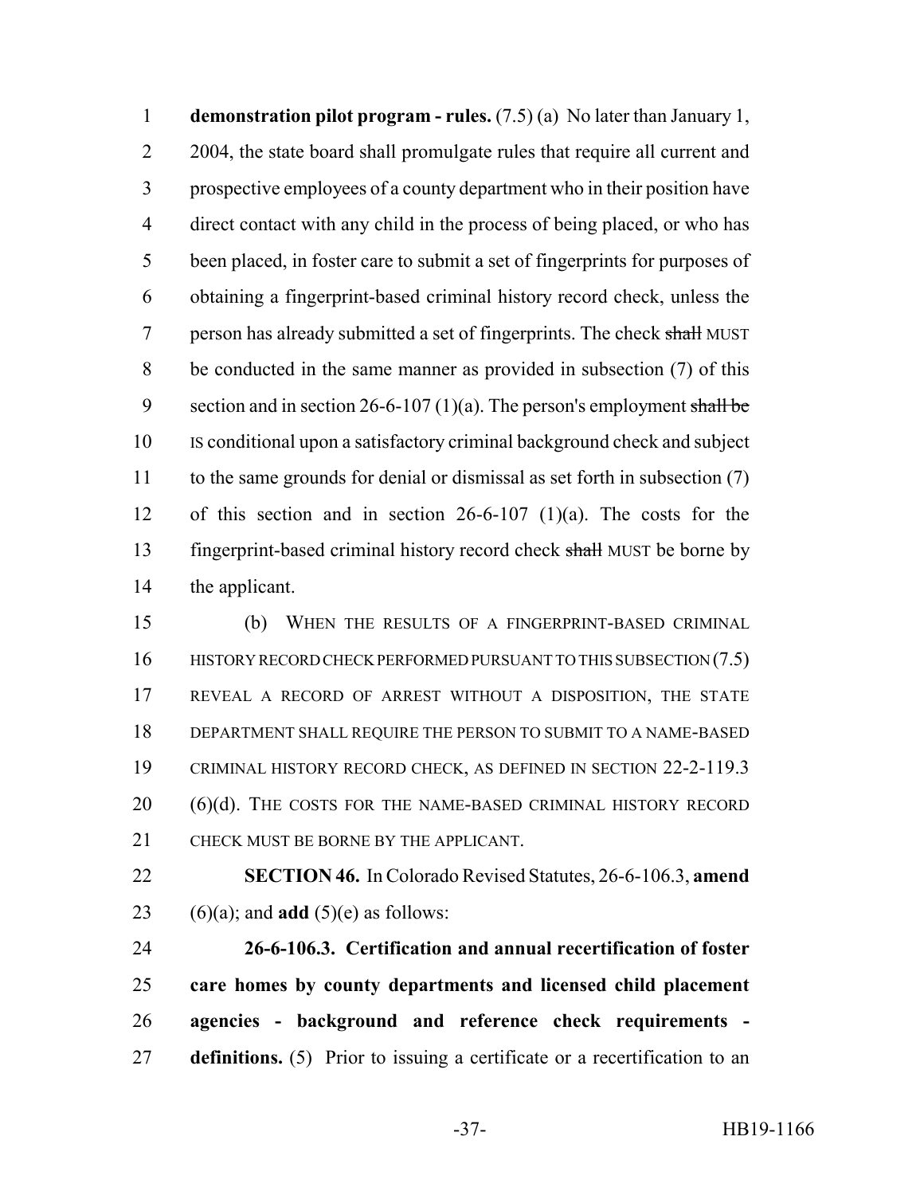**demonstration pilot program - rules.** (7.5) (a) No later than January 1, 2004, the state board shall promulgate rules that require all current and prospective employees of a county department who in their position have direct contact with any child in the process of being placed, or who has been placed, in foster care to submit a set of fingerprints for purposes of obtaining a fingerprint-based criminal history record check, unless the person has already submitted a set of fingerprints. The check ~~shall~~ MUST be conducted in the same manner as provided in subsection (7) of this section and in section 26-6-107 (1)(a). The person's employment ~~shall be~~ IS conditional upon a satisfactory criminal background check and subject to the same grounds for denial or dismissal as set forth in subsection (7) of this section and in section 26-6-107 (1)(a). The costs for the fingerprint-based criminal history record check ~~shall~~ MUST be borne by the applicant.

(b) WHEN THE RESULTS OF A FINGERPRINT-BASED CRIMINAL HISTORY RECORD CHECK PERFORMED PURSUANT TO THIS SUBSECTION (7.5) REVEAL A RECORD OF ARREST WITHOUT A DISPOSITION, THE STATE DEPARTMENT SHALL REQUIRE THE PERSON TO SUBMIT TO A NAME-BASED CRIMINAL HISTORY RECORD CHECK, AS DEFINED IN SECTION 22-2-119.3 (6)(d). THE COSTS FOR THE NAME-BASED CRIMINAL HISTORY RECORD CHECK MUST BE BORNE BY THE APPLICANT.

**SECTION 46.** In Colorado Revised Statutes, 26-6-106.3, **amend** (6)(a); and **add** (5)(e) as follows:

**26-6-106.3. Certification and annual recertification of foster care homes by county departments and licensed child placement agencies - background and reference check requirements - definitions.** (5) Prior to issuing a certificate or a recertification to an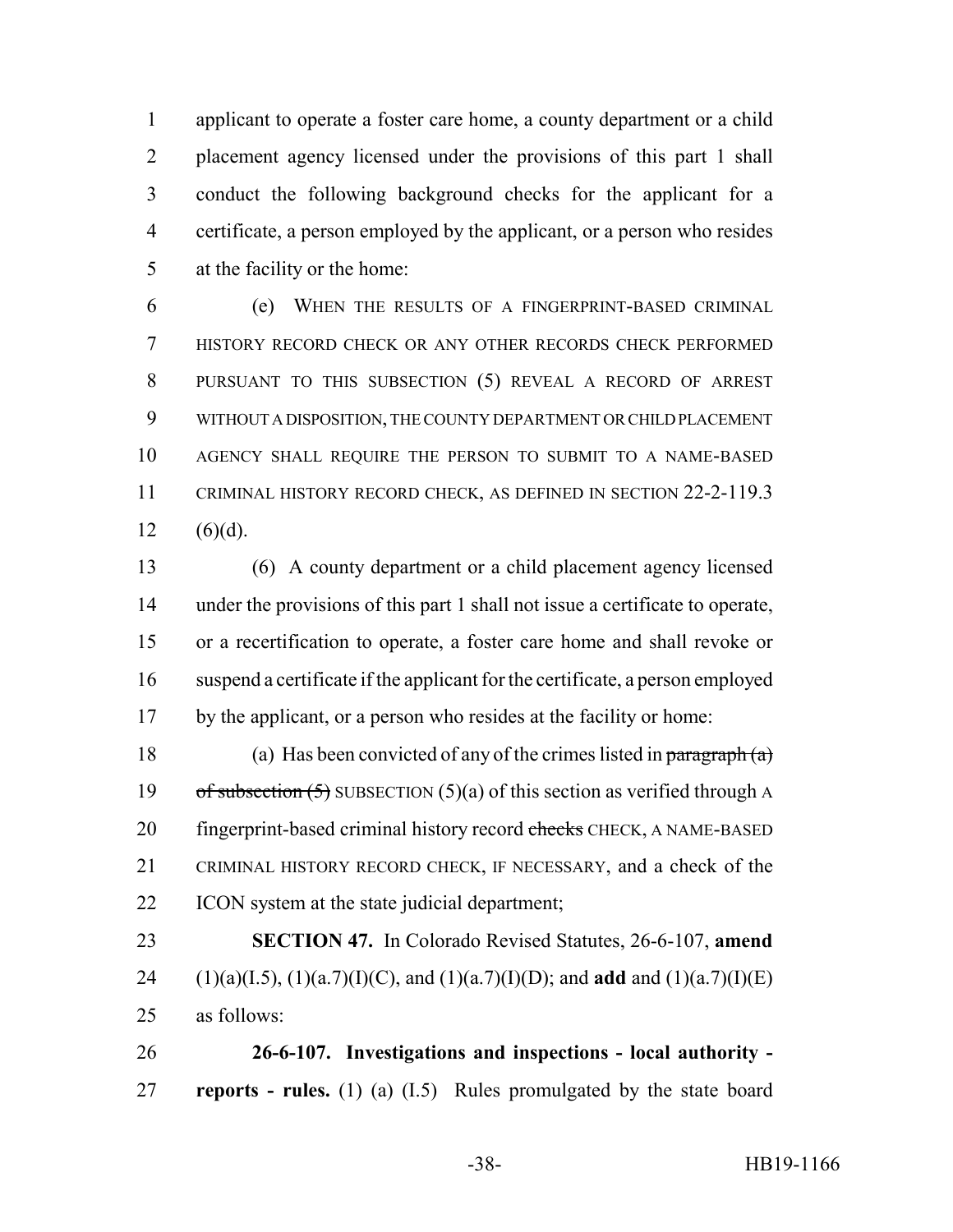applicant to operate a foster care home, a county department or a child placement agency licensed under the provisions of this part 1 shall conduct the following background checks for the applicant for a certificate, a person employed by the applicant, or a person who resides at the facility or the home:

(e) WHEN THE RESULTS OF A FINGERPRINT-BASED CRIMINAL HISTORY RECORD CHECK OR ANY OTHER RECORDS CHECK PERFORMED PURSUANT TO THIS SUBSECTION (5) REVEAL A RECORD OF ARREST WITHOUT A DISPOSITION, THE COUNTY DEPARTMENT OR CHILD PLACEMENT AGENCY SHALL REQUIRE THE PERSON TO SUBMIT TO A NAME-BASED CRIMINAL HISTORY RECORD CHECK, AS DEFINED IN SECTION 22-2-119.3 (6)(d).

(6) A county department or a child placement agency licensed under the provisions of this part 1 shall not issue a certificate to operate, or a recertification to operate, a foster care home and shall revoke or suspend a certificate if the applicant for the certificate, a person employed by the applicant, or a person who resides at the facility or home:

(a) Has been convicted of any of the crimes listed in ~~paragraph (a) of subsection (5)~~ SUBSECTION (5)(a) of this section as verified through A fingerprint-based criminal history record ~~checks~~ CHECK, A NAME-BASED CRIMINAL HISTORY RECORD CHECK, IF NECESSARY, and a check of the ICON system at the state judicial department;

**SECTION 47.** In Colorado Revised Statutes, 26-6-107, **amend** (1)(a)(I.5), (1)(a.7)(I)(C), and (1)(a.7)(I)(D); and **add** and (1)(a.7)(I)(E) as follows:

**26-6-107. Investigations and inspections - local authority - reports - rules.** (1) (a) (I.5) Rules promulgated by the state board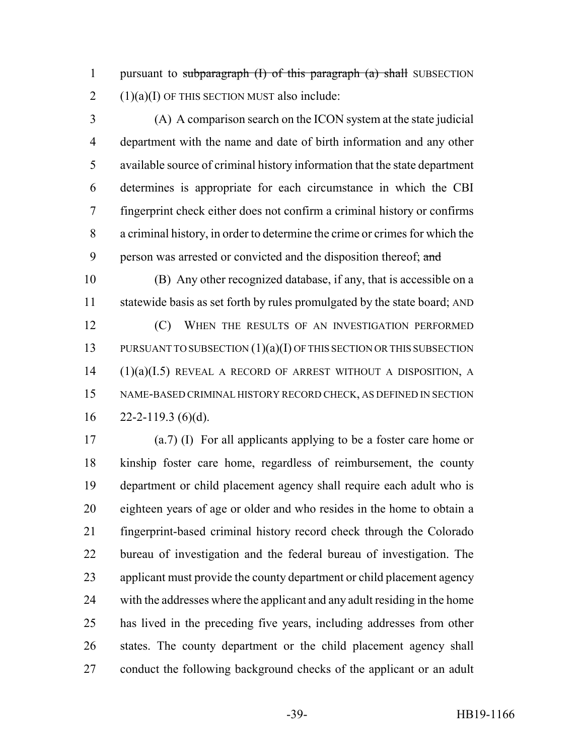pursuant to ~~subparagraph (I) of this paragraph (a) shall~~ SUBSECTION (1)(a)(I) OF THIS SECTION MUST also include:

(A) A comparison search on the ICON system at the state judicial department with the name and date of birth information and any other available source of criminal history information that the state department determines is appropriate for each circumstance in which the CBI fingerprint check either does not confirm a criminal history or confirms a criminal history, in order to determine the crime or crimes for which the person was arrested or convicted and the disposition thereof; ~~and~~

(B) Any other recognized database, if any, that is accessible on a statewide basis as set forth by rules promulgated by the state board; AND

(C) WHEN THE RESULTS OF AN INVESTIGATION PERFORMED PURSUANT TO SUBSECTION (1)(a)(I) OF THIS SECTION OR THIS SUBSECTION (1)(a)(I.5) REVEAL A RECORD OF ARREST WITHOUT A DISPOSITION, A NAME-BASED CRIMINAL HISTORY RECORD CHECK, AS DEFINED IN SECTION 22-2-119.3 (6)(d).

(a.7) (I) For all applicants applying to be a foster care home or kinship foster care home, regardless of reimbursement, the county department or child placement agency shall require each adult who is eighteen years of age or older and who resides in the home to obtain a fingerprint-based criminal history record check through the Colorado bureau of investigation and the federal bureau of investigation. The applicant must provide the county department or child placement agency with the addresses where the applicant and any adult residing in the home has lived in the preceding five years, including addresses from other states. The county department or the child placement agency shall conduct the following background checks of the applicant or an adult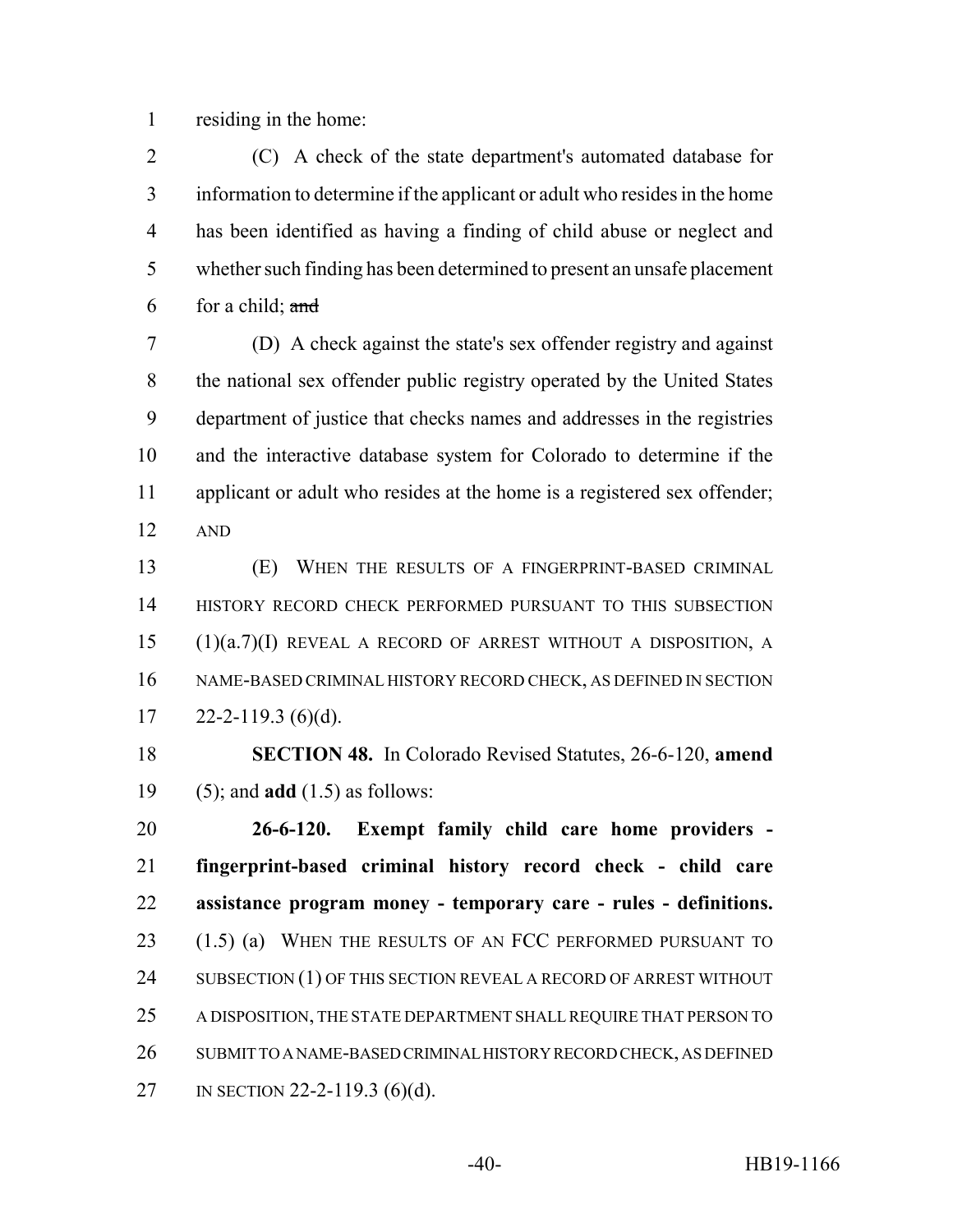residing in the home:

(C) A check of the state department's automated database for information to determine if the applicant or adult who resides in the home has been identified as having a finding of child abuse or neglect and whether such finding has been determined to present an unsafe placement for a child; ~~and~~

(D) A check against the state's sex offender registry and against the national sex offender public registry operated by the United States department of justice that checks names and addresses in the registries and the interactive database system for Colorado to determine if the applicant or adult who resides at the home is a registered sex offender; AND

(E) WHEN THE RESULTS OF A FINGERPRINT-BASED CRIMINAL HISTORY RECORD CHECK PERFORMED PURSUANT TO THIS SUBSECTION (1)(a.7)(I) REVEAL A RECORD OF ARREST WITHOUT A DISPOSITION, A NAME-BASED CRIMINAL HISTORY RECORD CHECK, AS DEFINED IN SECTION 22-2-119.3 (6)(d).

**SECTION 48.** In Colorado Revised Statutes, 26-6-120, **amend** (5); and **add** (1.5) as follows:

**26-6-120. Exempt family child care home providers - fingerprint-based criminal history record check - child care assistance program money - temporary care - rules - definitions.** (1.5) (a) WHEN THE RESULTS OF AN FCC PERFORMED PURSUANT TO SUBSECTION (1) OF THIS SECTION REVEAL A RECORD OF ARREST WITHOUT A DISPOSITION, THE STATE DEPARTMENT SHALL REQUIRE THAT PERSON TO SUBMIT TO A NAME-BASED CRIMINAL HISTORY RECORD CHECK, AS DEFINED IN SECTION 22-2-119.3 (6)(d).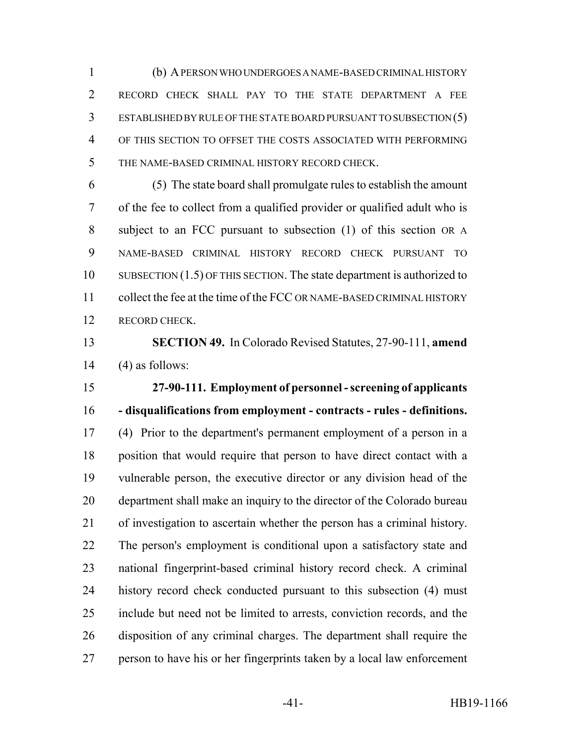(b) A PERSON WHO UNDERGOES A NAME-BASED CRIMINAL HISTORY RECORD CHECK SHALL PAY TO THE STATE DEPARTMENT A FEE ESTABLISHED BY RULE OF THE STATE BOARD PURSUANT TO SUBSECTION (5) OF THIS SECTION TO OFFSET THE COSTS ASSOCIATED WITH PERFORMING THE NAME-BASED CRIMINAL HISTORY RECORD CHECK.

(5) The state board shall promulgate rules to establish the amount of the fee to collect from a qualified provider or qualified adult who is subject to an FCC pursuant to subsection (1) of this section OR A NAME-BASED CRIMINAL HISTORY RECORD CHECK PURSUANT TO SUBSECTION (1.5) OF THIS SECTION. The state department is authorized to collect the fee at the time of the FCC OR NAME-BASED CRIMINAL HISTORY RECORD CHECK.

**SECTION 49.** In Colorado Revised Statutes, 27-90-111, **amend** (4) as follows:

**27-90-111. Employment of personnel - screening of applicants - disqualifications from employment - contracts - rules - definitions.** (4) Prior to the department's permanent employment of a person in a position that would require that person to have direct contact with a vulnerable person, the executive director or any division head of the department shall make an inquiry to the director of the Colorado bureau of investigation to ascertain whether the person has a criminal history. The person's employment is conditional upon a satisfactory state and national fingerprint-based criminal history record check. A criminal history record check conducted pursuant to this subsection (4) must include but need not be limited to arrests, conviction records, and the disposition of any criminal charges. The department shall require the person to have his or her fingerprints taken by a local law enforcement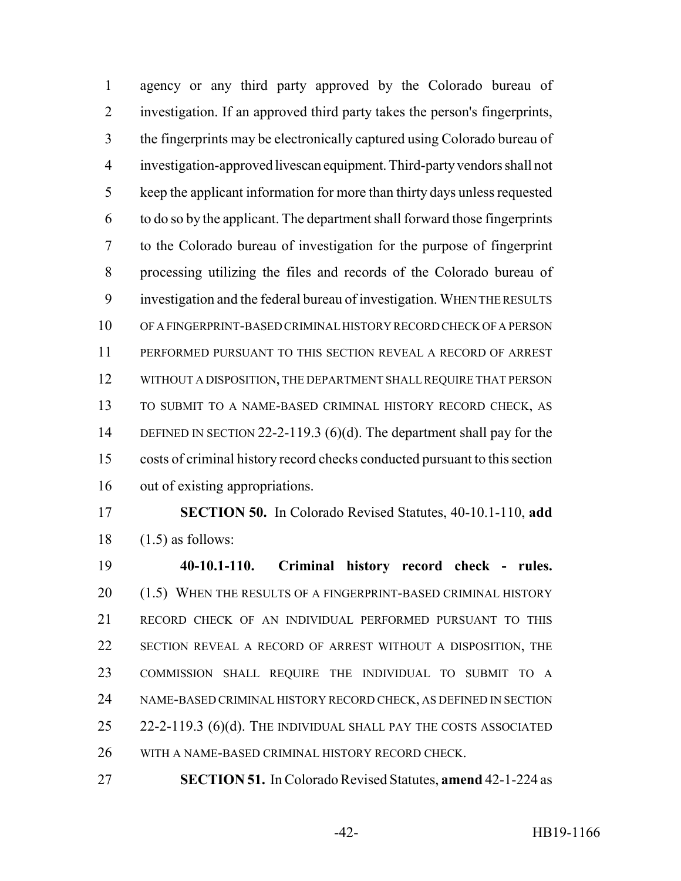agency or any third party approved by the Colorado bureau of investigation. If an approved third party takes the person's fingerprints, the fingerprints may be electronically captured using Colorado bureau of investigation-approved livescan equipment. Third-party vendors shall not keep the applicant information for more than thirty days unless requested to do so by the applicant. The department shall forward those fingerprints to the Colorado bureau of investigation for the purpose of fingerprint processing utilizing the files and records of the Colorado bureau of investigation and the federal bureau of investigation. WHEN THE RESULTS OF A FINGERPRINT-BASED CRIMINAL HISTORY RECORD CHECK OF A PERSON PERFORMED PURSUANT TO THIS SECTION REVEAL A RECORD OF ARREST WITHOUT A DISPOSITION, THE DEPARTMENT SHALL REQUIRE THAT PERSON TO SUBMIT TO A NAME-BASED CRIMINAL HISTORY RECORD CHECK, AS DEFINED IN SECTION 22-2-119.3 (6)(d). The department shall pay for the costs of criminal history record checks conducted pursuant to this section out of existing appropriations.

**SECTION 50.** In Colorado Revised Statutes, 40-10.1-110, **add** (1.5) as follows:

**40-10.1-110. Criminal history record check - rules.** (1.5) WHEN THE RESULTS OF A FINGERPRINT-BASED CRIMINAL HISTORY RECORD CHECK OF AN INDIVIDUAL PERFORMED PURSUANT TO THIS SECTION REVEAL A RECORD OF ARREST WITHOUT A DISPOSITION, THE COMMISSION SHALL REQUIRE THE INDIVIDUAL TO SUBMIT TO A NAME-BASED CRIMINAL HISTORY RECORD CHECK, AS DEFINED IN SECTION 22-2-119.3 (6)(d). THE INDIVIDUAL SHALL PAY THE COSTS ASSOCIATED WITH A NAME-BASED CRIMINAL HISTORY RECORD CHECK.

**SECTION 51.** In Colorado Revised Statutes, **amend** 42-1-224 as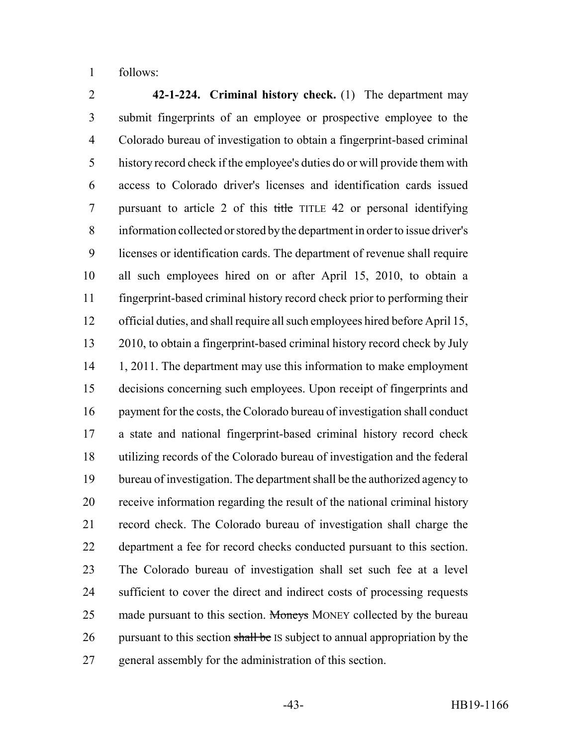follows:

**42-1-224. Criminal history check.** (1) The department may submit fingerprints of an employee or prospective employee to the Colorado bureau of investigation to obtain a fingerprint-based criminal history record check if the employee's duties do or will provide them with access to Colorado driver's licenses and identification cards issued pursuant to article 2 of this ~~title~~ TITLE 42 or personal identifying information collected or stored by the department in order to issue driver's licenses or identification cards. The department of revenue shall require all such employees hired on or after April 15, 2010, to obtain a fingerprint-based criminal history record check prior to performing their official duties, and shall require all such employees hired before April 15, 2010, to obtain a fingerprint-based criminal history record check by July 1, 2011. The department may use this information to make employment decisions concerning such employees. Upon receipt of fingerprints and payment for the costs, the Colorado bureau of investigation shall conduct a state and national fingerprint-based criminal history record check utilizing records of the Colorado bureau of investigation and the federal bureau of investigation. The department shall be the authorized agency to receive information regarding the result of the national criminal history record check. The Colorado bureau of investigation shall charge the department a fee for record checks conducted pursuant to this section. The Colorado bureau of investigation shall set such fee at a level sufficient to cover the direct and indirect costs of processing requests made pursuant to this section. ~~Moneys~~ MONEY collected by the bureau pursuant to this section ~~shall be~~ IS subject to annual appropriation by the general assembly for the administration of this section.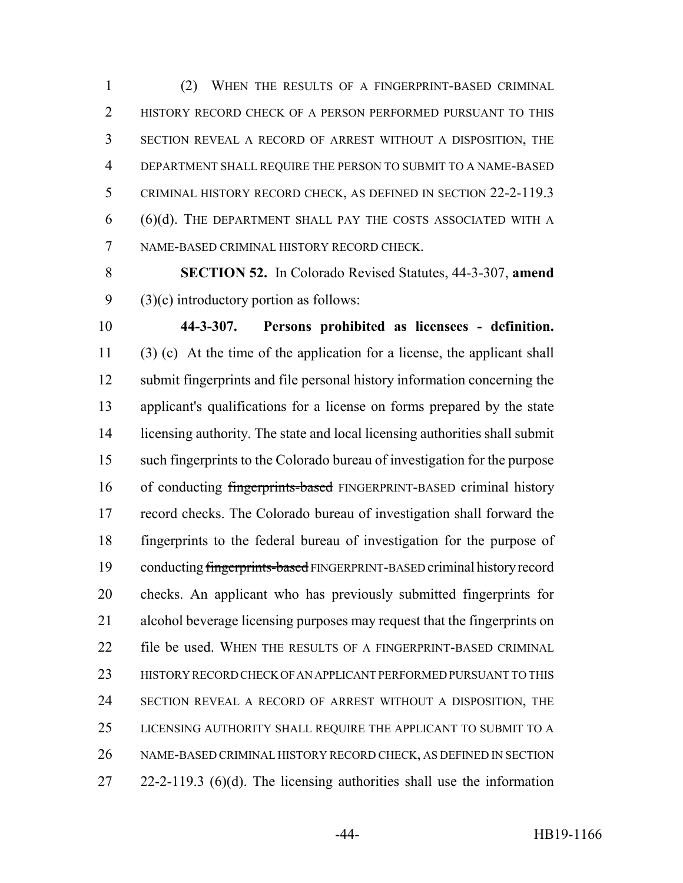(2) WHEN THE RESULTS OF A FINGERPRINT-BASED CRIMINAL HISTORY RECORD CHECK OF A PERSON PERFORMED PURSUANT TO THIS SECTION REVEAL A RECORD OF ARREST WITHOUT A DISPOSITION, THE DEPARTMENT SHALL REQUIRE THE PERSON TO SUBMIT TO A NAME-BASED CRIMINAL HISTORY RECORD CHECK, AS DEFINED IN SECTION 22-2-119.3 (6)(d). THE DEPARTMENT SHALL PAY THE COSTS ASSOCIATED WITH A NAME-BASED CRIMINAL HISTORY RECORD CHECK.

**SECTION 52.** In Colorado Revised Statutes, 44-3-307, **amend** (3)(c) introductory portion as follows:

**44-3-307. Persons prohibited as licensees - definition.** (3) (c) At the time of the application for a license, the applicant shall submit fingerprints and file personal history information concerning the applicant's qualifications for a license on forms prepared by the state licensing authority. The state and local licensing authorities shall submit such fingerprints to the Colorado bureau of investigation for the purpose of conducting ~~fingerprints-based~~ FINGERPRINT-BASED criminal history record checks. The Colorado bureau of investigation shall forward the fingerprints to the federal bureau of investigation for the purpose of conducting ~~fingerprints-based~~ FINGERPRINT-BASED criminal history record checks. An applicant who has previously submitted fingerprints for alcohol beverage licensing purposes may request that the fingerprints on file be used. WHEN THE RESULTS OF A FINGERPRINT-BASED CRIMINAL HISTORY RECORD CHECK OF AN APPLICANT PERFORMED PURSUANT TO THIS SECTION REVEAL A RECORD OF ARREST WITHOUT A DISPOSITION, THE LICENSING AUTHORITY SHALL REQUIRE THE APPLICANT TO SUBMIT TO A NAME-BASED CRIMINAL HISTORY RECORD CHECK, AS DEFINED IN SECTION 22-2-119.3 (6)(d). The licensing authorities shall use the information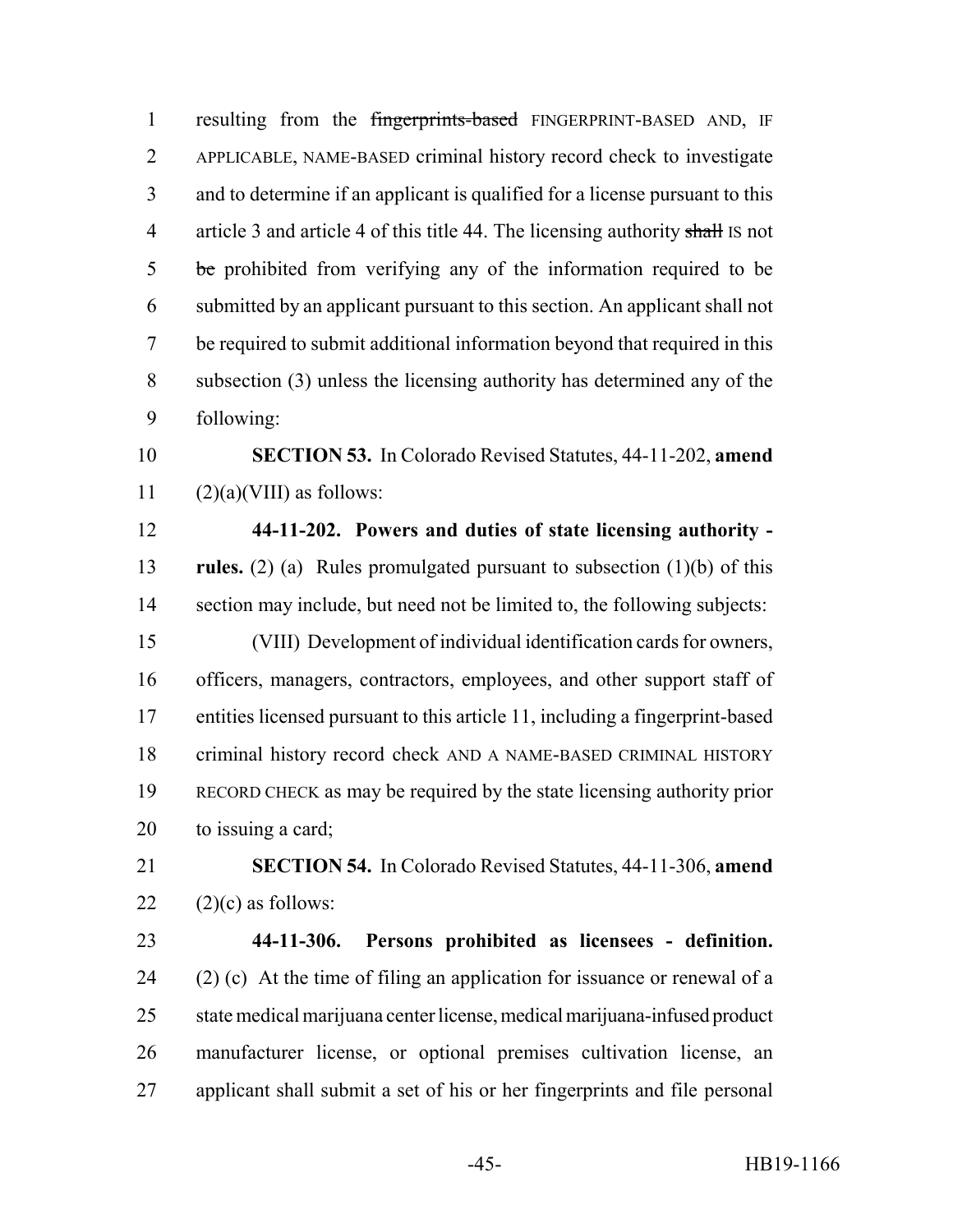resulting from the ~~fingerprints-based~~ FINGERPRINT-BASED AND, IF APPLICABLE, NAME-BASED criminal history record check to investigate and to determine if an applicant is qualified for a license pursuant to this article 3 and article 4 of this title 44. The licensing authority ~~shall~~ IS not ~~be~~ prohibited from verifying any of the information required to be submitted by an applicant pursuant to this section. An applicant shall not be required to submit additional information beyond that required in this subsection (3) unless the licensing authority has determined any of the following:

**SECTION 53.** In Colorado Revised Statutes, 44-11-202, **amend** (2)(a)(VIII) as follows:

**44-11-202. Powers and duties of state licensing authority - rules.** (2) (a) Rules promulgated pursuant to subsection (1)(b) of this section may include, but need not be limited to, the following subjects:

(VIII) Development of individual identification cards for owners, officers, managers, contractors, employees, and other support staff of entities licensed pursuant to this article 11, including a fingerprint-based criminal history record check AND A NAME-BASED CRIMINAL HISTORY RECORD CHECK as may be required by the state licensing authority prior to issuing a card;

**SECTION 54.** In Colorado Revised Statutes, 44-11-306, **amend** (2)(c) as follows:

**44-11-306. Persons prohibited as licensees - definition.** (2) (c) At the time of filing an application for issuance or renewal of a state medical marijuana center license, medical marijuana-infused product manufacturer license, or optional premises cultivation license, an applicant shall submit a set of his or her fingerprints and file personal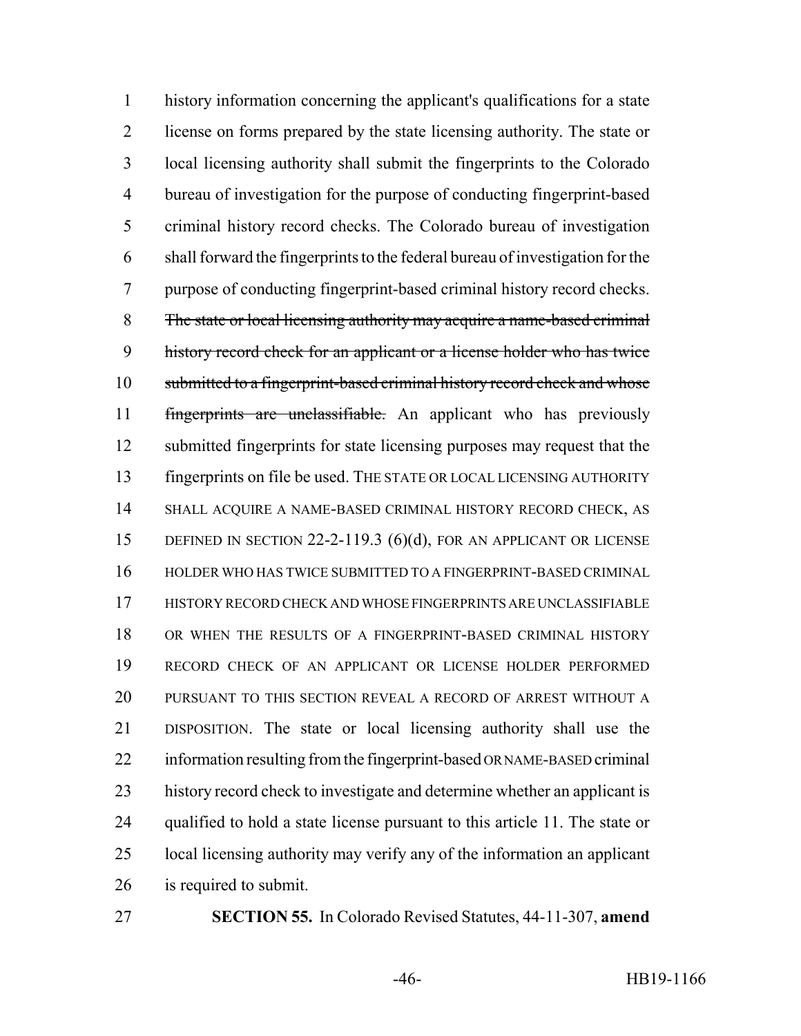history information concerning the applicant's qualifications for a state license on forms prepared by the state licensing authority. The state or local licensing authority shall submit the fingerprints to the Colorado bureau of investigation for the purpose of conducting fingerprint-based criminal history record checks. The Colorado bureau of investigation shall forward the fingerprints to the federal bureau of investigation for the purpose of conducting fingerprint-based criminal history record checks. ~~The state or local licensing authority may acquire a name-based criminal history record check for an applicant or a license holder who has twice submitted to a fingerprint-based criminal history record check and whose fingerprints are unclassifiable.~~ An applicant who has previously submitted fingerprints for state licensing purposes may request that the fingerprints on file be used. THE STATE OR LOCAL LICENSING AUTHORITY SHALL ACQUIRE A NAME-BASED CRIMINAL HISTORY RECORD CHECK, AS DEFINED IN SECTION 22-2-119.3 (6)(d), FOR AN APPLICANT OR LICENSE HOLDER WHO HAS TWICE SUBMITTED TO A FINGERPRINT-BASED CRIMINAL HISTORY RECORD CHECK AND WHOSE FINGERPRINTS ARE UNCLASSIFIABLE OR WHEN THE RESULTS OF A FINGERPRINT-BASED CRIMINAL HISTORY RECORD CHECK OF AN APPLICANT OR LICENSE HOLDER PERFORMED PURSUANT TO THIS SECTION REVEAL A RECORD OF ARREST WITHOUT A DISPOSITION. The state or local licensing authority shall use the information resulting from the fingerprint-based OR NAME-BASED criminal history record check to investigate and determine whether an applicant is qualified to hold a state license pursuant to this article 11. The state or local licensing authority may verify any of the information an applicant is required to submit.

**SECTION 55.** In Colorado Revised Statutes, 44-11-307, **amend**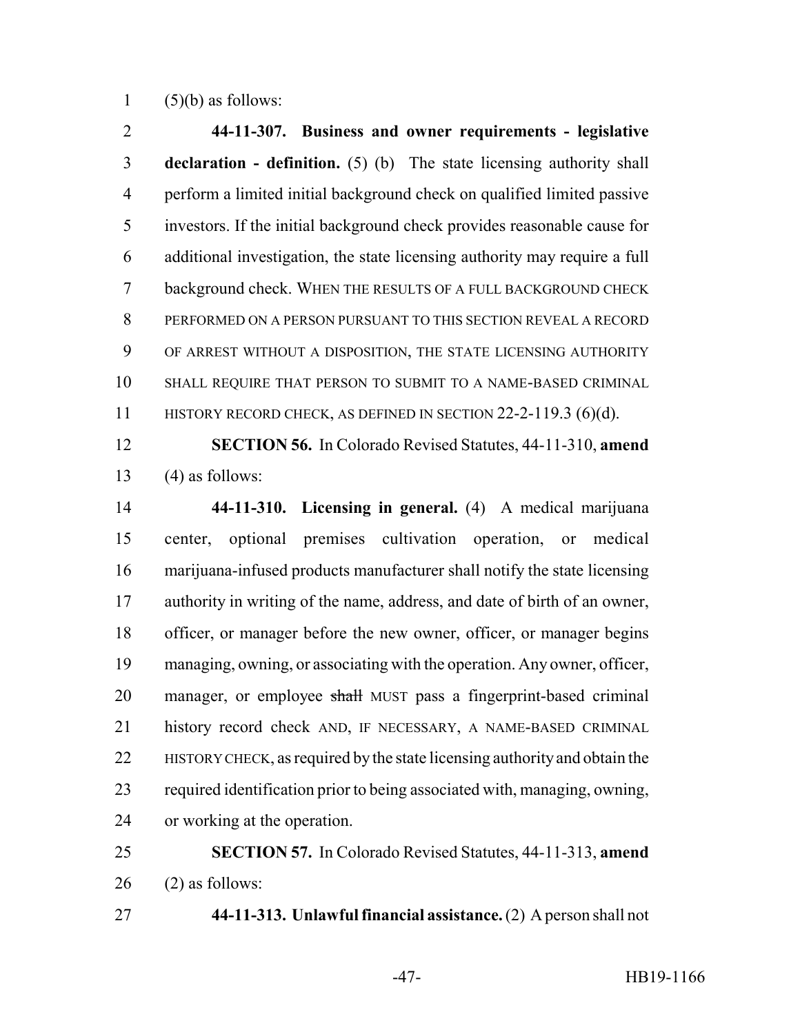(5)(b) as follows:

**44-11-307. Business and owner requirements - legislative declaration - definition.** (5) (b) The state licensing authority shall perform a limited initial background check on qualified limited passive investors. If the initial background check provides reasonable cause for additional investigation, the state licensing authority may require a full background check. WHEN THE RESULTS OF A FULL BACKGROUND CHECK PERFORMED ON A PERSON PURSUANT TO THIS SECTION REVEAL A RECORD OF ARREST WITHOUT A DISPOSITION, THE STATE LICENSING AUTHORITY SHALL REQUIRE THAT PERSON TO SUBMIT TO A NAME-BASED CRIMINAL HISTORY RECORD CHECK, AS DEFINED IN SECTION 22-2-119.3 (6)(d).

**SECTION 56.** In Colorado Revised Statutes, 44-11-310, **amend** (4) as follows:

**44-11-310. Licensing in general.** (4) A medical marijuana center, optional premises cultivation operation, or medical marijuana-infused products manufacturer shall notify the state licensing authority in writing of the name, address, and date of birth of an owner, officer, or manager before the new owner, officer, or manager begins managing, owning, or associating with the operation. Any owner, officer, manager, or employee ~~shall~~ MUST pass a fingerprint-based criminal history record check AND, IF NECESSARY, A NAME-BASED CRIMINAL HISTORY CHECK, as required by the state licensing authority and obtain the required identification prior to being associated with, managing, owning, or working at the operation.

**SECTION 57.** In Colorado Revised Statutes, 44-11-313, **amend** (2) as follows:

**44-11-313. Unlawful financial assistance.** (2) A person shall not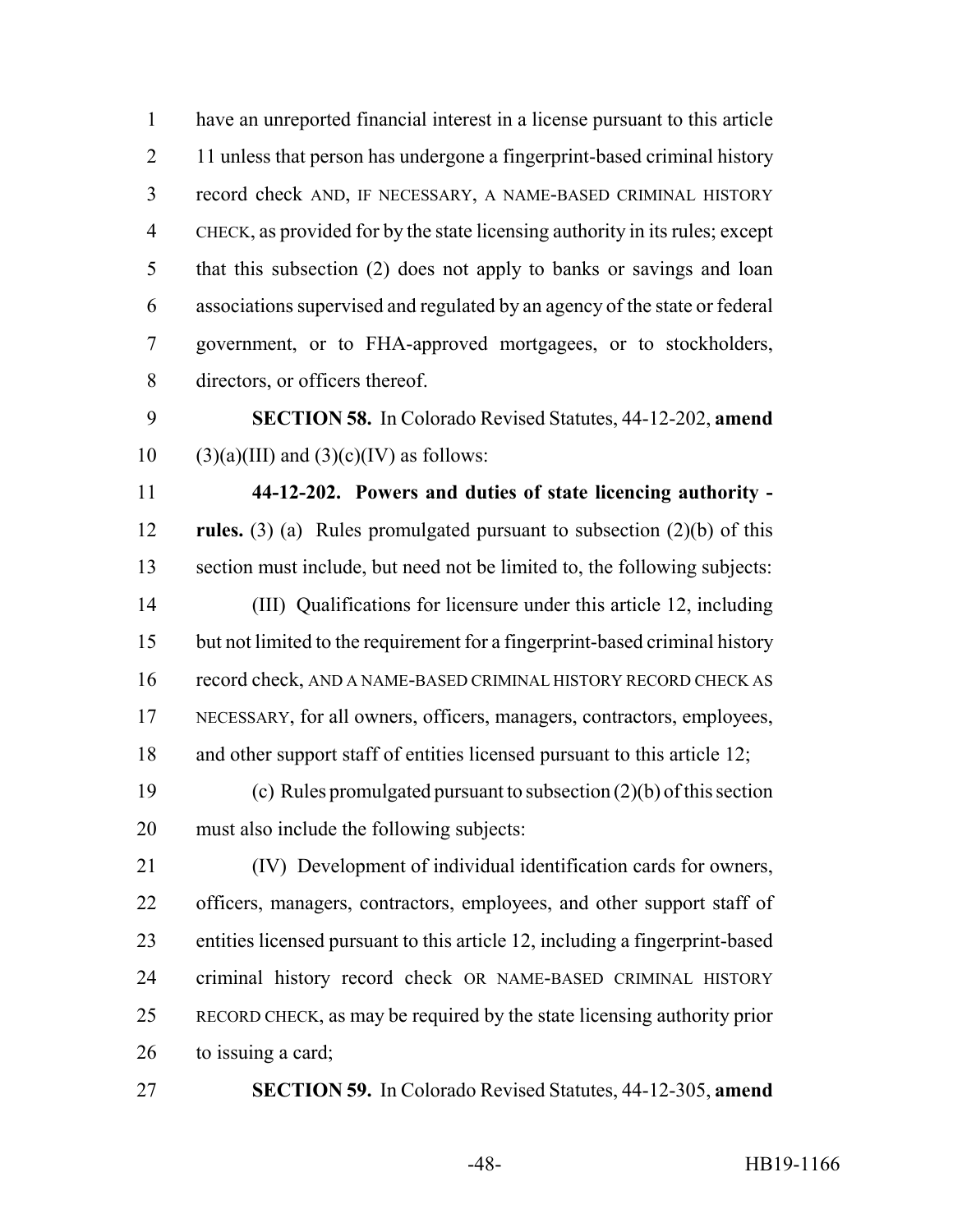have an unreported financial interest in a license pursuant to this article 11 unless that person has undergone a fingerprint-based criminal history record check AND, IF NECESSARY, A NAME-BASED CRIMINAL HISTORY CHECK, as provided for by the state licensing authority in its rules; except that this subsection (2) does not apply to banks or savings and loan associations supervised and regulated by an agency of the state or federal government, or to FHA-approved mortgagees, or to stockholders, directors, or officers thereof.

**SECTION 58.** In Colorado Revised Statutes, 44-12-202, **amend** (3)(a)(III) and (3)(c)(IV) as follows:

**44-12-202. Powers and duties of state licencing authority - rules.** (3) (a) Rules promulgated pursuant to subsection (2)(b) of this section must include, but need not be limited to, the following subjects:

(III) Qualifications for licensure under this article 12, including but not limited to the requirement for a fingerprint-based criminal history record check, AND A NAME-BASED CRIMINAL HISTORY RECORD CHECK AS NECESSARY, for all owners, officers, managers, contractors, employees, and other support staff of entities licensed pursuant to this article 12;

(c) Rules promulgated pursuant to subsection (2)(b) of this section must also include the following subjects:

(IV) Development of individual identification cards for owners, officers, managers, contractors, employees, and other support staff of entities licensed pursuant to this article 12, including a fingerprint-based criminal history record check OR NAME-BASED CRIMINAL HISTORY RECORD CHECK, as may be required by the state licensing authority prior to issuing a card;

**SECTION 59.** In Colorado Revised Statutes, 44-12-305, **amend**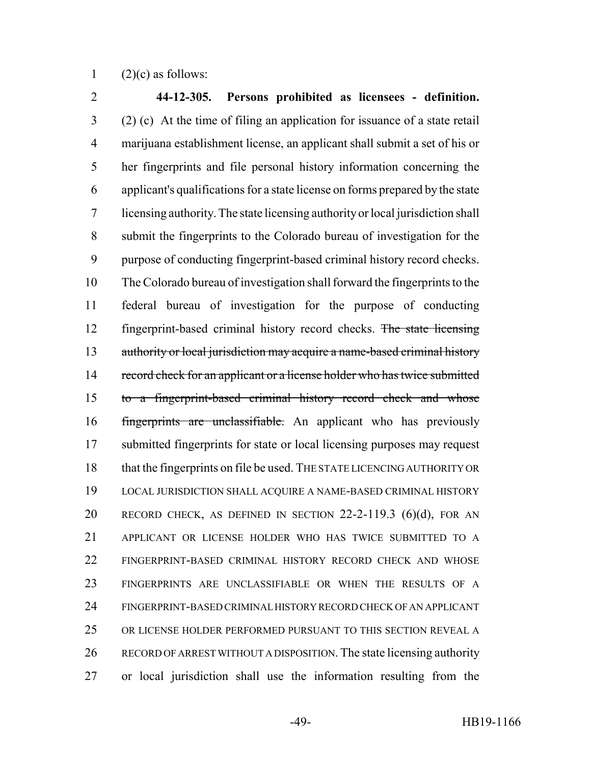(2)(c) as follows:

**44-12-305. Persons prohibited as licensees - definition.** (2) (c) At the time of filing an application for issuance of a state retail marijuana establishment license, an applicant shall submit a set of his or her fingerprints and file personal history information concerning the applicant's qualifications for a state license on forms prepared by the state licensing authority. The state licensing authority or local jurisdiction shall submit the fingerprints to the Colorado bureau of investigation for the purpose of conducting fingerprint-based criminal history record checks. The Colorado bureau of investigation shall forward the fingerprints to the federal bureau of investigation for the purpose of conducting fingerprint-based criminal history record checks. ~~The state licensing authority or local jurisdiction may acquire a name-based criminal history record check for an applicant or a license holder who has twice submitted to a fingerprint-based criminal history record check and whose fingerprints are unclassifiable.~~ An applicant who has previously submitted fingerprints for state or local licensing purposes may request that the fingerprints on file be used. THE STATE LICENCING AUTHORITY OR LOCAL JURISDICTION SHALL ACQUIRE A NAME-BASED CRIMINAL HISTORY RECORD CHECK, AS DEFINED IN SECTION 22-2-119.3 (6)(d), FOR AN APPLICANT OR LICENSE HOLDER WHO HAS TWICE SUBMITTED TO A FINGERPRINT-BASED CRIMINAL HISTORY RECORD CHECK AND WHOSE FINGERPRINTS ARE UNCLASSIFIABLE OR WHEN THE RESULTS OF A FINGERPRINT-BASED CRIMINAL HISTORY RECORD CHECK OF AN APPLICANT OR LICENSE HOLDER PERFORMED PURSUANT TO THIS SECTION REVEAL A RECORD OF ARREST WITHOUT A DISPOSITION. The state licensing authority or local jurisdiction shall use the information resulting from the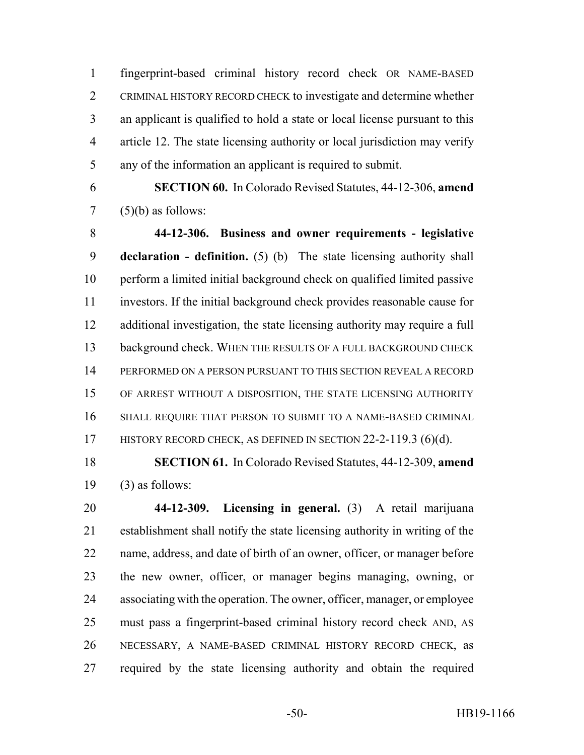fingerprint-based criminal history record check OR NAME-BASED CRIMINAL HISTORY RECORD CHECK to investigate and determine whether an applicant is qualified to hold a state or local license pursuant to this article 12. The state licensing authority or local jurisdiction may verify any of the information an applicant is required to submit.

**SECTION 60.** In Colorado Revised Statutes, 44-12-306, **amend** (5)(b) as follows:

**44-12-306. Business and owner requirements - legislative declaration - definition.** (5) (b) The state licensing authority shall perform a limited initial background check on qualified limited passive investors. If the initial background check provides reasonable cause for additional investigation, the state licensing authority may require a full background check. WHEN THE RESULTS OF A FULL BACKGROUND CHECK PERFORMED ON A PERSON PURSUANT TO THIS SECTION REVEAL A RECORD OF ARREST WITHOUT A DISPOSITION, THE STATE LICENSING AUTHORITY SHALL REQUIRE THAT PERSON TO SUBMIT TO A NAME-BASED CRIMINAL HISTORY RECORD CHECK, AS DEFINED IN SECTION 22-2-119.3 (6)(d).

**SECTION 61.** In Colorado Revised Statutes, 44-12-309, **amend** (3) as follows:

**44-12-309. Licensing in general.** (3) A retail marijuana establishment shall notify the state licensing authority in writing of the name, address, and date of birth of an owner, officer, or manager before the new owner, officer, or manager begins managing, owning, or associating with the operation. The owner, officer, manager, or employee must pass a fingerprint-based criminal history record check AND, AS NECESSARY, A NAME-BASED CRIMINAL HISTORY RECORD CHECK, as required by the state licensing authority and obtain the required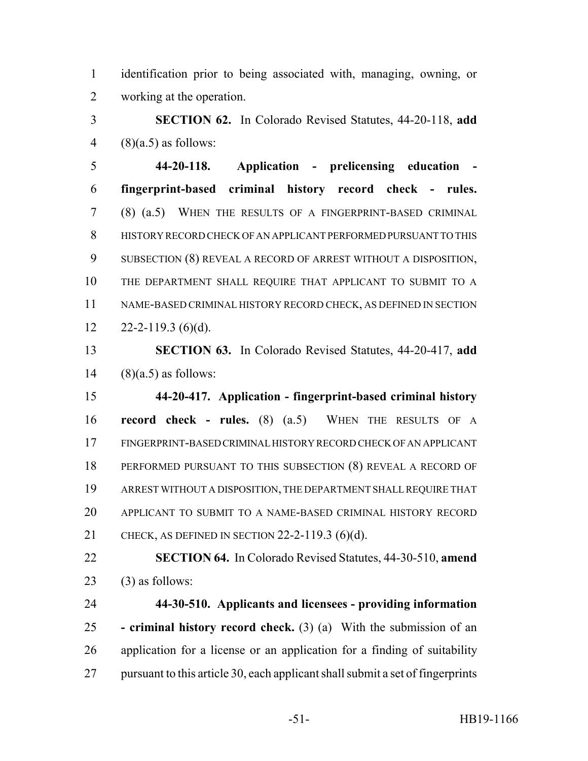identification prior to being associated with, managing, owning, or working at the operation.

**SECTION 62.** In Colorado Revised Statutes, 44-20-118, **add** (8)(a.5) as follows:

**44-20-118. Application - prelicensing education - fingerprint-based criminal history record check - rules.** (8) (a.5) WHEN THE RESULTS OF A FINGERPRINT-BASED CRIMINAL HISTORY RECORD CHECK OF AN APPLICANT PERFORMED PURSUANT TO THIS SUBSECTION (8) REVEAL A RECORD OF ARREST WITHOUT A DISPOSITION, THE DEPARTMENT SHALL REQUIRE THAT APPLICANT TO SUBMIT TO A NAME-BASED CRIMINAL HISTORY RECORD CHECK, AS DEFINED IN SECTION 22-2-119.3 (6)(d).

**SECTION 63.** In Colorado Revised Statutes, 44-20-417, **add** (8)(a.5) as follows:

**44-20-417. Application - fingerprint-based criminal history record check - rules.** (8) (a.5) WHEN THE RESULTS OF A FINGERPRINT-BASED CRIMINAL HISTORY RECORD CHECK OF AN APPLICANT PERFORMED PURSUANT TO THIS SUBSECTION (8) REVEAL A RECORD OF ARREST WITHOUT A DISPOSITION, THE DEPARTMENT SHALL REQUIRE THAT APPLICANT TO SUBMIT TO A NAME-BASED CRIMINAL HISTORY RECORD CHECK, AS DEFINED IN SECTION 22-2-119.3 (6)(d).

**SECTION 64.** In Colorado Revised Statutes, 44-30-510, **amend** (3) as follows:

**44-30-510. Applicants and licensees - providing information - criminal history record check.** (3) (a) With the submission of an application for a license or an application for a finding of suitability pursuant to this article 30, each applicant shall submit a set of fingerprints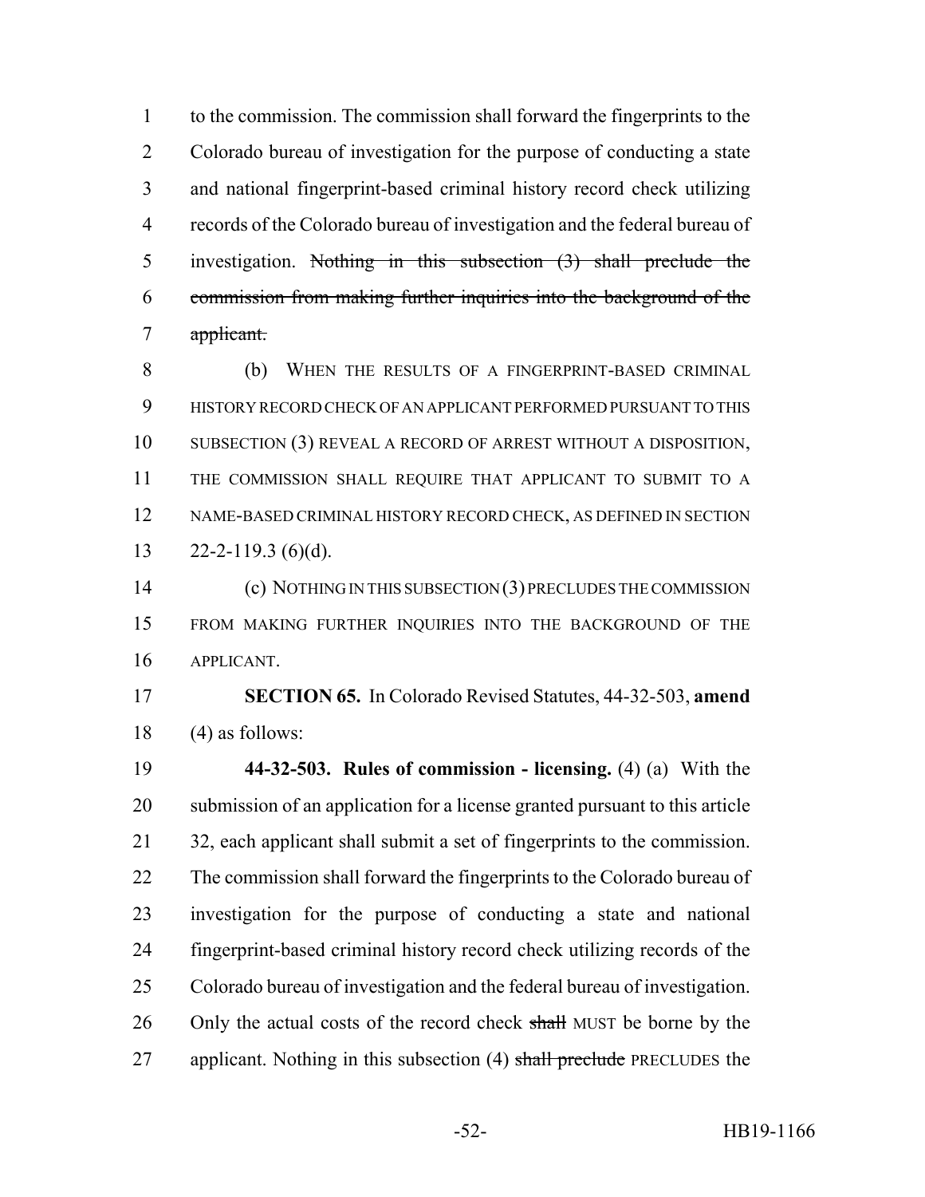to the commission. The commission shall forward the fingerprints to the Colorado bureau of investigation for the purpose of conducting a state and national fingerprint-based criminal history record check utilizing records of the Colorado bureau of investigation and the federal bureau of investigation. ~~Nothing in this subsection (3) shall preclude the commission from making further inquiries into the background of the applicant.~~

(b) WHEN THE RESULTS OF A FINGERPRINT-BASED CRIMINAL HISTORY RECORD CHECK OF AN APPLICANT PERFORMED PURSUANT TO THIS SUBSECTION (3) REVEAL A RECORD OF ARREST WITHOUT A DISPOSITION, THE COMMISSION SHALL REQUIRE THAT APPLICANT TO SUBMIT TO A NAME-BASED CRIMINAL HISTORY RECORD CHECK, AS DEFINED IN SECTION 22-2-119.3 (6)(d).

(c) NOTHING IN THIS SUBSECTION (3) PRECLUDES THE COMMISSION FROM MAKING FURTHER INQUIRIES INTO THE BACKGROUND OF THE APPLICANT.

**SECTION 65.** In Colorado Revised Statutes, 44-32-503, **amend** (4) as follows:

**44-32-503. Rules of commission - licensing.** (4) (a) With the submission of an application for a license granted pursuant to this article 32, each applicant shall submit a set of fingerprints to the commission. The commission shall forward the fingerprints to the Colorado bureau of investigation for the purpose of conducting a state and national fingerprint-based criminal history record check utilizing records of the Colorado bureau of investigation and the federal bureau of investigation. Only the actual costs of the record check ~~shall~~ MUST be borne by the applicant. Nothing in this subsection (4) ~~shall preclude~~ PRECLUDES the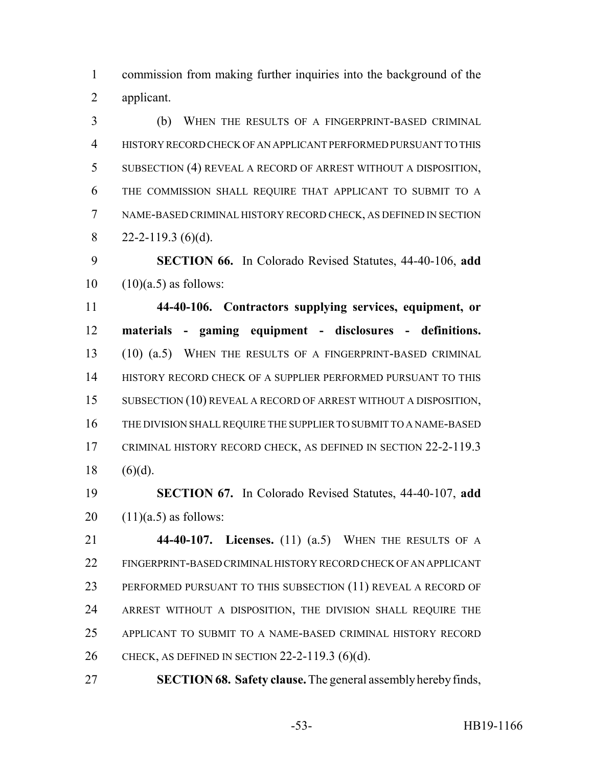commission from making further inquiries into the background of the applicant.

(b) WHEN THE RESULTS OF A FINGERPRINT-BASED CRIMINAL HISTORY RECORD CHECK OF AN APPLICANT PERFORMED PURSUANT TO THIS SUBSECTION (4) REVEAL A RECORD OF ARREST WITHOUT A DISPOSITION, THE COMMISSION SHALL REQUIRE THAT APPLICANT TO SUBMIT TO A NAME-BASED CRIMINAL HISTORY RECORD CHECK, AS DEFINED IN SECTION 22-2-119.3 (6)(d).

**SECTION 66.** In Colorado Revised Statutes, 44-40-106, **add** (10)(a.5) as follows:

**44-40-106. Contractors supplying services, equipment, or materials - gaming equipment - disclosures - definitions.** (10) (a.5) WHEN THE RESULTS OF A FINGERPRINT-BASED CRIMINAL HISTORY RECORD CHECK OF A SUPPLIER PERFORMED PURSUANT TO THIS SUBSECTION (10) REVEAL A RECORD OF ARREST WITHOUT A DISPOSITION, THE DIVISION SHALL REQUIRE THE SUPPLIER TO SUBMIT TO A NAME-BASED CRIMINAL HISTORY RECORD CHECK, AS DEFINED IN SECTION 22-2-119.3 (6)(d).

**SECTION 67.** In Colorado Revised Statutes, 44-40-107, **add** (11)(a.5) as follows:

**44-40-107. Licenses.** (11) (a.5) WHEN THE RESULTS OF A FINGERPRINT-BASED CRIMINAL HISTORY RECORD CHECK OF AN APPLICANT PERFORMED PURSUANT TO THIS SUBSECTION (11) REVEAL A RECORD OF ARREST WITHOUT A DISPOSITION, THE DIVISION SHALL REQUIRE THE APPLICANT TO SUBMIT TO A NAME-BASED CRIMINAL HISTORY RECORD CHECK, AS DEFINED IN SECTION 22-2-119.3 (6)(d).

**SECTION 68. Safety clause.** The general assembly hereby finds,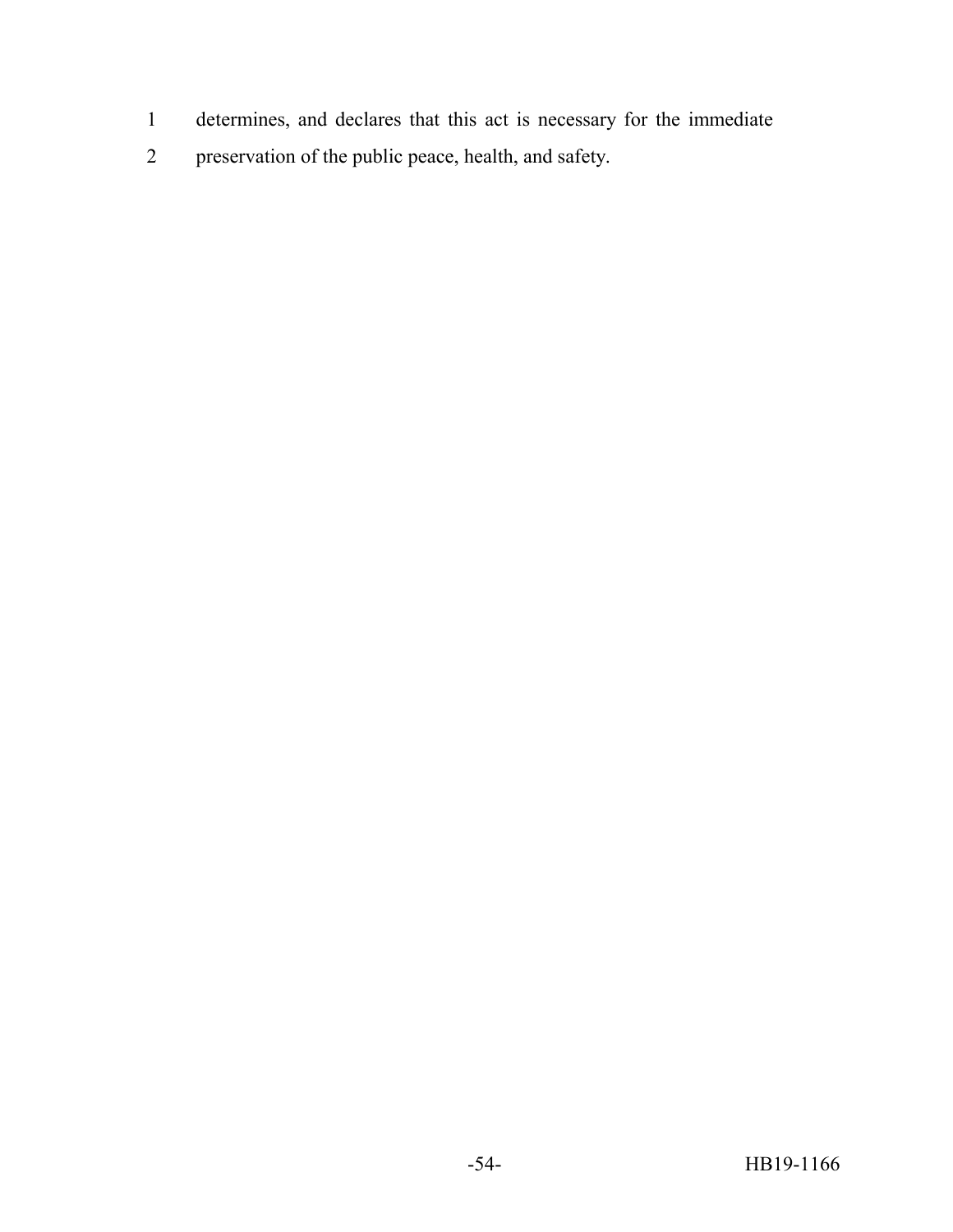determines, and declares that this act is necessary for the immediate preservation of the public peace, health, and safety.